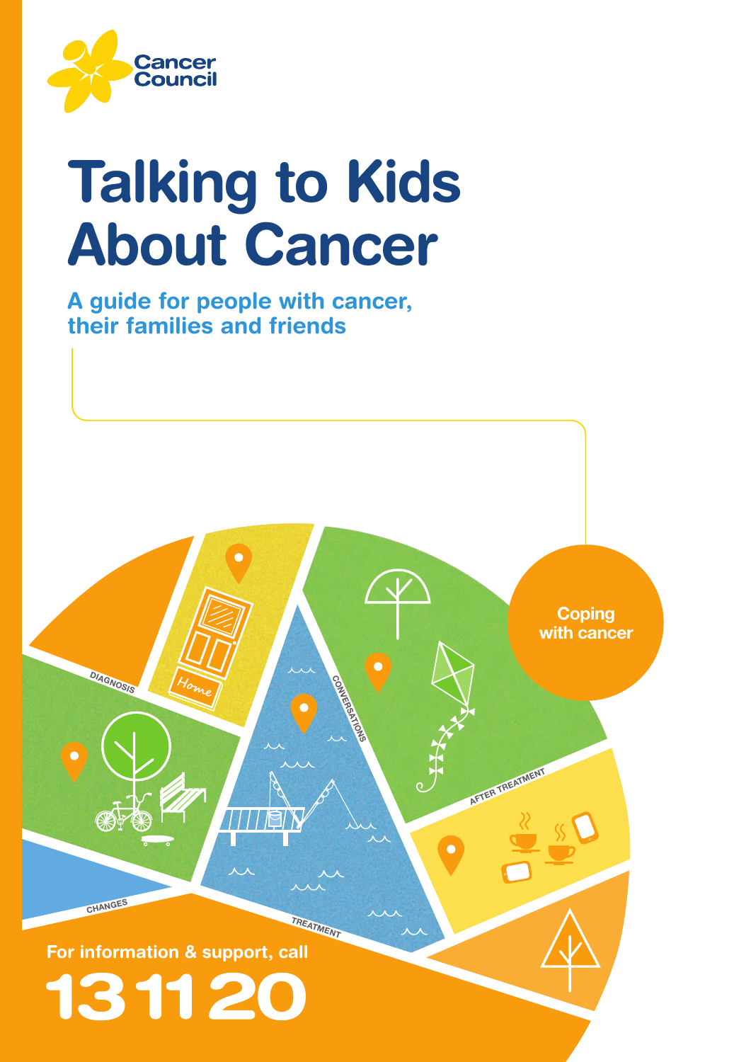Cancer Council

# Talking to Kids About Cancer

## A guide for people with cancer, their families and friends

Coping with cancer

DIAGNOSIS

CONVERSATIONS

AFTER TREATMENT

CHANGES

TREATMENT

For information & support, call

**13 11 20**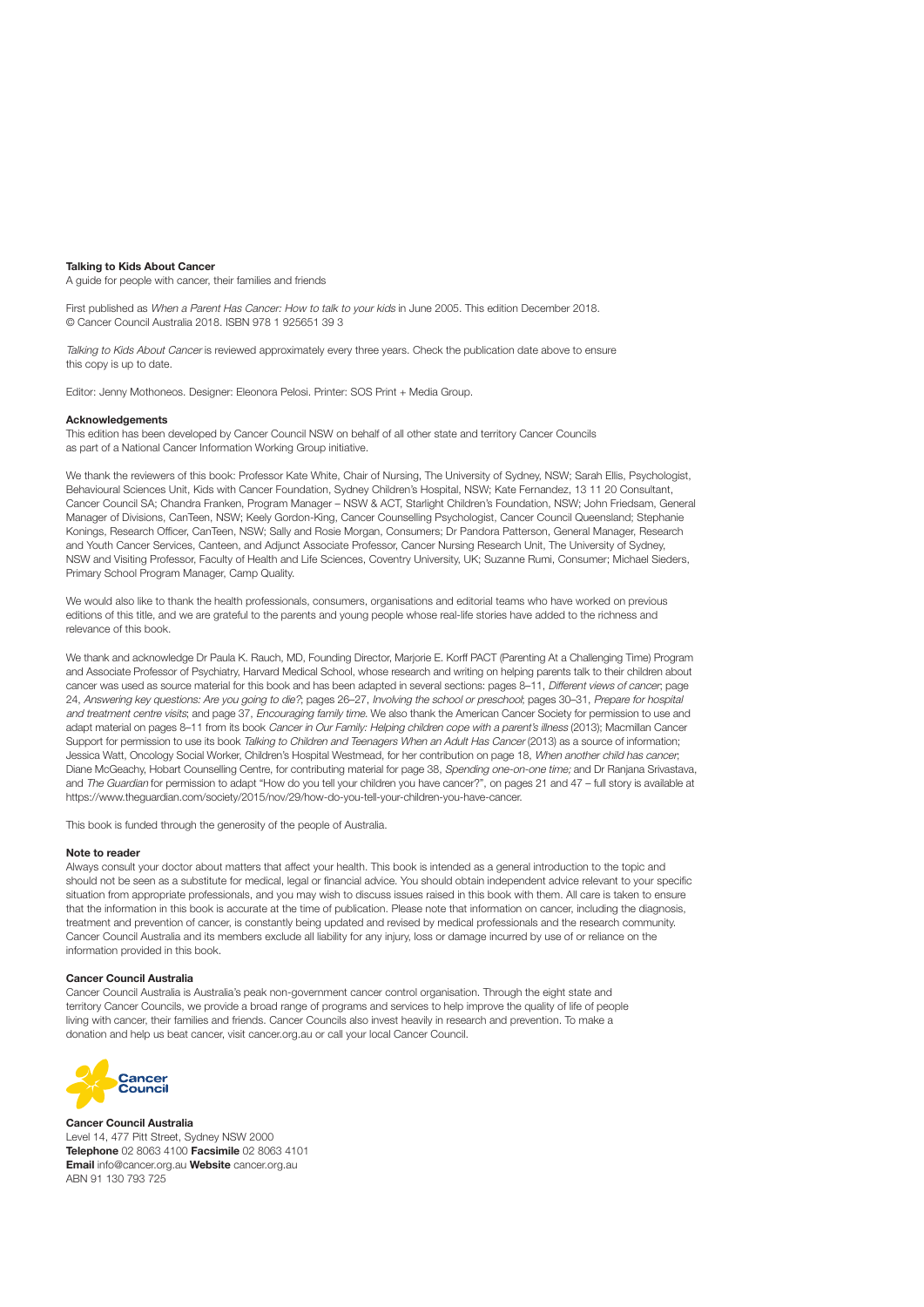**Talking to Kids About Cancer**

A guide for people with cancer, their families and friends

First published as *When a Parent Has Cancer: How to talk to your kids* in June 2005. This edition December 2018.
© Cancer Council Australia 2018. ISBN 978 1 925651 39 3

*Talking to Kids About Cancer* is reviewed approximately every three years. Check the publication date above to ensure this copy is up to date.

Editor: Jenny Mothoneos. Designer: Eleonora Pelosi. Printer: SOS Print + Media Group.

**Acknowledgements**

This edition has been developed by Cancer Council NSW on behalf of all other state and territory Cancer Councils as part of a National Cancer Information Working Group initiative.

We thank the reviewers of this book: Professor Kate White, Chair of Nursing, The University of Sydney, NSW; Sarah Ellis, Psychologist, Behavioural Sciences Unit, Kids with Cancer Foundation, Sydney Children's Hospital, NSW; Kate Fernandez, 13 11 20 Consultant, Cancer Council SA; Chandra Franken, Program Manager – NSW & ACT, Starlight Children's Foundation, NSW; John Friedsam, General Manager of Divisions, CanTeen, NSW; Keely Gordon-King, Cancer Counselling Psychologist, Cancer Council Queensland; Stephanie Konings, Research Officer, CanTeen, NSW; Sally and Rosie Morgan, Consumers; Dr Pandora Patterson, General Manager, Research and Youth Cancer Services, Canteen, and Adjunct Associate Professor, Cancer Nursing Research Unit, The University of Sydney, NSW and Visiting Professor, Faculty of Health and Life Sciences, Coventry University, UK; Suzanne Rumi, Consumer; Michael Sieders, Primary School Program Manager, Camp Quality.

We would also like to thank the health professionals, consumers, organisations and editorial teams who have worked on previous editions of this title, and we are grateful to the parents and young people whose real-life stories have added to the richness and relevance of this book.

We thank and acknowledge Dr Paula K. Rauch, MD, Founding Director, Marjorie E. Korff PACT (Parenting At a Challenging Time) Program and Associate Professor of Psychiatry, Harvard Medical School, whose research and writing on helping parents talk to their children about cancer was used as source material for this book and has been adapted in several sections: pages 8–11, *Different views of cancer*; page 24, *Answering key questions: Are you going to die?*; pages 26–27, *Involving the school or preschool*; pages 30–31, *Prepare for hospital and treatment centre visits*; and page 37, *Encouraging family time*. We also thank the American Cancer Society for permission to use and adapt material on pages 8–11 from its book *Cancer in Our Family: Helping children cope with a parent's illness* (2013); Macmillan Cancer Support for permission to use its book *Talking to Children and Teenagers When an Adult Has Cancer* (2013) as a source of information; Jessica Watt, Oncology Social Worker, Children's Hospital Westmead, for her contribution on page 18, *When another child has cancer*; Diane McGeachy, Hobart Counselling Centre, for contributing material for page 38, *Spending one-on-one time;* and Dr Ranjana Srivastava, and *The Guardian* for permission to adapt "How do you tell your children you have cancer?", on pages 21 and 47 – full story is available at https://www.theguardian.com/society/2015/nov/29/how-do-you-tell-your-children-you-have-cancer.

This book is funded through the generosity of the people of Australia.

**Note to reader**

Always consult your doctor about matters that affect your health. This book is intended as a general introduction to the topic and should not be seen as a substitute for medical, legal or financial advice. You should obtain independent advice relevant to your specific situation from appropriate professionals, and you may wish to discuss issues raised in this book with them. All care is taken to ensure that the information in this book is accurate at the time of publication. Please note that information on cancer, including the diagnosis, treatment and prevention of cancer, is constantly being updated and revised by medical professionals and the research community. Cancer Council Australia and its members exclude all liability for any injury, loss or damage incurred by use of or reliance on the information provided in this book.

**Cancer Council Australia**

Cancer Council Australia is Australia's peak non-government cancer control organisation. Through the eight state and territory Cancer Councils, we provide a broad range of programs and services to help improve the quality of life of people living with cancer, their families and friends. Cancer Councils also invest heavily in research and prevention. To make a donation and help us beat cancer, visit cancer.org.au or call your local Cancer Council.

**Cancer Council Australia**
Level 14, 477 Pitt Street, Sydney NSW 2000
**Telephone** 02 8063 4100 **Facsimile** 02 8063 4101
**Email** info@cancer.org.au **Website** cancer.org.au
ABN 91 130 793 725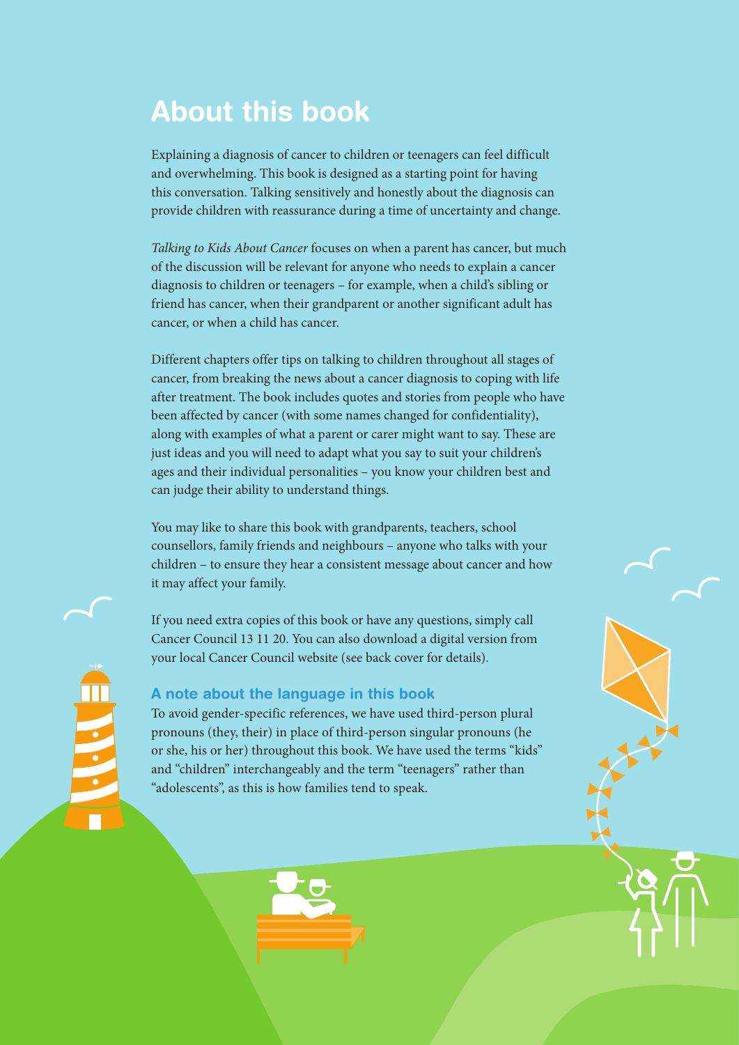# About this book

Explaining a diagnosis of cancer to children or teenagers can feel difficult and overwhelming. This book is designed as a starting point for having this conversation. Talking sensitively and honestly about the diagnosis can provide children with reassurance during a time of uncertainty and change.

*Talking to Kids About Cancer* focuses on when a parent has cancer, but much of the discussion will be relevant for anyone who needs to explain a cancer diagnosis to children or teenagers – for example, when a child's sibling or friend has cancer, when their grandparent or another significant adult has cancer, or when a child has cancer.

Different chapters offer tips on talking to children throughout all stages of cancer, from breaking the news about a cancer diagnosis to coping with life after treatment. The book includes quotes and stories from people who have been affected by cancer (with some names changed for confidentiality), along with examples of what a parent or carer might want to say. These are just ideas and you will need to adapt what you say to suit your children's ages and their individual personalities – you know your children best and can judge their ability to understand things.

You may like to share this book with grandparents, teachers, school counsellors, family friends and neighbours – anyone who talks with your children – to ensure they hear a consistent message about cancer and how it may affect your family.

If you need extra copies of this book or have any questions, simply call Cancer Council 13 11 20. You can also download a digital version from your local Cancer Council website (see back cover for details).

### A note about the language in this book

To avoid gender-specific references, we have used third-person plural pronouns (they, their) in place of third-person singular pronouns (he or she, his or her) throughout this book. We have used the terms "kids" and "children" interchangeably and the term "teenagers" rather than "adolescents", as this is how families tend to speak.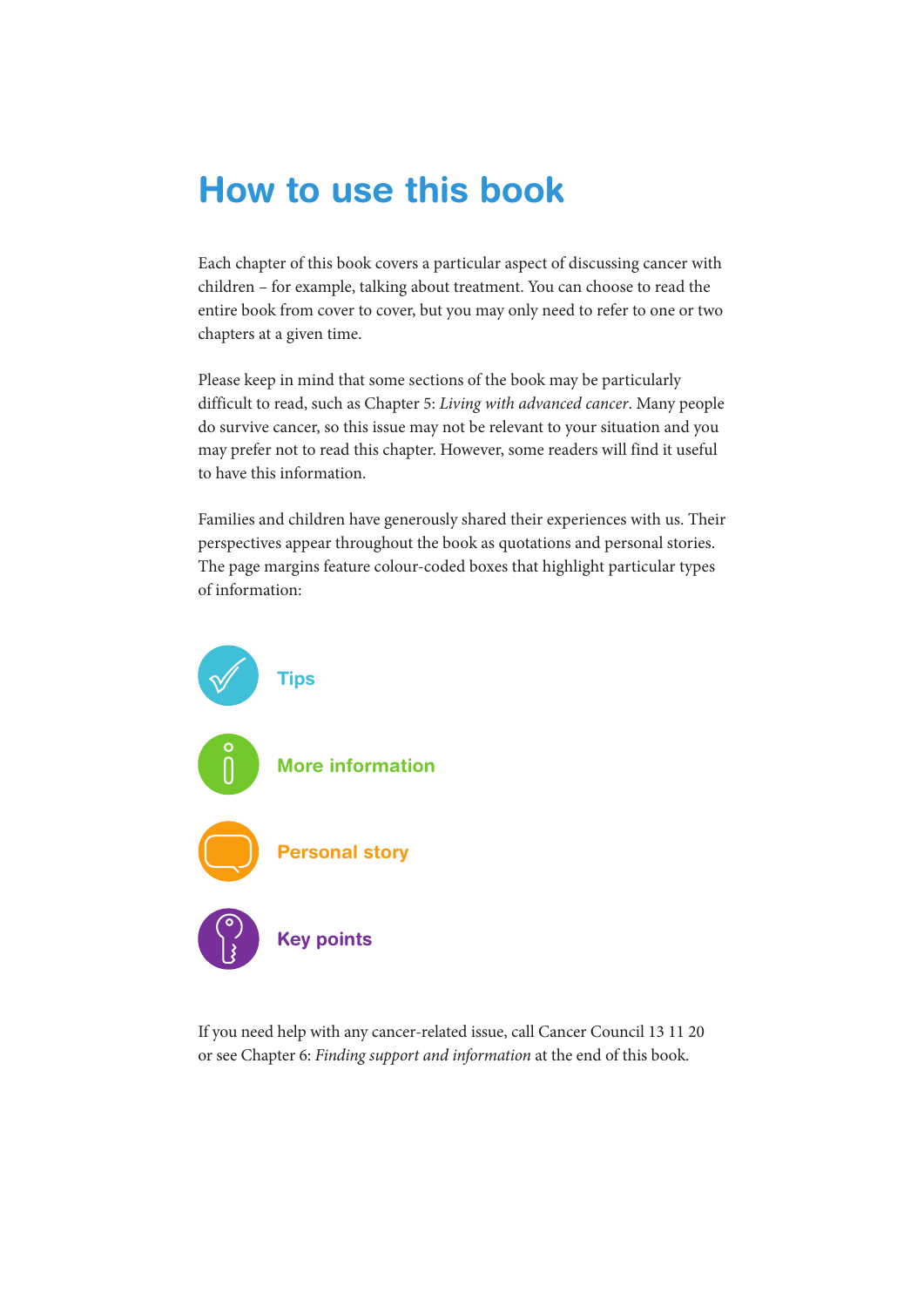# How to use this book

Each chapter of this book covers a particular aspect of discussing cancer with children – for example, talking about treatment. You can choose to read the entire book from cover to cover, but you may only need to refer to one or two chapters at a given time.

Please keep in mind that some sections of the book may be particularly difficult to read, such as Chapter 5: *Living with advanced cancer*. Many people do survive cancer, so this issue may not be relevant to your situation and you may prefer not to read this chapter. However, some readers will find it useful to have this information.

Families and children have generously shared their experiences with us. Their perspectives appear throughout the book as quotations and personal stories. The page margins feature colour-coded boxes that highlight particular types of information:

- **Tips**
- **More information**
- **Personal story**
- **Key points**

If you need help with any cancer-related issue, call Cancer Council 13 11 20 or see Chapter 6: *Finding support and information* at the end of this book.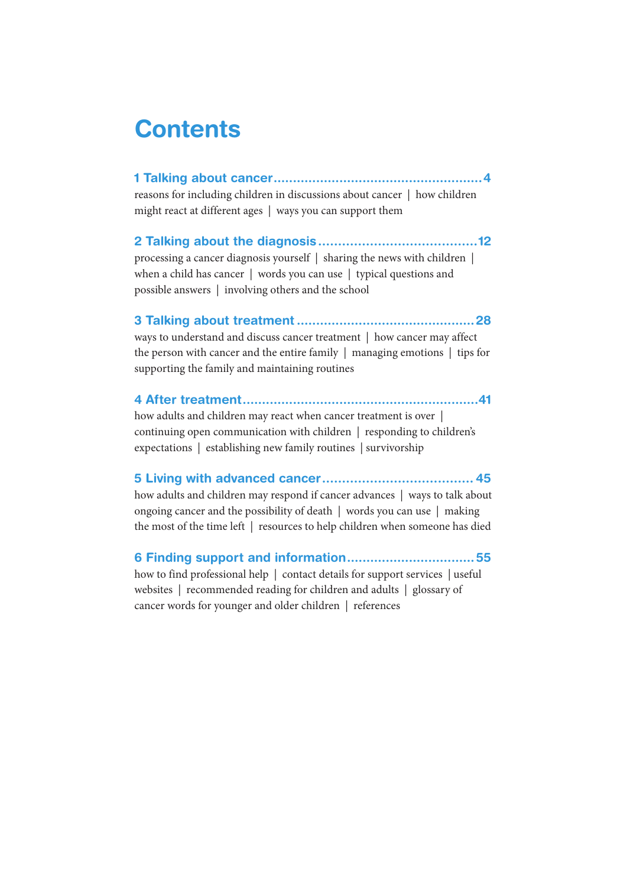# Contents

**1 Talking about cancer** ..................................................... **4**
reasons for including children in discussions about cancer | how children might react at different ages | ways you can support them

**2 Talking about the diagnosis** ........................................ **12**
processing a cancer diagnosis yourself | sharing the news with children | when a child has cancer | words you can use | typical questions and possible answers | involving others and the school

**3 Talking about treatment** ............................................. **28**
ways to understand and discuss cancer treatment | how cancer may affect the person with cancer and the entire family | managing emotions | tips for supporting the family and maintaining routines

**4 After treatment** ............................................................ **41**
how adults and children may react when cancer treatment is over | continuing open communication with children | responding to children's expectations | establishing new family routines | survivorship

**5 Living with advanced cancer** ...................................... **45**
how adults and children may respond if cancer advances | ways to talk about ongoing cancer and the possibility of death | words you can use | making the most of the time left | resources to help children when someone has died

**6 Finding support and information** ................................. **55**
how to find professional help | contact details for support services | useful websites | recommended reading for children and adults | glossary of cancer words for younger and older children | references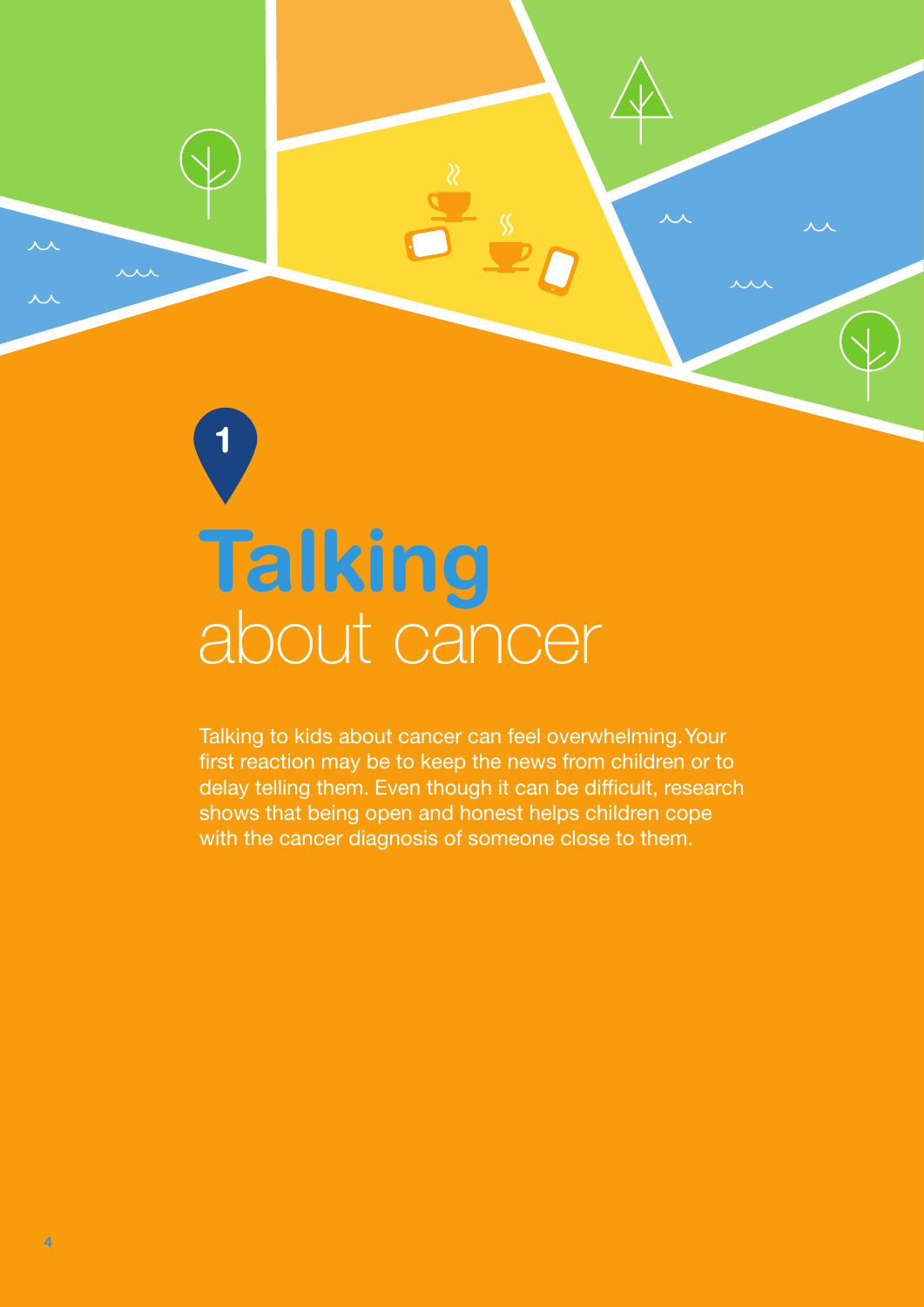# 1 Talking about cancer

Talking to kids about cancer can feel overwhelming. Your first reaction may be to keep the news from children or to delay telling them. Even though it can be difficult, research shows that being open and honest helps children cope with the cancer diagnosis of someone close to them.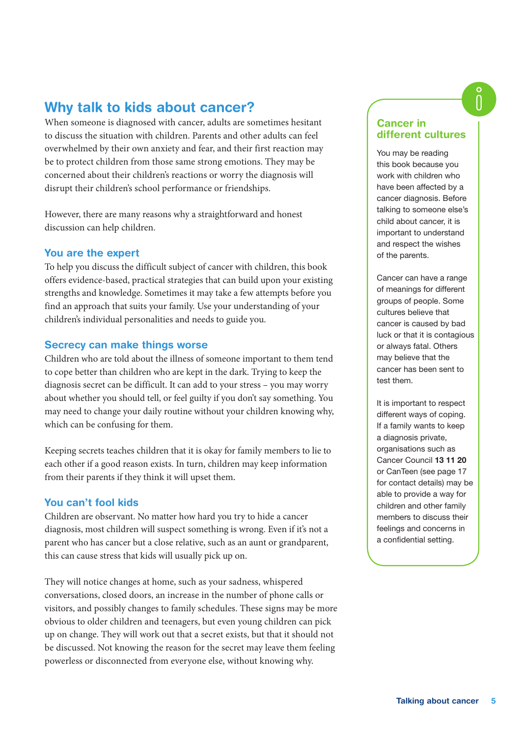## Why talk to kids about cancer?

When someone is diagnosed with cancer, adults are sometimes hesitant to discuss the situation with children. Parents and other adults can feel overwhelmed by their own anxiety and fear, and their first reaction may be to protect children from those same strong emotions. They may be concerned about their children's reactions or worry the diagnosis will disrupt their children's school performance or friendships.

However, there are many reasons why a straightforward and honest discussion can help children.

### You are the expert

To help you discuss the difficult subject of cancer with children, this book offers evidence-based, practical strategies that can build upon your existing strengths and knowledge. Sometimes it may take a few attempts before you find an approach that suits your family. Use your understanding of your children's individual personalities and needs to guide you.

### Secrecy can make things worse

Children who are told about the illness of someone important to them tend to cope better than children who are kept in the dark. Trying to keep the diagnosis secret can be difficult. It can add to your stress – you may worry about whether you should tell, or feel guilty if you don't say something. You may need to change your daily routine without your children knowing why, which can be confusing for them.

Keeping secrets teaches children that it is okay for family members to lie to each other if a good reason exists. In turn, children may keep information from their parents if they think it will upset them.

### You can't fool kids

Children are observant. No matter how hard you try to hide a cancer diagnosis, most children will suspect something is wrong. Even if it's not a parent who has cancer but a close relative, such as an aunt or grandparent, this can cause stress that kids will usually pick up on.

They will notice changes at home, such as your sadness, whispered conversations, closed doors, an increase in the number of phone calls or visitors, and possibly changes to family schedules. These signs may be more obvious to older children and teenagers, but even young children can pick up on change. They will work out that a secret exists, but that it should not be discussed. Not knowing the reason for the secret may leave them feeling powerless or disconnected from everyone else, without knowing why.

### Cancer in different cultures

You may be reading this book because you work with children who have been affected by a cancer diagnosis. Before talking to someone else's child about cancer, it is important to understand and respect the wishes of the parents.

Cancer can have a range of meanings for different groups of people. Some cultures believe that cancer is caused by bad luck or that it is contagious or always fatal. Others may believe that the cancer has been sent to test them.

It is important to respect different ways of coping. If a family wants to keep a diagnosis private, organisations such as Cancer Council **13 11 20** or CanTeen (see page 17 for contact details) may be able to provide a way for children and other family members to discuss their feelings and concerns in a confidential setting.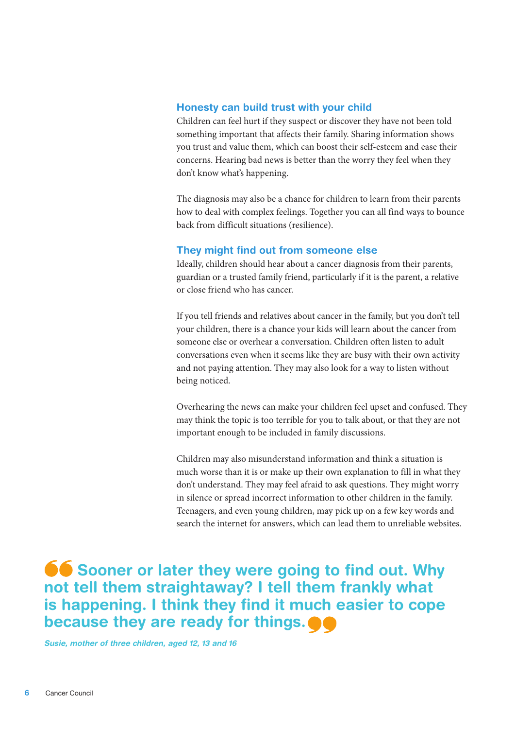### Honesty can build trust with your child

Children can feel hurt if they suspect or discover they have not been told something important that affects their family. Sharing information shows you trust and value them, which can boost their self-esteem and ease their concerns. Hearing bad news is better than the worry they feel when they don't know what's happening.

The diagnosis may also be a chance for children to learn from their parents how to deal with complex feelings. Together you can all find ways to bounce back from difficult situations (resilience).

### They might find out from someone else

Ideally, children should hear about a cancer diagnosis from their parents, guardian or a trusted family friend, particularly if it is the parent, a relative or close friend who has cancer.

If you tell friends and relatives about cancer in the family, but you don't tell your children, there is a chance your kids will learn about the cancer from someone else or overhear a conversation. Children often listen to adult conversations even when it seems like they are busy with their own activity and not paying attention. They may also look for a way to listen without being noticed.

Overhearing the news can make your children feel upset and confused. They may think the topic is too terrible for you to talk about, or that they are not important enough to be included in family discussions.

Children may also misunderstand information and think a situation is much worse than it is or make up their own explanation to fill in what they don't understand. They may feel afraid to ask questions. They might worry in silence or spread incorrect information to other children in the family. Teenagers, and even young children, may pick up on a few key words and search the internet for answers, which can lead them to unreliable websites.

> **"Sooner or later they were going to find out. Why not tell them straightaway? I tell them frankly what is happening. I think they find it much easier to cope because they are ready for things."**
>
> ***Susie, mother of three children, aged 12, 13 and 16***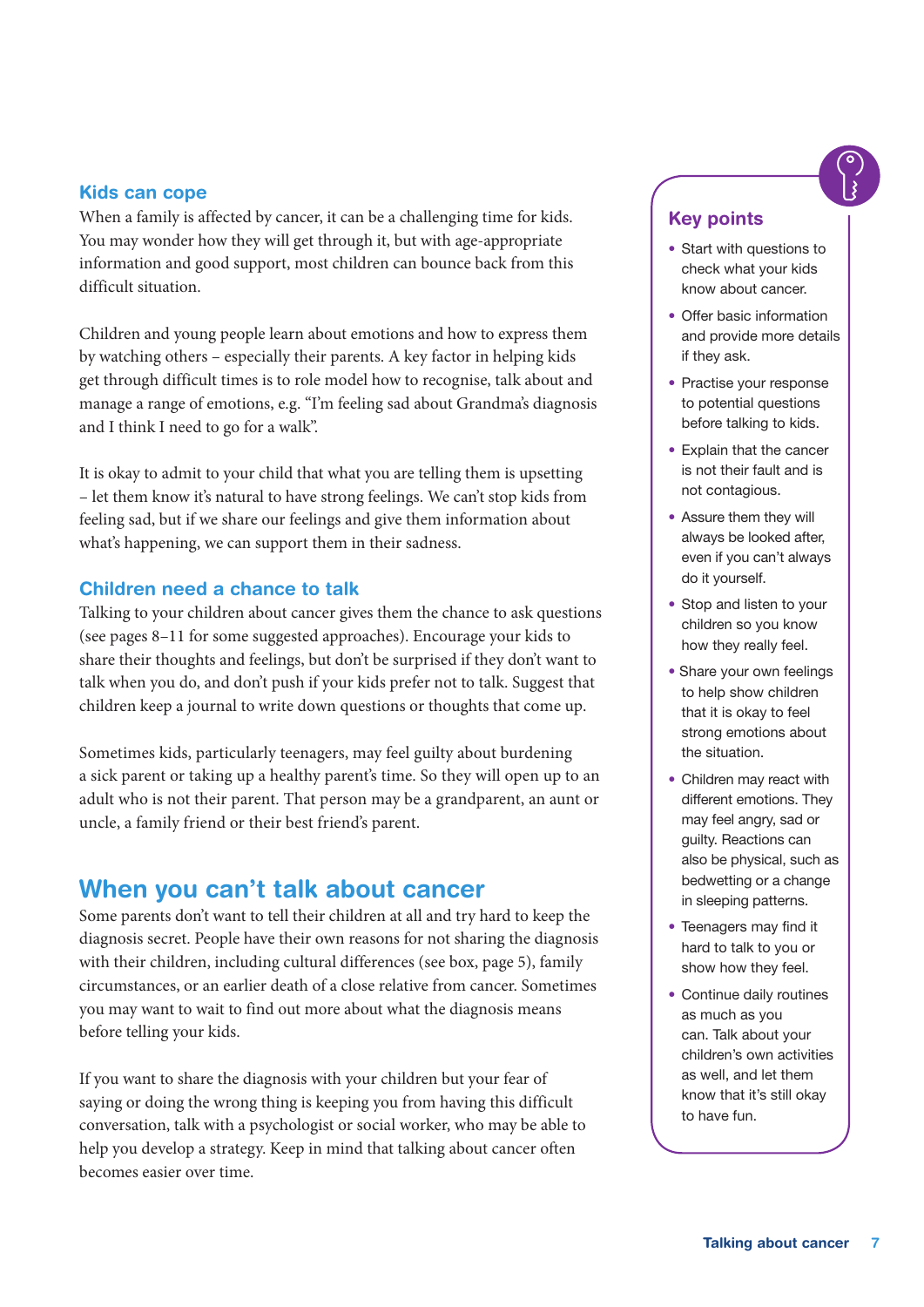## Kids can cope

When a family is affected by cancer, it can be a challenging time for kids. You may wonder how they will get through it, but with age-appropriate information and good support, most children can bounce back from this difficult situation.

Children and young people learn about emotions and how to express them by watching others – especially their parents. A key factor in helping kids get through difficult times is to role model how to recognise, talk about and manage a range of emotions, e.g. "I'm feeling sad about Grandma's diagnosis and I think I need to go for a walk".

It is okay to admit to your child that what you are telling them is upsetting – let them know it's natural to have strong feelings. We can't stop kids from feeling sad, but if we share our feelings and give them information about what's happening, we can support them in their sadness.

## Children need a chance to talk

Talking to your children about cancer gives them the chance to ask questions (see pages 8–11 for some suggested approaches). Encourage your kids to share their thoughts and feelings, but don't be surprised if they don't want to talk when you do, and don't push if your kids prefer not to talk. Suggest that children keep a journal to write down questions or thoughts that come up.

Sometimes kids, particularly teenagers, may feel guilty about burdening a sick parent or taking up a healthy parent's time. So they will open up to an adult who is not their parent. That person may be a grandparent, an aunt or uncle, a family friend or their best friend's parent.

# When you can't talk about cancer

Some parents don't want to tell their children at all and try hard to keep the diagnosis secret. People have their own reasons for not sharing the diagnosis with their children, including cultural differences (see box, page 5), family circumstances, or an earlier death of a close relative from cancer. Sometimes you may want to wait to find out more about what the diagnosis means before telling your kids.

If you want to share the diagnosis with your children but your fear of saying or doing the wrong thing is keeping you from having this difficult conversation, talk with a psychologist or social worker, who may be able to help you develop a strategy. Keep in mind that talking about cancer often becomes easier over time.

## Key points

- Start with questions to check what your kids know about cancer.
- Offer basic information and provide more details if they ask.
- Practise your response to potential questions before talking to kids.
- Explain that the cancer is not their fault and is not contagious.
- Assure them they will always be looked after, even if you can't always do it yourself.
- Stop and listen to your children so you know how they really feel.
- Share your own feelings to help show children that it is okay to feel strong emotions about the situation.
- Children may react with different emotions. They may feel angry, sad or guilty. Reactions can also be physical, such as bedwetting or a change in sleeping patterns.
- Teenagers may find it hard to talk to you or show how they feel.
- Continue daily routines as much as you can. Talk about your children's own activities as well, and let them know that it's still okay to have fun.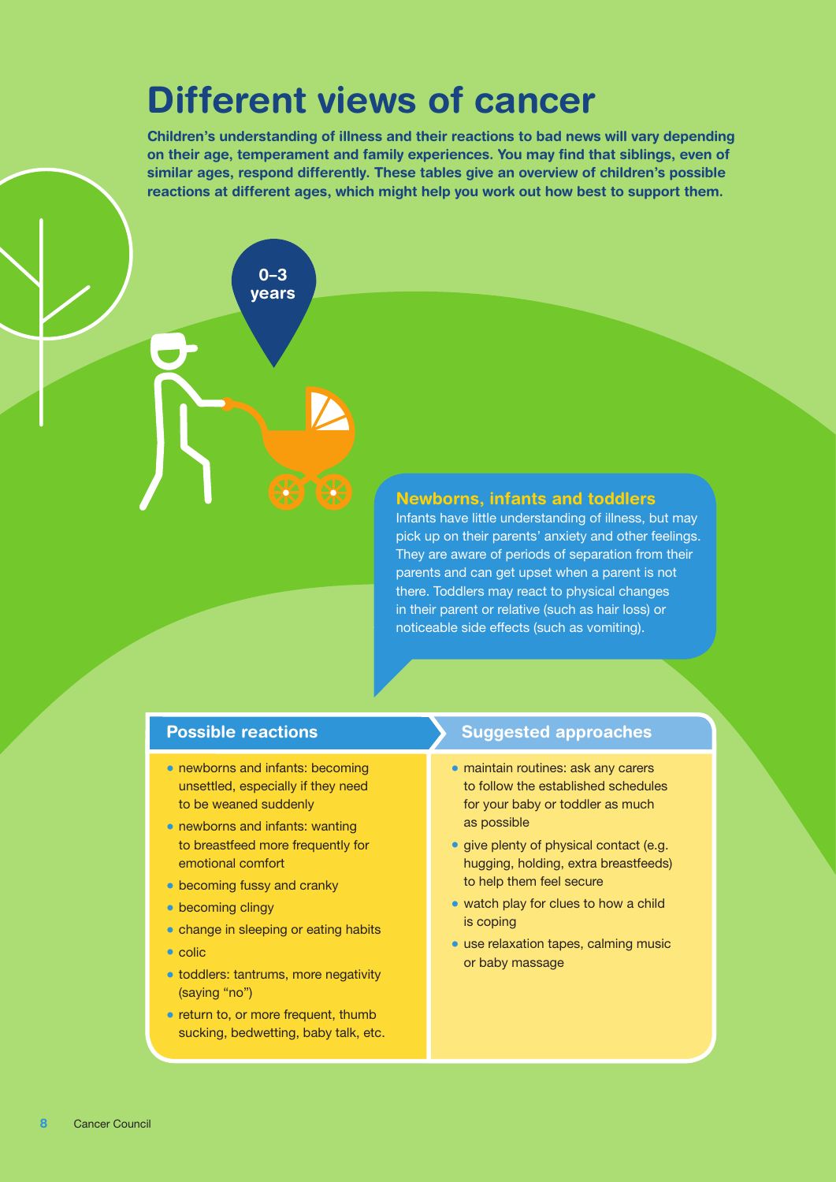# Different views of cancer

**Children's understanding of illness and their reactions to bad news will vary depending on their age, temperament and family experiences. You may find that siblings, even of similar ages, respond differently. These tables give an overview of children's possible reactions at different ages, which might help you work out how best to support them.**

0–3 years

## Newborns, infants and toddlers

Infants have little understanding of illness, but may pick up on their parents' anxiety and other feelings. They are aware of periods of separation from their parents and can get upset when a parent is not there. Toddlers may react to physical changes in their parent or relative (such as hair loss) or noticeable side effects (such as vomiting).

| Possible reactions | Suggested approaches |
|---|---|
| • newborns and infants: becoming unsettled, especially if they need to be weaned suddenly<br>• newborns and infants: wanting to breastfeed more frequently for emotional comfort<br>• becoming fussy and cranky<br>• becoming clingy<br>• change in sleeping or eating habits<br>• colic<br>• toddlers: tantrums, more negativity (saying "no")<br>• return to, or more frequent, thumb sucking, bedwetting, baby talk, etc. | • maintain routines: ask any carers to follow the established schedules for your baby or toddler as much as possible<br>• give plenty of physical contact (e.g. hugging, holding, extra breastfeeds) to help them feel secure<br>• watch play for clues to how a child is coping<br>• use relaxation tapes, calming music or baby massage |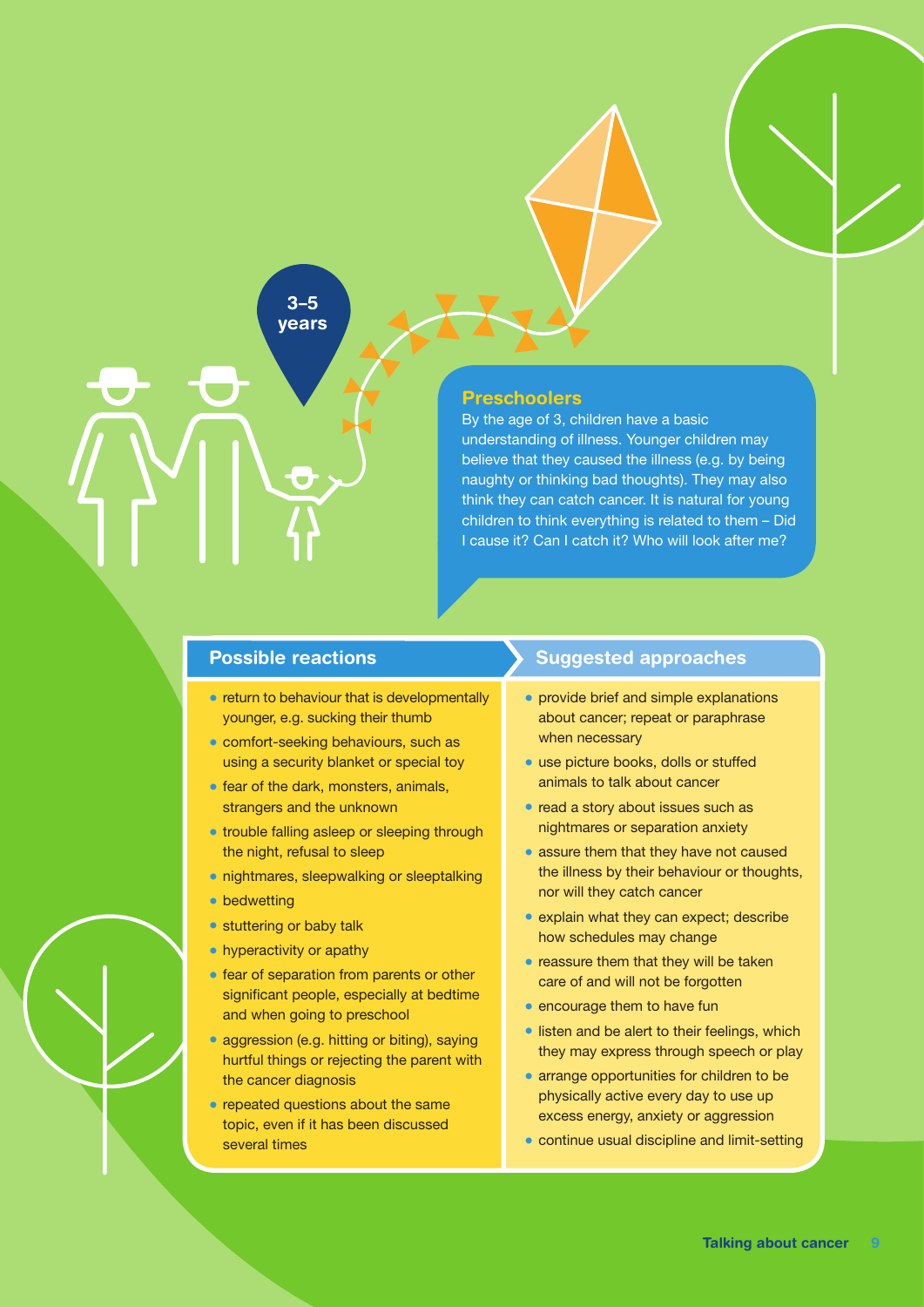3–5 years

## Preschoolers

By the age of 3, children have a basic understanding of illness. Younger children may believe that they caused the illness (e.g. by being naughty or thinking bad thoughts). They may also think they can catch cancer. It is natural for young children to think everything is related to them – Did I cause it? Can I catch it? Who will look after me?

| Possible reactions | Suggested approaches |
| --- | --- |
| • return to behaviour that is developmentally younger, e.g. sucking their thumb<br>• comfort-seeking behaviours, such as using a security blanket or special toy<br>• fear of the dark, monsters, animals, strangers and the unknown<br>• trouble falling asleep or sleeping through the night, refusal to sleep<br>• nightmares, sleepwalking or sleeptalking<br>• bedwetting<br>• stuttering or baby talk<br>• hyperactivity or apathy<br>• fear of separation from parents or other significant people, especially at bedtime and when going to preschool<br>• aggression (e.g. hitting or biting), saying hurtful things or rejecting the parent with the cancer diagnosis<br>• repeated questions about the same topic, even if it has been discussed several times | • provide brief and simple explanations about cancer; repeat or paraphrase when necessary<br>• use picture books, dolls or stuffed animals to talk about cancer<br>• read a story about issues such as nightmares or separation anxiety<br>• assure them that they have not caused the illness by their behaviour or thoughts, nor will they catch cancer<br>• explain what they can expect; describe how schedules may change<br>• reassure them that they will be taken care of and will not be forgotten<br>• encourage them to have fun<br>• listen and be alert to their feelings, which they may express through speech or play<br>• arrange opportunities for children to be physically active every day to use up excess energy, anxiety or aggression<br>• continue usual discipline and limit-setting |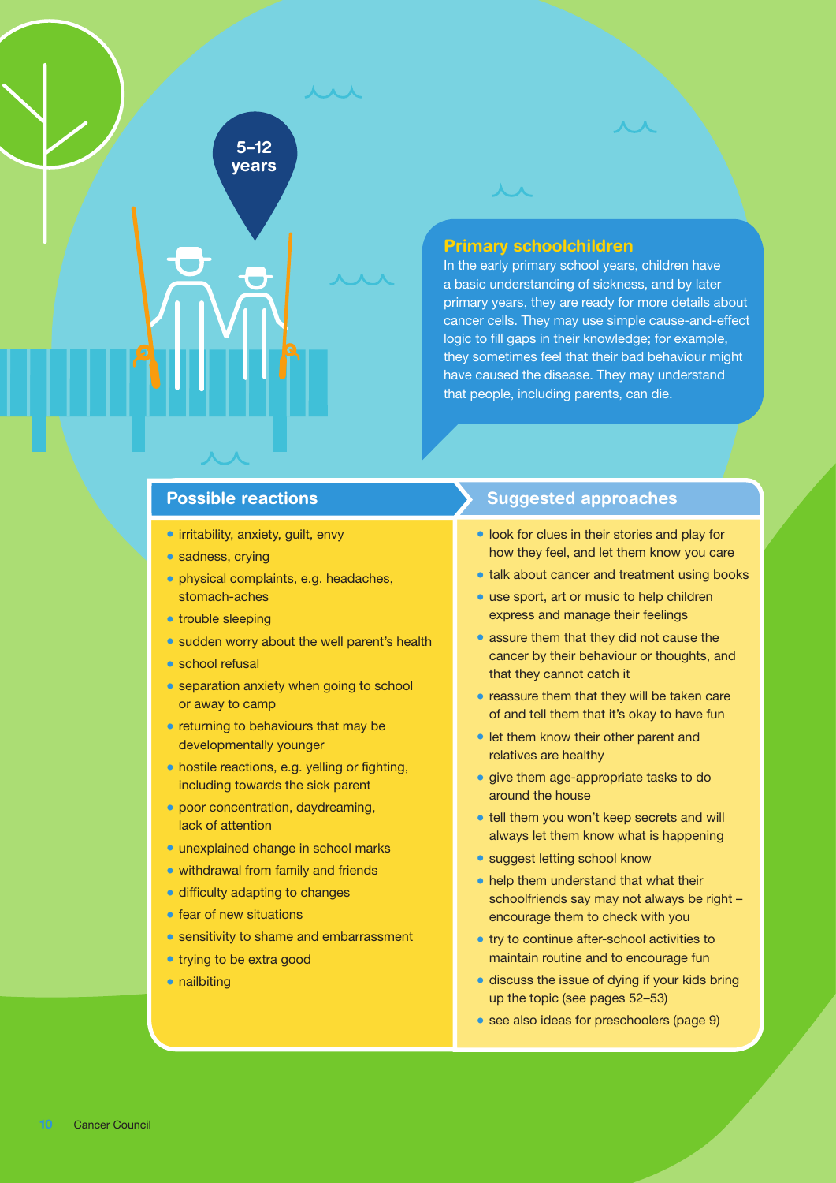5–12 years

## Primary schoolchildren

In the early primary school years, children have a basic understanding of sickness, and by later primary years, they are ready for more details about cancer cells. They may use simple cause-and-effect logic to fill gaps in their knowledge; for example, they sometimes feel that their bad behaviour might have caused the disease. They may understand that people, including parents, can die.

### Possible reactions

- irritability, anxiety, guilt, envy
- sadness, crying
- physical complaints, e.g. headaches, stomach-aches
- trouble sleeping
- sudden worry about the well parent's health
- school refusal
- separation anxiety when going to school or away to camp
- returning to behaviours that may be developmentally younger
- hostile reactions, e.g. yelling or fighting, including towards the sick parent
- poor concentration, daydreaming, lack of attention
- unexplained change in school marks
- withdrawal from family and friends
- difficulty adapting to changes
- fear of new situations
- sensitivity to shame and embarrassment
- trying to be extra good
- nailbiting

### Suggested approaches

- look for clues in their stories and play for how they feel, and let them know you care
- talk about cancer and treatment using books
- use sport, art or music to help children express and manage their feelings
- assure them that they did not cause the cancer by their behaviour or thoughts, and that they cannot catch it
- reassure them that they will be taken care of and tell them that it's okay to have fun
- let them know their other parent and relatives are healthy
- give them age-appropriate tasks to do around the house
- tell them you won't keep secrets and will always let them know what is happening
- suggest letting school know
- help them understand that what their schoolfriends say may not always be right – encourage them to check with you
- try to continue after-school activities to maintain routine and to encourage fun
- discuss the issue of dying if your kids bring up the topic (see pages 52–53)
- see also ideas for preschoolers (page 9)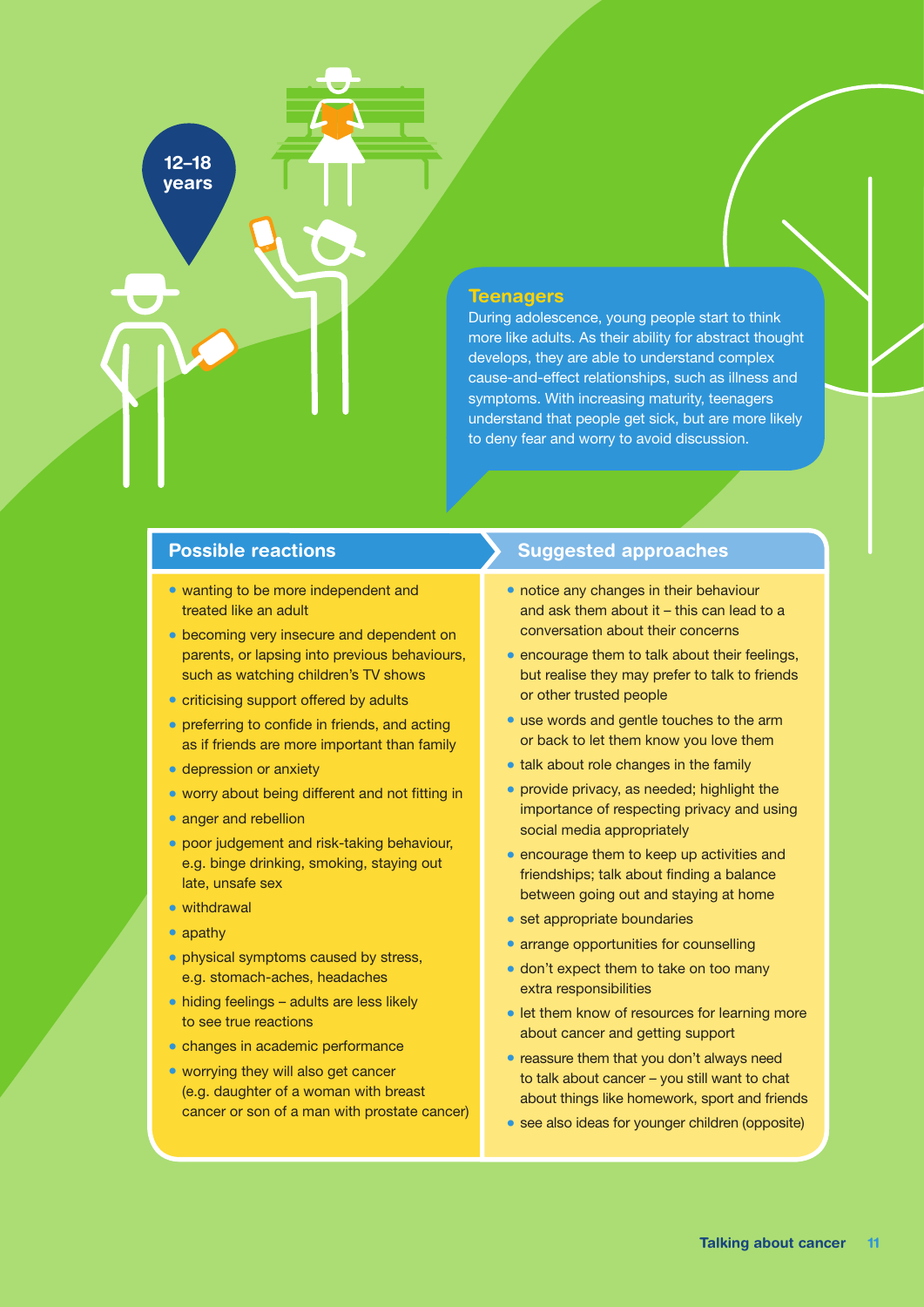12–18 years

## Teenagers

During adolescence, young people start to think more like adults. As their ability for abstract thought develops, they are able to understand complex cause-and-effect relationships, such as illness and symptoms. With increasing maturity, teenagers understand that people get sick, but are more likely to deny fear and worry to avoid discussion.

### Possible reactions

- wanting to be more independent and treated like an adult
- becoming very insecure and dependent on parents, or lapsing into previous behaviours, such as watching children's TV shows
- criticising support offered by adults
- preferring to confide in friends, and acting as if friends are more important than family
- depression or anxiety
- worry about being different and not fitting in
- anger and rebellion
- poor judgement and risk-taking behaviour, e.g. binge drinking, smoking, staying out late, unsafe sex
- withdrawal
- apathy
- physical symptoms caused by stress, e.g. stomach-aches, headaches
- hiding feelings – adults are less likely to see true reactions
- changes in academic performance
- worrying they will also get cancer (e.g. daughter of a woman with breast cancer or son of a man with prostate cancer)

### Suggested approaches

- notice any changes in their behaviour and ask them about it – this can lead to a conversation about their concerns
- encourage them to talk about their feelings, but realise they may prefer to talk to friends or other trusted people
- use words and gentle touches to the arm or back to let them know you love them
- talk about role changes in the family
- provide privacy, as needed; highlight the importance of respecting privacy and using social media appropriately
- encourage them to keep up activities and friendships; talk about finding a balance between going out and staying at home
- set appropriate boundaries
- arrange opportunities for counselling
- don't expect them to take on too many extra responsibilities
- let them know of resources for learning more about cancer and getting support
- reassure them that you don't always need to talk about cancer – you still want to chat about things like homework, sport and friends
- see also ideas for younger children (opposite)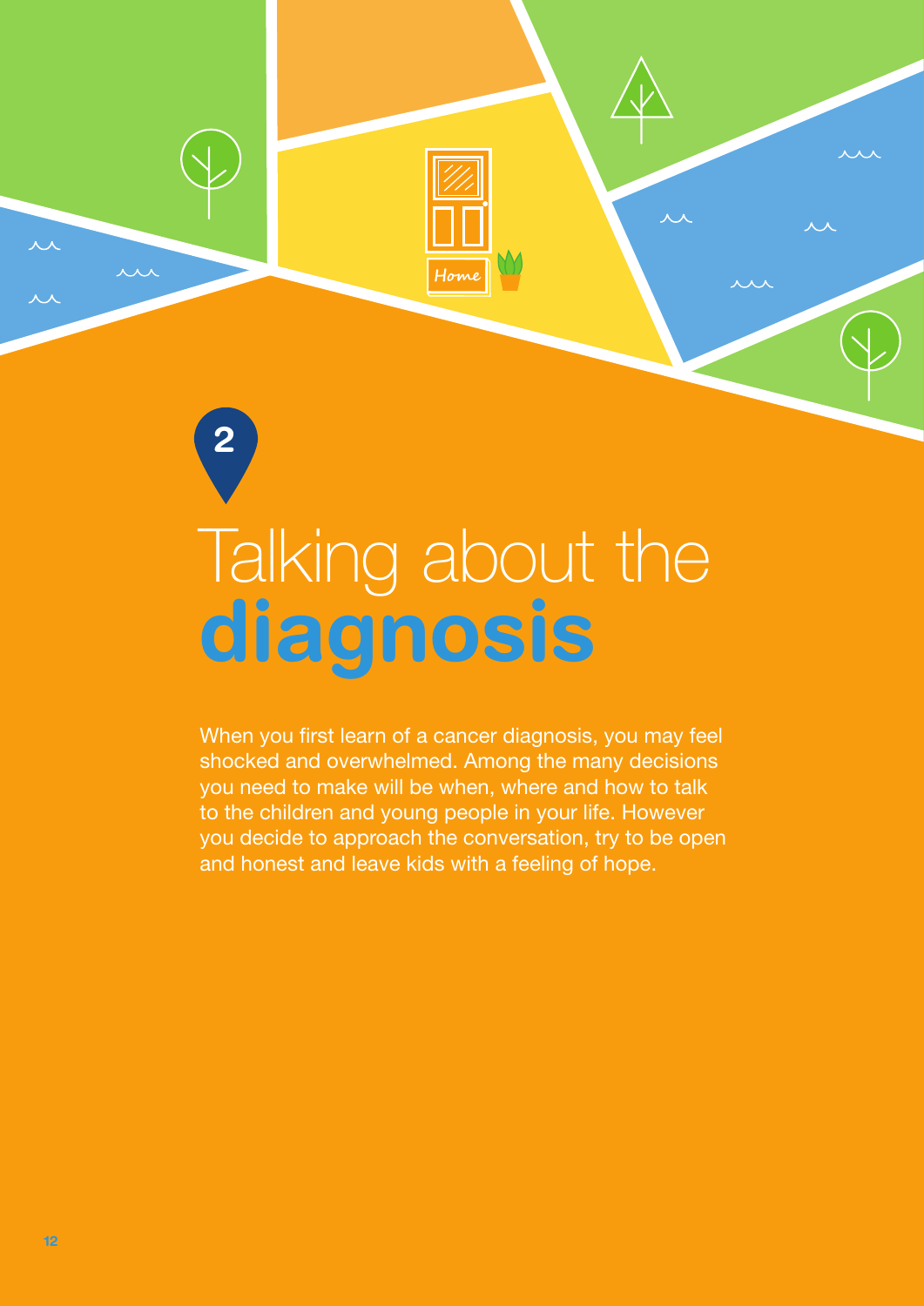2

# Talking about the **diagnosis**

When you first learn of a cancer diagnosis, you may feel shocked and overwhelmed. Among the many decisions you need to make will be when, where and how to talk to the children and young people in your life. However you decide to approach the conversation, try to be open and honest and leave kids with a feeling of hope.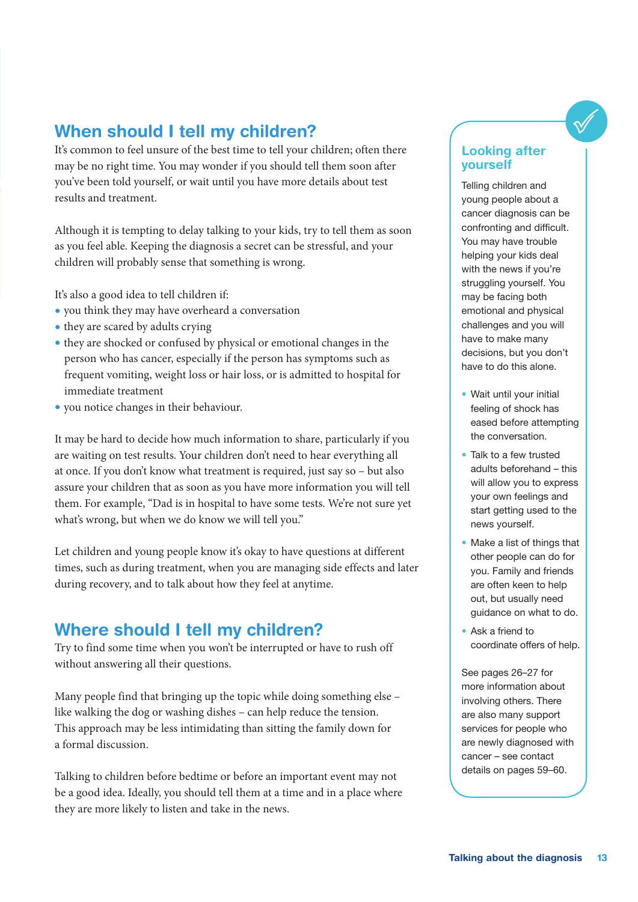## When should I tell my children?

It's common to feel unsure of the best time to tell your children; often there may be no right time. You may wonder if you should tell them soon after you've been told yourself, or wait until you have more details about test results and treatment.

Although it is tempting to delay talking to your kids, try to tell them as soon as you feel able. Keeping the diagnosis a secret can be stressful, and your children will probably sense that something is wrong.

It's also a good idea to tell children if:

- you think they may have overheard a conversation
- they are scared by adults crying
- they are shocked or confused by physical or emotional changes in the person who has cancer, especially if the person has symptoms such as frequent vomiting, weight loss or hair loss, or is admitted to hospital for immediate treatment
- you notice changes in their behaviour.

It may be hard to decide how much information to share, particularly if you are waiting on test results. Your children don't need to hear everything all at once. If you don't know what treatment is required, just say so – but also assure your children that as soon as you have more information you will tell them. For example, "Dad is in hospital to have some tests. We're not sure yet what's wrong, but when we do know we will tell you."

Let children and young people know it's okay to have questions at different times, such as during treatment, when you are managing side effects and later during recovery, and to talk about how they feel at anytime.

## Where should I tell my children?

Try to find some time when you won't be interrupted or have to rush off without answering all their questions.

Many people find that bringing up the topic while doing something else – like walking the dog or washing dishes – can help reduce the tension. This approach may be less intimidating than sitting the family down for a formal discussion.

Talking to children before bedtime or before an important event may not be a good idea. Ideally, you should tell them at a time and in a place where they are more likely to listen and take in the news.

### Looking after yourself

Telling children and young people about a cancer diagnosis can be confronting and difficult. You may have trouble helping your kids deal with the news if you're struggling yourself. You may be facing both emotional and physical challenges and you will have to make many decisions, but you don't have to do this alone.

- Wait until your initial feeling of shock has eased before attempting the conversation.
- Talk to a few trusted adults beforehand – this will allow you to express your own feelings and start getting used to the news yourself.
- Make a list of things that other people can do for you. Family and friends are often keen to help out, but usually need guidance on what to do.
- Ask a friend to coordinate offers of help.

See pages 26–27 for more information about involving others. There are also many support services for people who are newly diagnosed with cancer – see contact details on pages 59–60.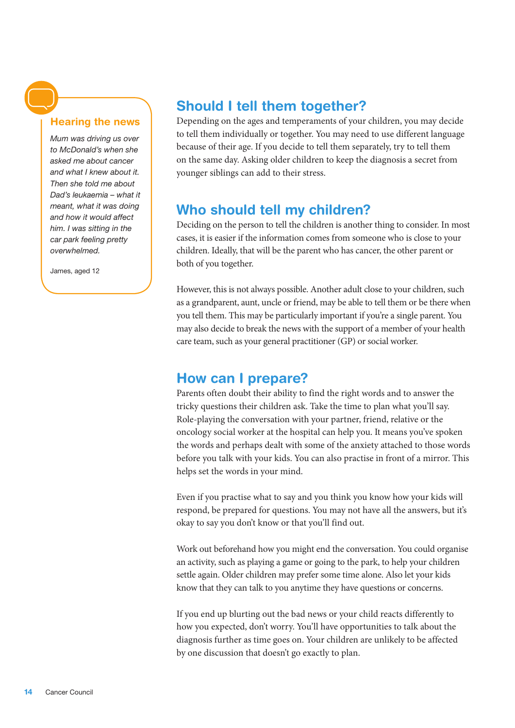### Hearing the news

*Mum was driving us over to McDonald's when she asked me about cancer and what I knew about it. Then she told me about Dad's leukaemia – what it meant, what it was doing and how it would affect him. I was sitting in the car park feeling pretty overwhelmed.*

James, aged 12

## Should I tell them together?

Depending on the ages and temperaments of your children, you may decide to tell them individually or together. You may need to use different language because of their age. If you decide to tell them separately, try to tell them on the same day. Asking older children to keep the diagnosis a secret from younger siblings can add to their stress.

## Who should tell my children?

Deciding on the person to tell the children is another thing to consider. In most cases, it is easier if the information comes from someone who is close to your children. Ideally, that will be the parent who has cancer, the other parent or both of you together.

However, this is not always possible. Another adult close to your children, such as a grandparent, aunt, uncle or friend, may be able to tell them or be there when you tell them. This may be particularly important if you're a single parent. You may also decide to break the news with the support of a member of your health care team, such as your general practitioner (GP) or social worker.

## How can I prepare?

Parents often doubt their ability to find the right words and to answer the tricky questions their children ask. Take the time to plan what you'll say. Role-playing the conversation with your partner, friend, relative or the oncology social worker at the hospital can help you. It means you've spoken the words and perhaps dealt with some of the anxiety attached to those words before you talk with your kids. You can also practise in front of a mirror. This helps set the words in your mind.

Even if you practise what to say and you think you know how your kids will respond, be prepared for questions. You may not have all the answers, but it's okay to say you don't know or that you'll find out.

Work out beforehand how you might end the conversation. You could organise an activity, such as playing a game or going to the park, to help your children settle again. Older children may prefer some time alone. Also let your kids know that they can talk to you anytime they have questions or concerns.

If you end up blurting out the bad news or your child reacts differently to how you expected, don't worry. You'll have opportunities to talk about the diagnosis further as time goes on. Your children are unlikely to be affected by one discussion that doesn't go exactly to plan.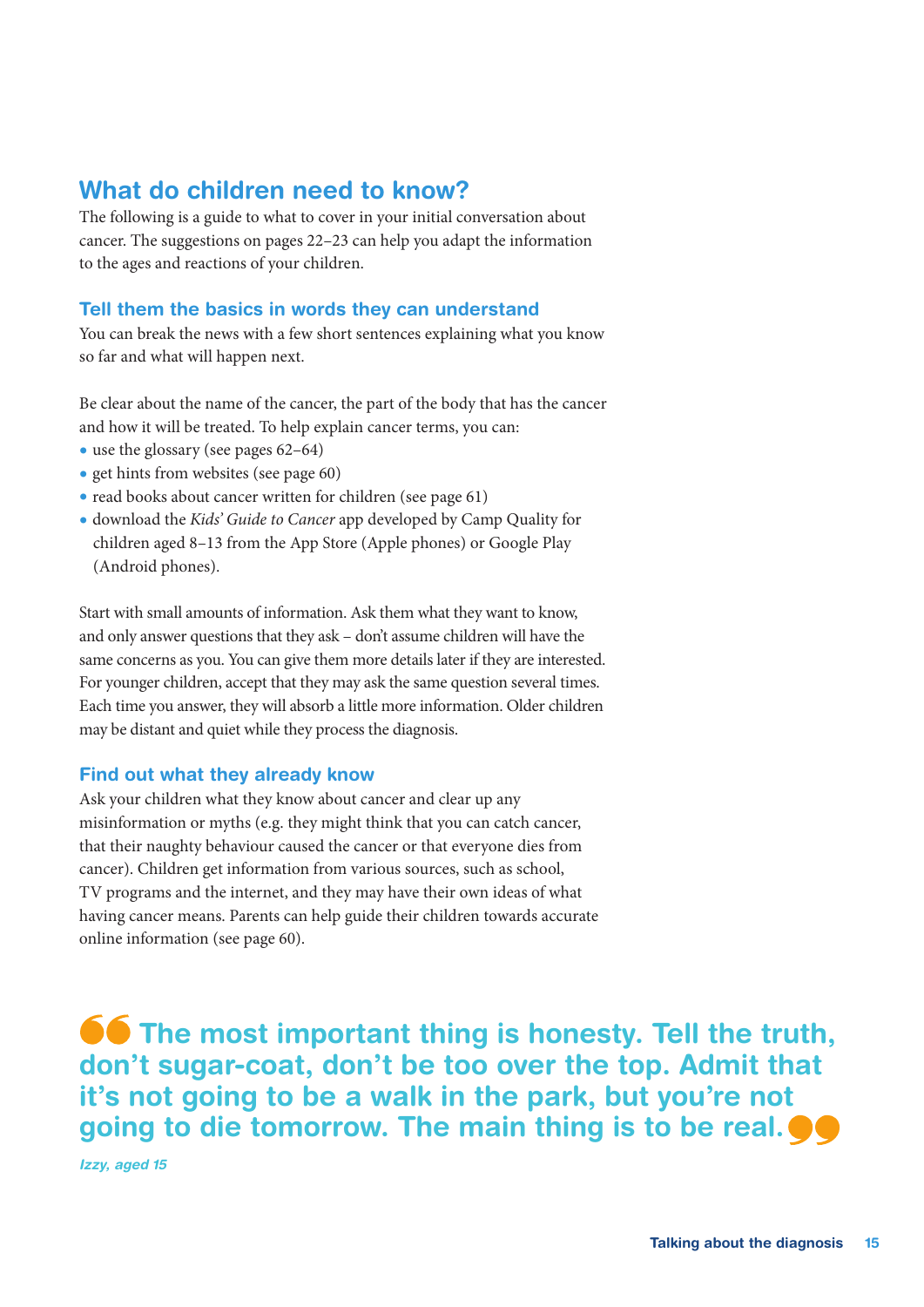## What do children need to know?

The following is a guide to what to cover in your initial conversation about cancer. The suggestions on pages 22–23 can help you adapt the information to the ages and reactions of your children.

### Tell them the basics in words they can understand

You can break the news with a few short sentences explaining what you know so far and what will happen next.

Be clear about the name of the cancer, the part of the body that has the cancer and how it will be treated. To help explain cancer terms, you can:

- use the glossary (see pages 62–64)
- get hints from websites (see page 60)
- read books about cancer written for children (see page 61)
- download the *Kids' Guide to Cancer* app developed by Camp Quality for children aged 8–13 from the App Store (Apple phones) or Google Play (Android phones).

Start with small amounts of information. Ask them what they want to know, and only answer questions that they ask – don't assume children will have the same concerns as you. You can give them more details later if they are interested. For younger children, accept that they may ask the same question several times. Each time you answer, they will absorb a little more information. Older children may be distant and quiet while they process the diagnosis.

### Find out what they already know

Ask your children what they know about cancer and clear up any misinformation or myths (e.g. they might think that you can catch cancer, that their naughty behaviour caused the cancer or that everyone dies from cancer). Children get information from various sources, such as school, TV programs and the internet, and they may have their own ideas of what having cancer means. Parents can help guide their children towards accurate online information (see page 60).

> **"The most important thing is honesty. Tell the truth, don't sugar-coat, don't be too over the top. Admit that it's not going to be a walk in the park, but you're not going to die tomorrow. The main thing is to be real."**
>
> *Izzy, aged 15*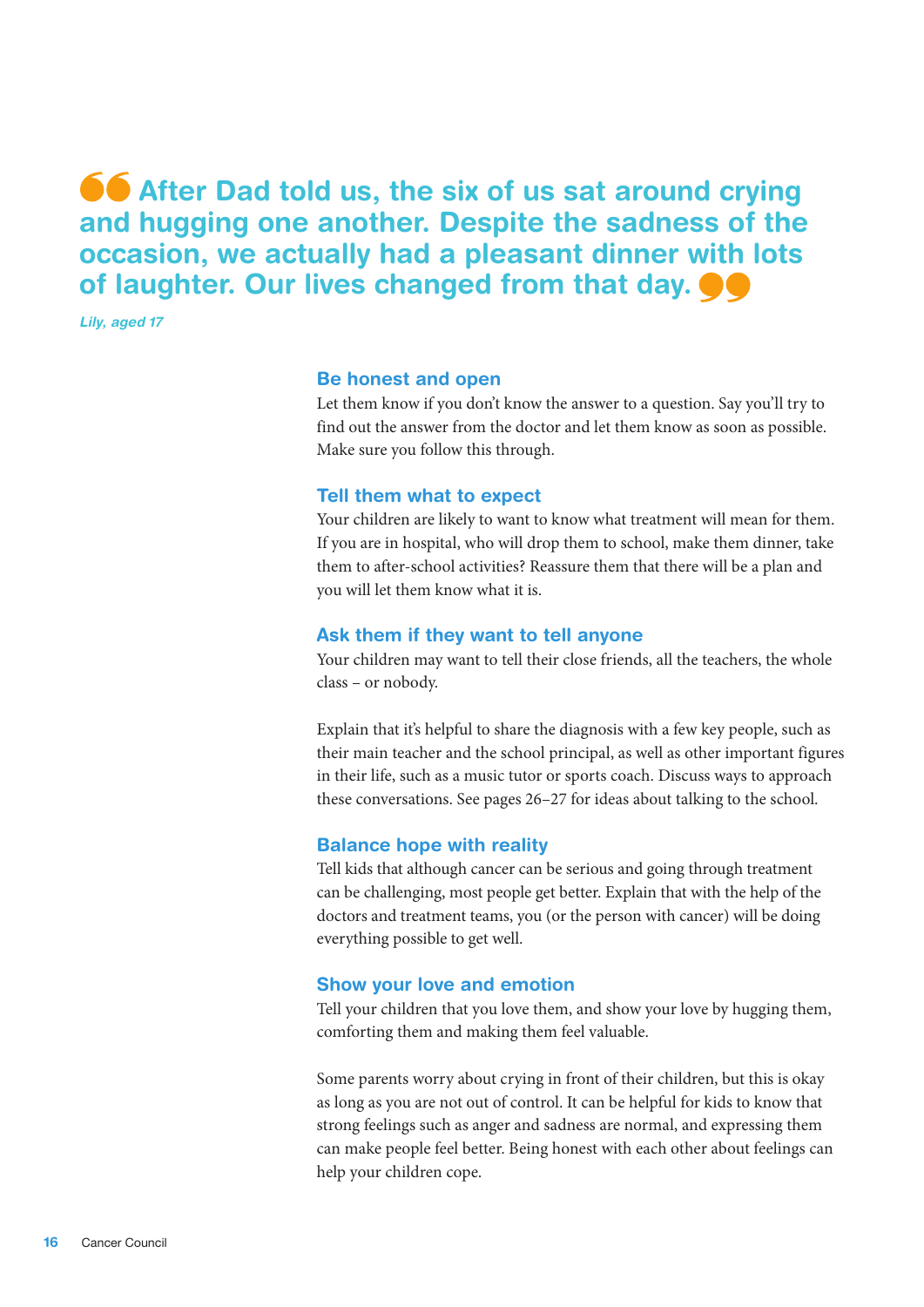> **After Dad told us, the six of us sat around crying and hugging one another. Despite the sadness of the occasion, we actually had a pleasant dinner with lots of laughter. Our lives changed from that day.**
>
> *Lily, aged 17*

### Be honest and open

Let them know if you don't know the answer to a question. Say you'll try to find out the answer from the doctor and let them know as soon as possible. Make sure you follow this through.

### Tell them what to expect

Your children are likely to want to know what treatment will mean for them. If you are in hospital, who will drop them to school, make them dinner, take them to after-school activities? Reassure them that there will be a plan and you will let them know what it is.

### Ask them if they want to tell anyone

Your children may want to tell their close friends, all the teachers, the whole class – or nobody.

Explain that it's helpful to share the diagnosis with a few key people, such as their main teacher and the school principal, as well as other important figures in their life, such as a music tutor or sports coach. Discuss ways to approach these conversations. See pages 26–27 for ideas about talking to the school.

### Balance hope with reality

Tell kids that although cancer can be serious and going through treatment can be challenging, most people get better. Explain that with the help of the doctors and treatment teams, you (or the person with cancer) will be doing everything possible to get well.

### Show your love and emotion

Tell your children that you love them, and show your love by hugging them, comforting them and making them feel valuable.

Some parents worry about crying in front of their children, but this is okay as long as you are not out of control. It can be helpful for kids to know that strong feelings such as anger and sadness are normal, and expressing them can make people feel better. Being honest with each other about feelings can help your children cope.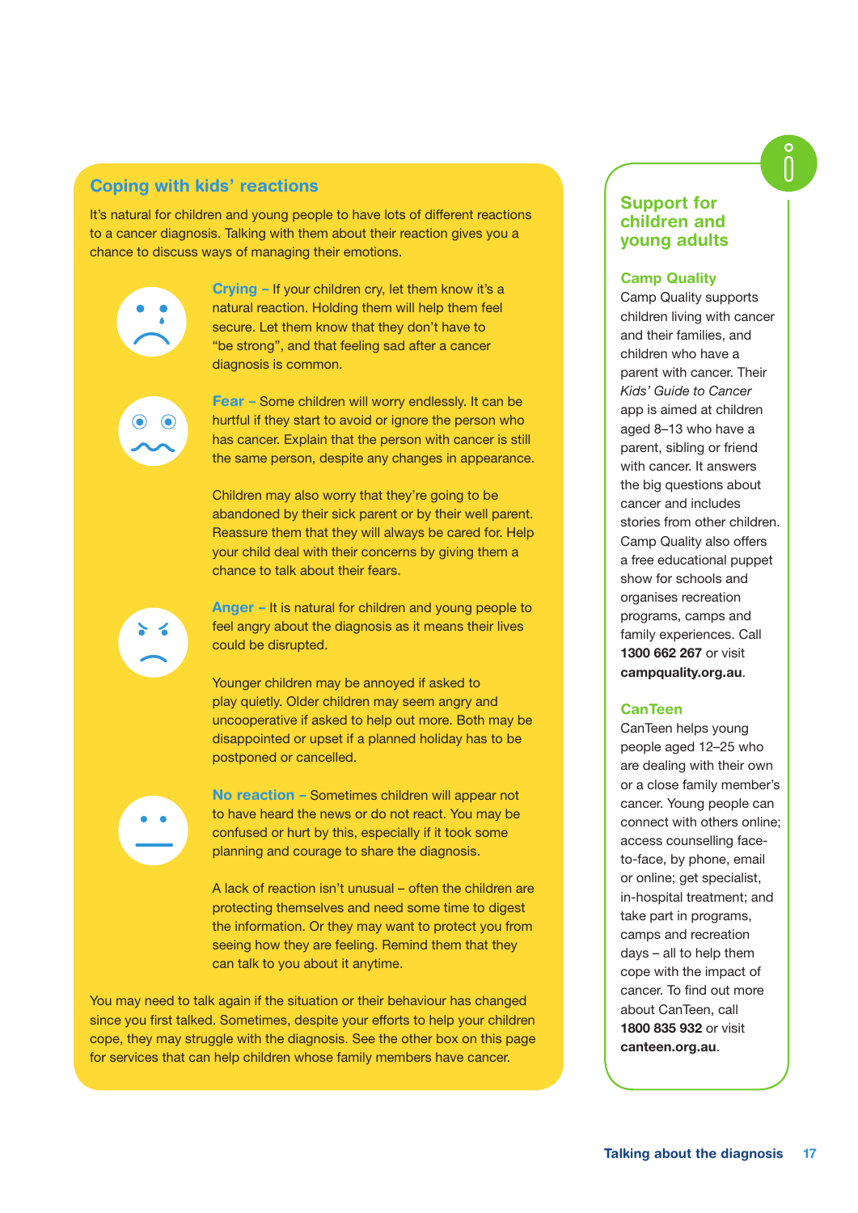## Coping with kids' reactions

It's natural for children and young people to have lots of different reactions to a cancer diagnosis. Talking with them about their reaction gives you a chance to discuss ways of managing their emotions.

**Crying –** If your children cry, let them know it's a natural reaction. Holding them will help them feel secure. Let them know that they don't have to "be strong", and that feeling sad after a cancer diagnosis is common.

**Fear –** Some children will worry endlessly. It can be hurtful if they start to avoid or ignore the person who has cancer. Explain that the person with cancer is still the same person, despite any changes in appearance.

Children may also worry that they're going to be abandoned by their sick parent or by their well parent. Reassure them that they will always be cared for. Help your child deal with their concerns by giving them a chance to talk about their fears.

**Anger –** It is natural for children and young people to feel angry about the diagnosis as it means their lives could be disrupted.

Younger children may be annoyed if asked to play quietly. Older children may seem angry and uncooperative if asked to help out more. Both may be disappointed or upset if a planned holiday has to be postponed or cancelled.

**No reaction –** Sometimes children will appear not to have heard the news or do not react. You may be confused or hurt by this, especially if it took some planning and courage to share the diagnosis.

A lack of reaction isn't unusual – often the children are protecting themselves and need some time to digest the information. Or they may want to protect you from seeing how they are feeling. Remind them that they can talk to you about it anytime.

You may need to talk again if the situation or their behaviour has changed since you first talked. Sometimes, despite your efforts to help your children cope, they may struggle with the diagnosis. See the other box on this page for services that can help children whose family members have cancer.

## Support for children and young adults

### Camp Quality

Camp Quality supports children living with cancer and their families, and children who have a parent with cancer. Their *Kids' Guide to Cancer* app is aimed at children aged 8–13 who have a parent, sibling or friend with cancer. It answers the big questions about cancer and includes stories from other children. Camp Quality also offers a free educational puppet show for schools and organises recreation programs, camps and family experiences. Call **1300 662 267** or visit **campquality.org.au**.

### CanTeen

CanTeen helps young people aged 12–25 who are dealing with their own or a close family member's cancer. Young people can connect with others online; access counselling face-to-face, by phone, email or online; get specialist, in-hospital treatment; and take part in programs, camps and recreation days – all to help them cope with the impact of cancer. To find out more about CanTeen, call **1800 835 932** or visit **canteen.org.au**.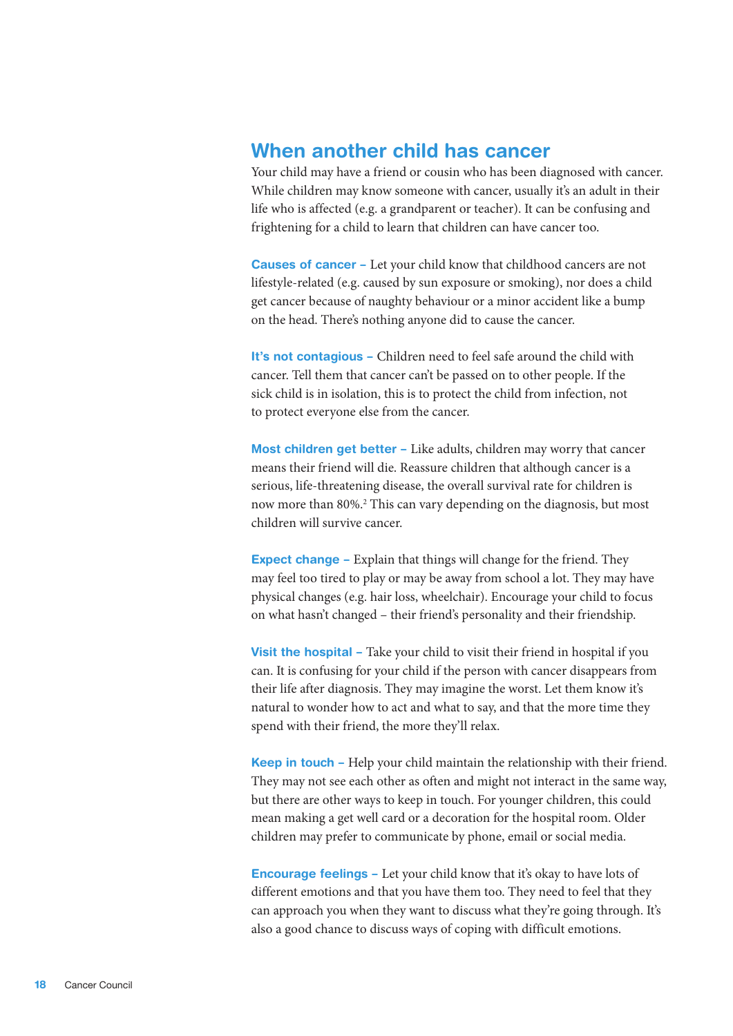## When another child has cancer

Your child may have a friend or cousin who has been diagnosed with cancer. While children may know someone with cancer, usually it's an adult in their life who is affected (e.g. a grandparent or teacher). It can be confusing and frightening for a child to learn that children can have cancer too.

**Causes of cancer –** Let your child know that childhood cancers are not lifestyle-related (e.g. caused by sun exposure or smoking), nor does a child get cancer because of naughty behaviour or a minor accident like a bump on the head. There's nothing anyone did to cause the cancer.

**It's not contagious –** Children need to feel safe around the child with cancer. Tell them that cancer can't be passed on to other people. If the sick child is in isolation, this is to protect the child from infection, not to protect everyone else from the cancer.

**Most children get better –** Like adults, children may worry that cancer means their friend will die. Reassure children that although cancer is a serious, life-threatening disease, the overall survival rate for children is now more than 80%.[2] This can vary depending on the diagnosis, but most children will survive cancer.

**Expect change –** Explain that things will change for the friend. They may feel too tired to play or may be away from school a lot. They may have physical changes (e.g. hair loss, wheelchair). Encourage your child to focus on what hasn't changed – their friend's personality and their friendship.

**Visit the hospital –** Take your child to visit their friend in hospital if you can. It is confusing for your child if the person with cancer disappears from their life after diagnosis. They may imagine the worst. Let them know it's natural to wonder how to act and what to say, and that the more time they spend with their friend, the more they'll relax.

**Keep in touch –** Help your child maintain the relationship with their friend. They may not see each other as often and might not interact in the same way, but there are other ways to keep in touch. For younger children, this could mean making a get well card or a decoration for the hospital room. Older children may prefer to communicate by phone, email or social media.

**Encourage feelings –** Let your child know that it's okay to have lots of different emotions and that you have them too. They need to feel that they can approach you when they want to discuss what they're going through. It's also a good chance to discuss ways of coping with difficult emotions.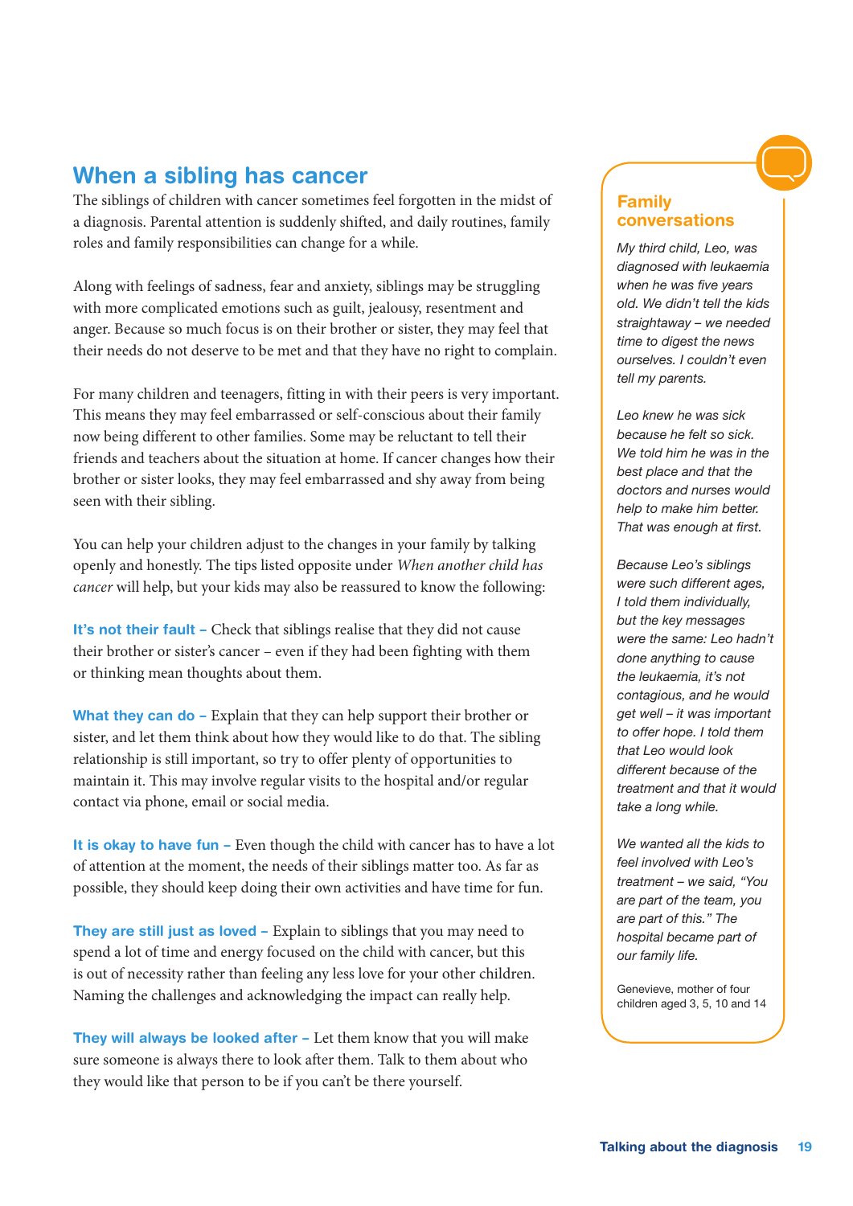## When a sibling has cancer

The siblings of children with cancer sometimes feel forgotten in the midst of a diagnosis. Parental attention is suddenly shifted, and daily routines, family roles and family responsibilities can change for a while.

Along with feelings of sadness, fear and anxiety, siblings may be struggling with more complicated emotions such as guilt, jealousy, resentment and anger. Because so much focus is on their brother or sister, they may feel that their needs do not deserve to be met and that they have no right to complain.

For many children and teenagers, fitting in with their peers is very important. This means they may feel embarrassed or self-conscious about their family now being different to other families. Some may be reluctant to tell their friends and teachers about the situation at home. If cancer changes how their brother or sister looks, they may feel embarrassed and shy away from being seen with their sibling.

You can help your children adjust to the changes in your family by talking openly and honestly. The tips listed opposite under *When another child has cancer* will help, but your kids may also be reassured to know the following:

**It's not their fault –** Check that siblings realise that they did not cause their brother or sister's cancer – even if they had been fighting with them or thinking mean thoughts about them.

**What they can do –** Explain that they can help support their brother or sister, and let them think about how they would like to do that. The sibling relationship is still important, so try to offer plenty of opportunities to maintain it. This may involve regular visits to the hospital and/or regular contact via phone, email or social media.

**It is okay to have fun –** Even though the child with cancer has to have a lot of attention at the moment, the needs of their siblings matter too. As far as possible, they should keep doing their own activities and have time for fun.

**They are still just as loved –** Explain to siblings that you may need to spend a lot of time and energy focused on the child with cancer, but this is out of necessity rather than feeling any less love for your other children. Naming the challenges and acknowledging the impact can really help.

**They will always be looked after –** Let them know that you will make sure someone is always there to look after them. Talk to them about who they would like that person to be if you can't be there yourself.

### Family conversations

*My third child, Leo, was diagnosed with leukaemia when he was five years old. We didn't tell the kids straightaway – we needed time to digest the news ourselves. I couldn't even tell my parents.*

*Leo knew he was sick because he felt so sick. We told him he was in the best place and that the doctors and nurses would help to make him better. That was enough at first.*

*Because Leo's siblings were such different ages, I told them individually, but the key messages were the same: Leo hadn't done anything to cause the leukaemia, it's not contagious, and he would get well – it was important to offer hope. I told them that Leo would look different because of the treatment and that it would take a long while.*

*We wanted all the kids to feel involved with Leo's treatment – we said, "You are part of the team, you are part of this." The hospital became part of our family life.*

Genevieve, mother of four children aged 3, 5, 10 and 14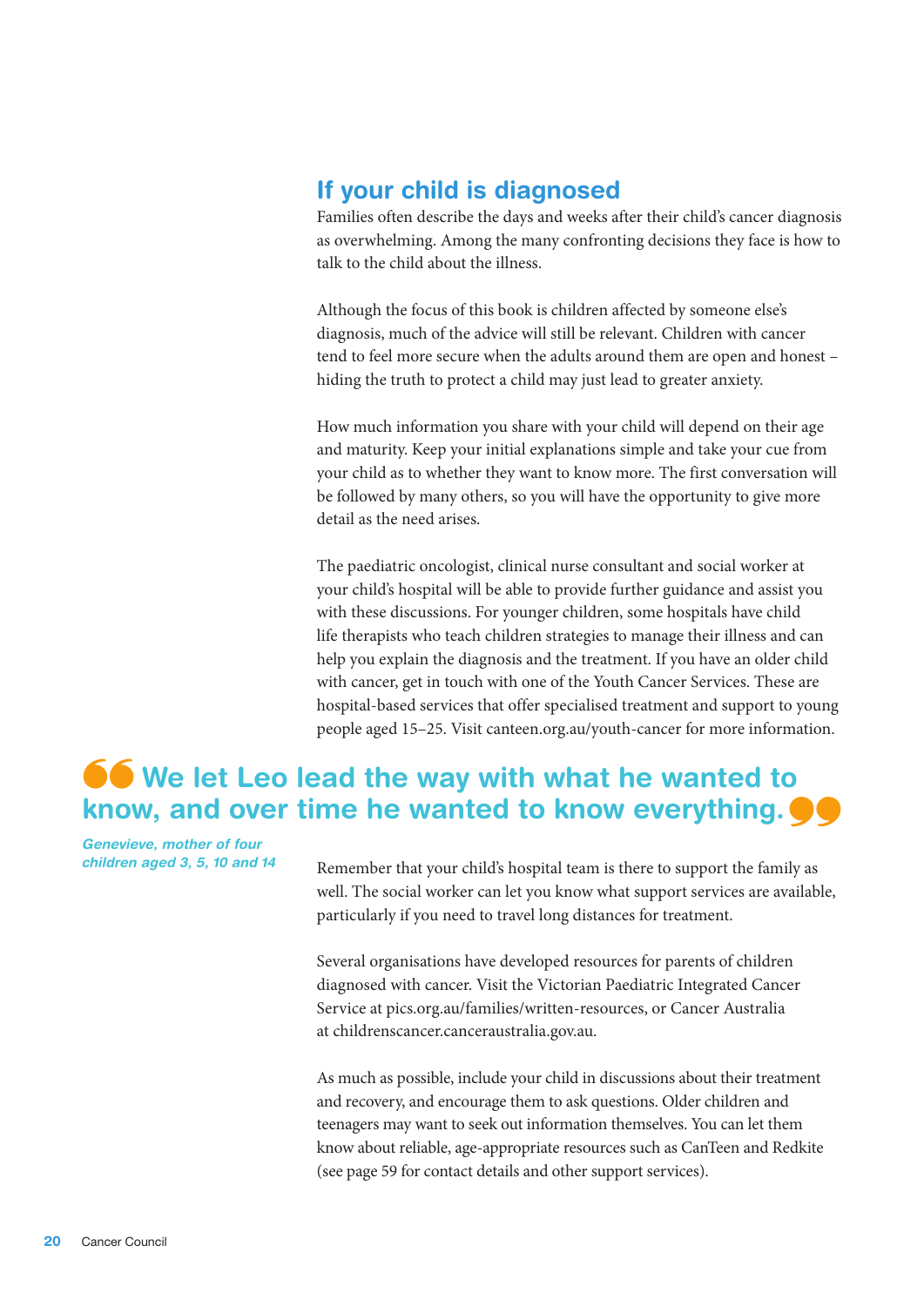## If your child is diagnosed

Families often describe the days and weeks after their child's cancer diagnosis as overwhelming. Among the many confronting decisions they face is how to talk to the child about the illness.

Although the focus of this book is children affected by someone else's diagnosis, much of the advice will still be relevant. Children with cancer tend to feel more secure when the adults around them are open and honest – hiding the truth to protect a child may just lead to greater anxiety.

How much information you share with your child will depend on their age and maturity. Keep your initial explanations simple and take your cue from your child as to whether they want to know more. The first conversation will be followed by many others, so you will have the opportunity to give more detail as the need arises.

The paediatric oncologist, clinical nurse consultant and social worker at your child's hospital will be able to provide further guidance and assist you with these discussions. For younger children, some hospitals have child life therapists who teach children strategies to manage their illness and can help you explain the diagnosis and the treatment. If you have an older child with cancer, get in touch with one of the Youth Cancer Services. These are hospital-based services that offer specialised treatment and support to young people aged 15–25. Visit canteen.org.au/youth-cancer for more information.

> **We let Leo lead the way with what he wanted to know, and over time he wanted to know everything.**
>
> *Genevieve, mother of four children aged 3, 5, 10 and 14*

Remember that your child's hospital team is there to support the family as well. The social worker can let you know what support services are available, particularly if you need to travel long distances for treatment.

Several organisations have developed resources for parents of children diagnosed with cancer. Visit the Victorian Paediatric Integrated Cancer Service at pics.org.au/families/written-resources, or Cancer Australia at childrenscancer.canceraustralia.gov.au.

As much as possible, include your child in discussions about their treatment and recovery, and encourage them to ask questions. Older children and teenagers may want to seek out information themselves. You can let them know about reliable, age-appropriate resources such as CanTeen and Redkite (see page 59 for contact details and other support services).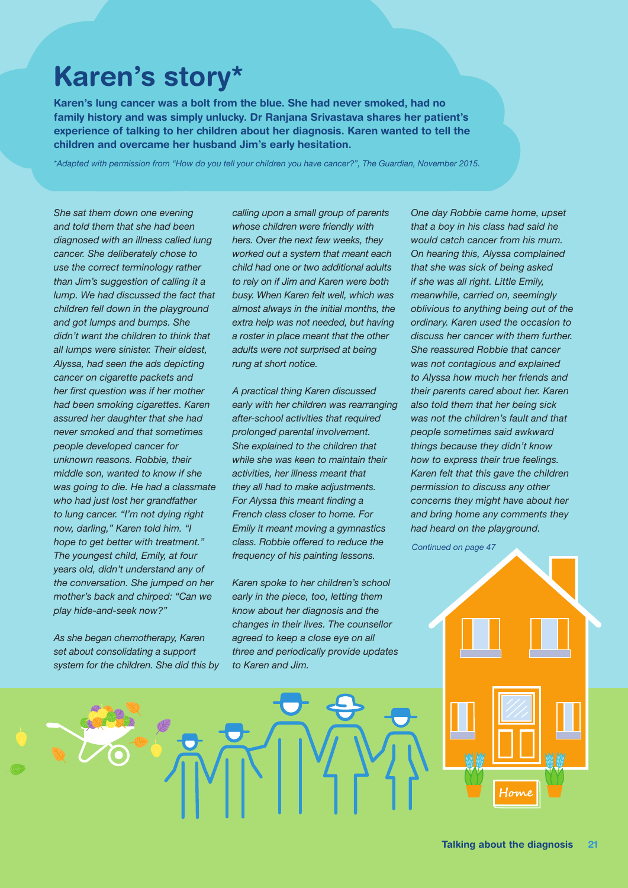# Karen's story*

**Karen's lung cancer was a bolt from the blue. She had never smoked, had no family history and was simply unlucky. Dr Ranjana Srivastava shares her patient's experience of talking to her children about her diagnosis. Karen wanted to tell the children and overcame her husband Jim's early hesitation.**

*\*Adapted with permission from "How do you tell your children you have cancer?", The Guardian, November 2015.*

*She sat them down one evening and told them that she had been diagnosed with an illness called lung cancer. She deliberately chose to use the correct terminology rather than Jim's suggestion of calling it a lump. We had discussed the fact that children fell down in the playground and got lumps and bumps. She didn't want the children to think that all lumps were sinister. Their eldest, Alyssa, had seen the ads depicting cancer on cigarette packets and her first question was if her mother had been smoking cigarettes. Karen assured her daughter that she had never smoked and that sometimes people developed cancer for unknown reasons. Robbie, their middle son, wanted to know if she was going to die. He had a classmate who had just lost her grandfather to lung cancer. "I'm not dying right now, darling," Karen told him. "I hope to get better with treatment." The youngest child, Emily, at four years old, didn't understand any of the conversation. She jumped on her mother's back and chirped: "Can we play hide-and-seek now?"*

*As she began chemotherapy, Karen set about consolidating a support system for the children. She did this by calling upon a small group of parents whose children were friendly with hers. Over the next few weeks, they worked out a system that meant each child had one or two additional adults to rely on if Jim and Karen were both busy. When Karen felt well, which was almost always in the initial months, the extra help was not needed, but having a roster in place meant that the other adults were not surprised at being rung at short notice.*

*A practical thing Karen discussed early with her children was rearranging after-school activities that required prolonged parental involvement. She explained to the children that while she was keen to maintain their activities, her illness meant that they all had to make adjustments. For Alyssa this meant finding a French class closer to home. For Emily it meant moving a gymnastics class. Robbie offered to reduce the frequency of his painting lessons.*

*Karen spoke to her children's school early in the piece, too, letting them know about her diagnosis and the changes in their lives. The counsellor agreed to keep a close eye on all three and periodically provide updates to Karen and Jim.*

*One day Robbie came home, upset that a boy in his class had said he would catch cancer from his mum. On hearing this, Alyssa complained that she was sick of being asked if she was all right. Little Emily, meanwhile, carried on, seemingly oblivious to anything being out of the ordinary. Karen used the occasion to discuss her cancer with them further. She reassured Robbie that cancer was not contagious and explained to Alyssa how much her friends and their parents cared about her. Karen also told them that her being sick was not the children's fault and that people sometimes said awkward things because they didn't know how to express their true feelings. Karen felt that this gave the children permission to discuss any other concerns they might have about her and bring home any comments they had heard on the playground.*

*Continued on page 47*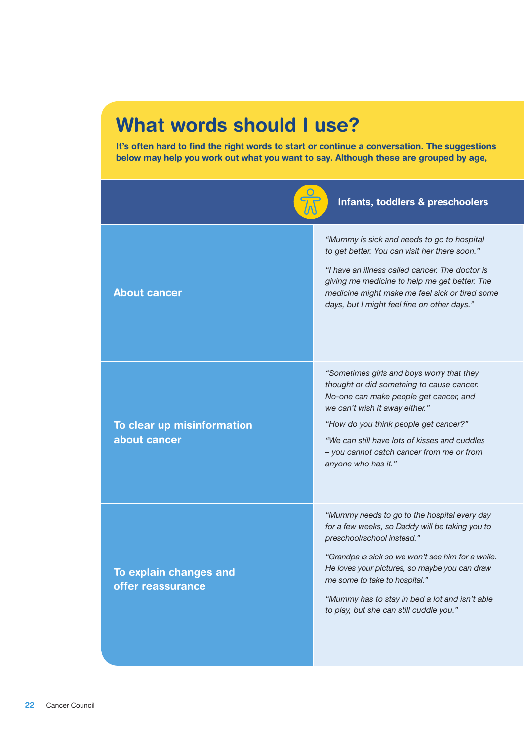# What words should I use?

**It's often hard to find the right words to start or continue a conversation. The suggestions below may help you work out what you want to say. Although these are grouped by age,**

| | Infants, toddlers & preschoolers |
|---|---|
| **About cancer** | *"Mummy is sick and needs to go to hospital to get better. You can visit her there soon."* *"I have an illness called cancer. The doctor is giving me medicine to help me get better. The medicine might make me feel sick or tired some days, but I might feel fine on other days."* |
| **To clear up misinformation about cancer** | *"Sometimes girls and boys worry that they thought or did something to cause cancer. No-one can make people get cancer, and we can't wish it away either."* *"How do you think people get cancer?"* *"We can still have lots of kisses and cuddles – you cannot catch cancer from me or from anyone who has it."* |
| **To explain changes and offer reassurance** | *"Mummy needs to go to the hospital every day for a few weeks, so Daddy will be taking you to preschool/school instead."* *"Grandpa is sick so we won't see him for a while. He loves your pictures, so maybe you can draw me some to take to hospital."* *"Mummy has to stay in bed a lot and isn't able to play, but she can still cuddle you."* |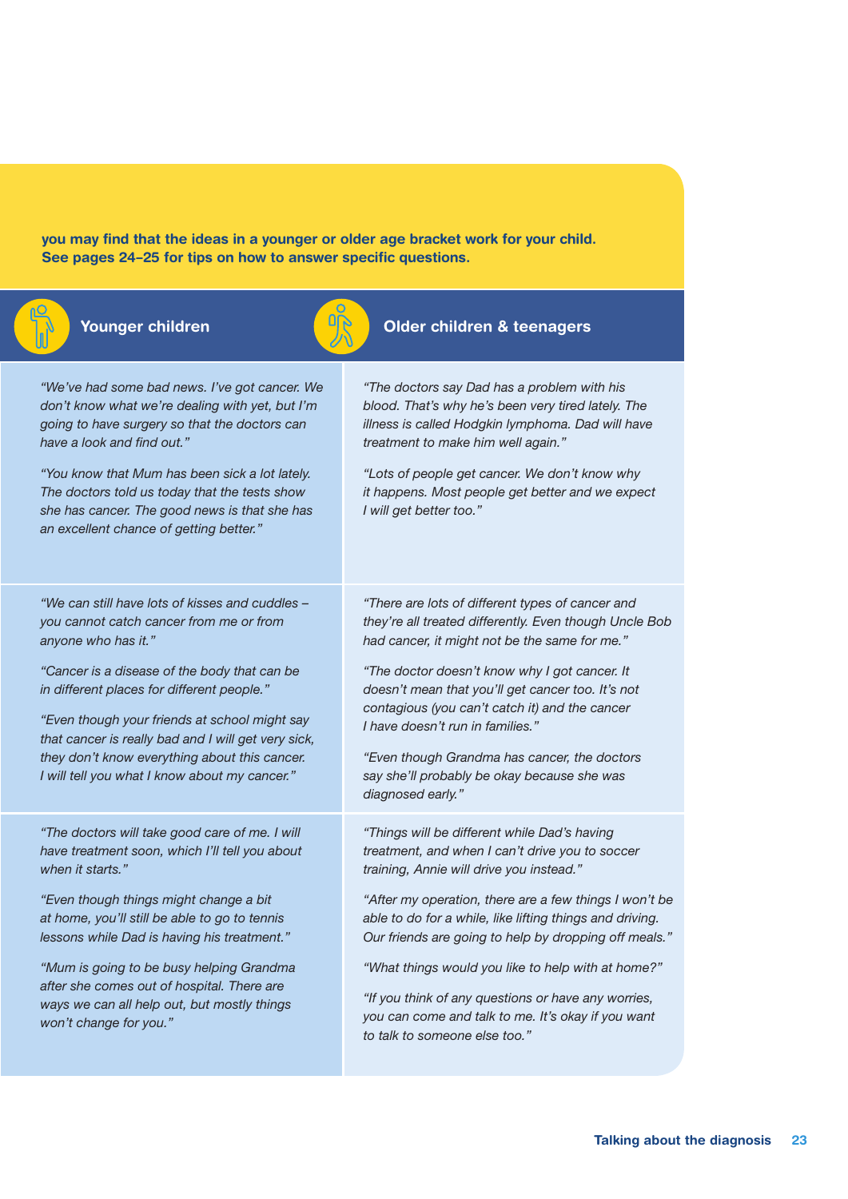**you may find that the ideas in a younger or older age bracket work for your child. See pages 24–25 for tips on how to answer specific questions.**

| Younger children | Older children & teenagers |
| --- | --- |
| *"We've had some bad news. I've got cancer. We don't know what we're dealing with yet, but I'm going to have surgery so that the doctors can have a look and find out."* <br><br> *"You know that Mum has been sick a lot lately. The doctors told us today that the tests show she has cancer. The good news is that she has an excellent chance of getting better."* | *"The doctors say Dad has a problem with his blood. That's why he's been very tired lately. The illness is called Hodgkin lymphoma. Dad will have treatment to make him well again."* <br><br> *"Lots of people get cancer. We don't know why it happens. Most people get better and we expect I will get better too."* |
| *"We can still have lots of kisses and cuddles – you cannot catch cancer from me or from anyone who has it."* <br><br> *"Cancer is a disease of the body that can be in different places for different people."* <br><br> *"Even though your friends at school might say that cancer is really bad and I will get very sick, they don't know everything about this cancer. I will tell you what I know about my cancer."* | *"There are lots of different types of cancer and they're all treated differently. Even though Uncle Bob had cancer, it might not be the same for me."* <br><br> *"The doctor doesn't know why I got cancer. It doesn't mean that you'll get cancer too. It's not contagious (you can't catch it) and the cancer I have doesn't run in families."* <br><br> *"Even though Grandma has cancer, the doctors say she'll probably be okay because she was diagnosed early."* |
| *"The doctors will take good care of me. I will have treatment soon, which I'll tell you about when it starts."* <br><br> *"Even though things might change a bit at home, you'll still be able to go to tennis lessons while Dad is having his treatment."* <br><br> *"Mum is going to be busy helping Grandma after she comes out of hospital. There are ways we can all help out, but mostly things won't change for you."* | *"Things will be different while Dad's having treatment, and when I can't drive you to soccer training, Annie will drive you instead."* <br><br> *"After my operation, there are a few things I won't be able to do for a while, like lifting things and driving. Our friends are going to help by dropping off meals."* <br><br> *"What things would you like to help with at home?"* <br><br> *"If you think of any questions or have any worries, you can come and talk to me. It's okay if you want to talk to someone else too."* |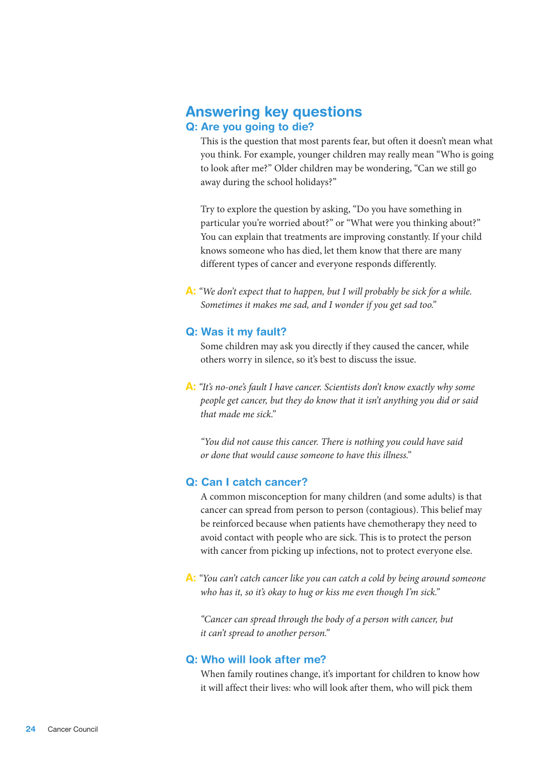## Answering key questions

### Q: Are you going to die?

This is the question that most parents fear, but often it doesn't mean what you think. For example, younger children may really mean "Who is going to look after me?" Older children may be wondering, "Can we still go away during the school holidays?"

Try to explore the question by asking, "Do you have something in particular you're worried about?" or "What were you thinking about?" You can explain that treatments are improving constantly. If your child knows someone who has died, let them know that there are many different types of cancer and everyone responds differently.

**A:** *"We don't expect that to happen, but I will probably be sick for a while. Sometimes it makes me sad, and I wonder if you get sad too."*

### Q: Was it my fault?

Some children may ask you directly if they caused the cancer, while others worry in silence, so it's best to discuss the issue.

**A:** *"It's no-one's fault I have cancer. Scientists don't know exactly why some people get cancer, but they do know that it isn't anything you did or said that made me sick."*

*"You did not cause this cancer. There is nothing you could have said or done that would cause someone to have this illness."*

### Q: Can I catch cancer?

A common misconception for many children (and some adults) is that cancer can spread from person to person (contagious). This belief may be reinforced because when patients have chemotherapy they need to avoid contact with people who are sick. This is to protect the person with cancer from picking up infections, not to protect everyone else.

**A:** *"You can't catch cancer like you can catch a cold by being around someone who has it, so it's okay to hug or kiss me even though I'm sick."*

*"Cancer can spread through the body of a person with cancer, but it can't spread to another person."*

### Q: Who will look after me?

When family routines change, it's important for children to know how it will affect their lives: who will look after them, who will pick them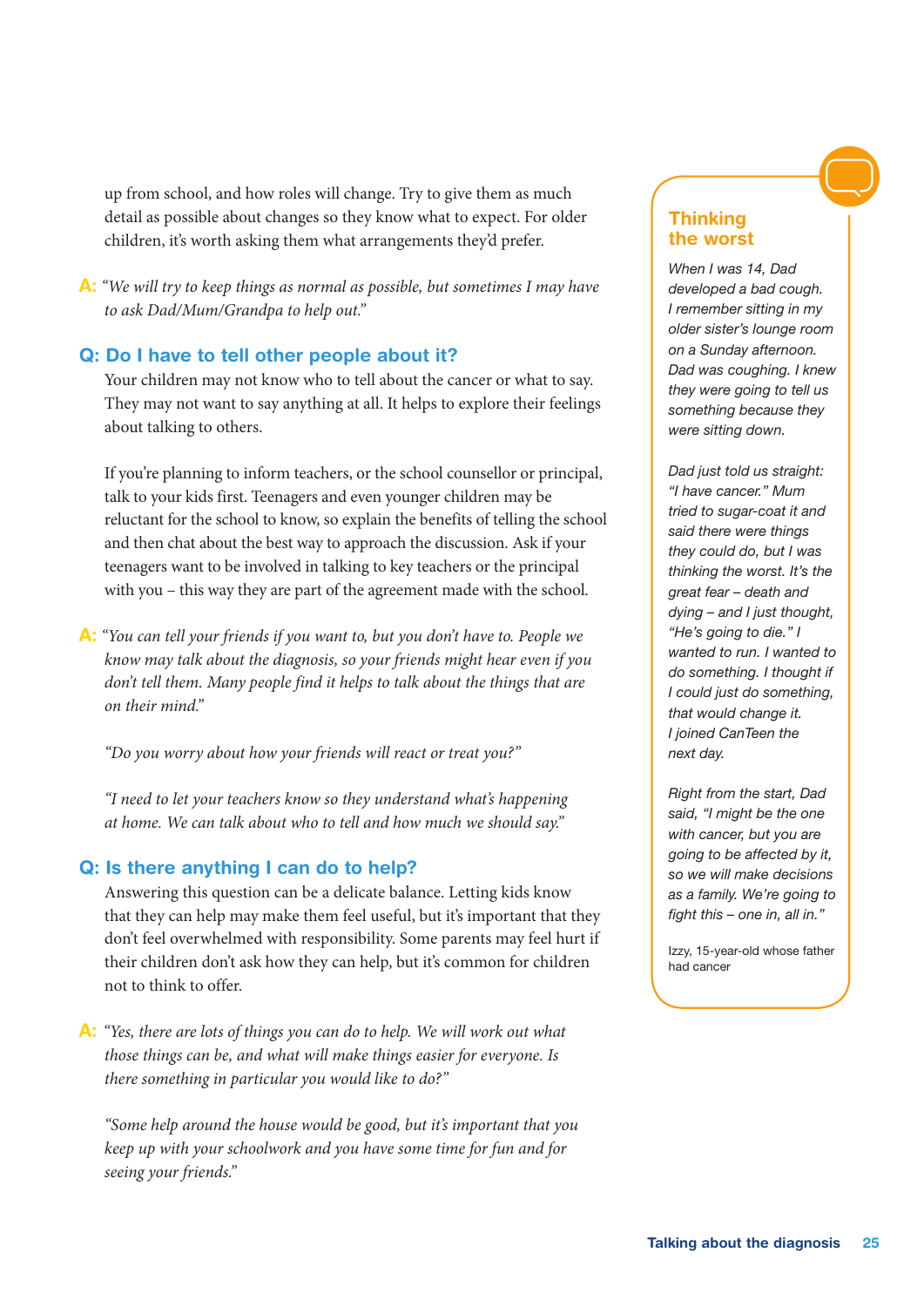up from school, and how roles will change. Try to give them as much detail as possible about changes so they know what to expect. For older children, it's worth asking them what arrangements they'd prefer.

**A:** *"We will try to keep things as normal as possible, but sometimes I may have to ask Dad/Mum/Grandpa to help out."*

## Q: Do I have to tell other people about it?

Your children may not know who to tell about the cancer or what to say. They may not want to say anything at all. It helps to explore their feelings about talking to others.

If you're planning to inform teachers, or the school counsellor or principal, talk to your kids first. Teenagers and even younger children may be reluctant for the school to know, so explain the benefits of telling the school and then chat about the best way to approach the discussion. Ask if your teenagers want to be involved in talking to key teachers or the principal with you – this way they are part of the agreement made with the school.

**A:** *"You can tell your friends if you want to, but you don't have to. People we know may talk about the diagnosis, so your friends might hear even if you don't tell them. Many people find it helps to talk about the things that are on their mind."*

*"Do you worry about how your friends will react or treat you?"*

*"I need to let your teachers know so they understand what's happening at home. We can talk about who to tell and how much we should say."*

## Q: Is there anything I can do to help?

Answering this question can be a delicate balance. Letting kids know that they can help may make them feel useful, but it's important that they don't feel overwhelmed with responsibility. Some parents may feel hurt if their children don't ask how they can help, but it's common for children not to think to offer.

**A:** *"Yes, there are lots of things you can do to help. We will work out what those things can be, and what will make things easier for everyone. Is there something in particular you would like to do?"*

*"Some help around the house would be good, but it's important that you keep up with your schoolwork and you have some time for fun and for seeing your friends."*

### Thinking the worst

*When I was 14, Dad developed a bad cough. I remember sitting in my older sister's lounge room on a Sunday afternoon. Dad was coughing. I knew they were going to tell us something because they were sitting down.*

*Dad just told us straight: "I have cancer." Mum tried to sugar-coat it and said there were things they could do, but I was thinking the worst. It's the great fear – death and dying – and I just thought, "He's going to die." I wanted to run. I wanted to do something. I thought if I could just do something, that would change it. I joined CanTeen the next day.*

*Right from the start, Dad said, "I might be the one with cancer, but you are going to be affected by it, so we will make decisions as a family. We're going to fight this – one in, all in."*

Izzy, 15-year-old whose father had cancer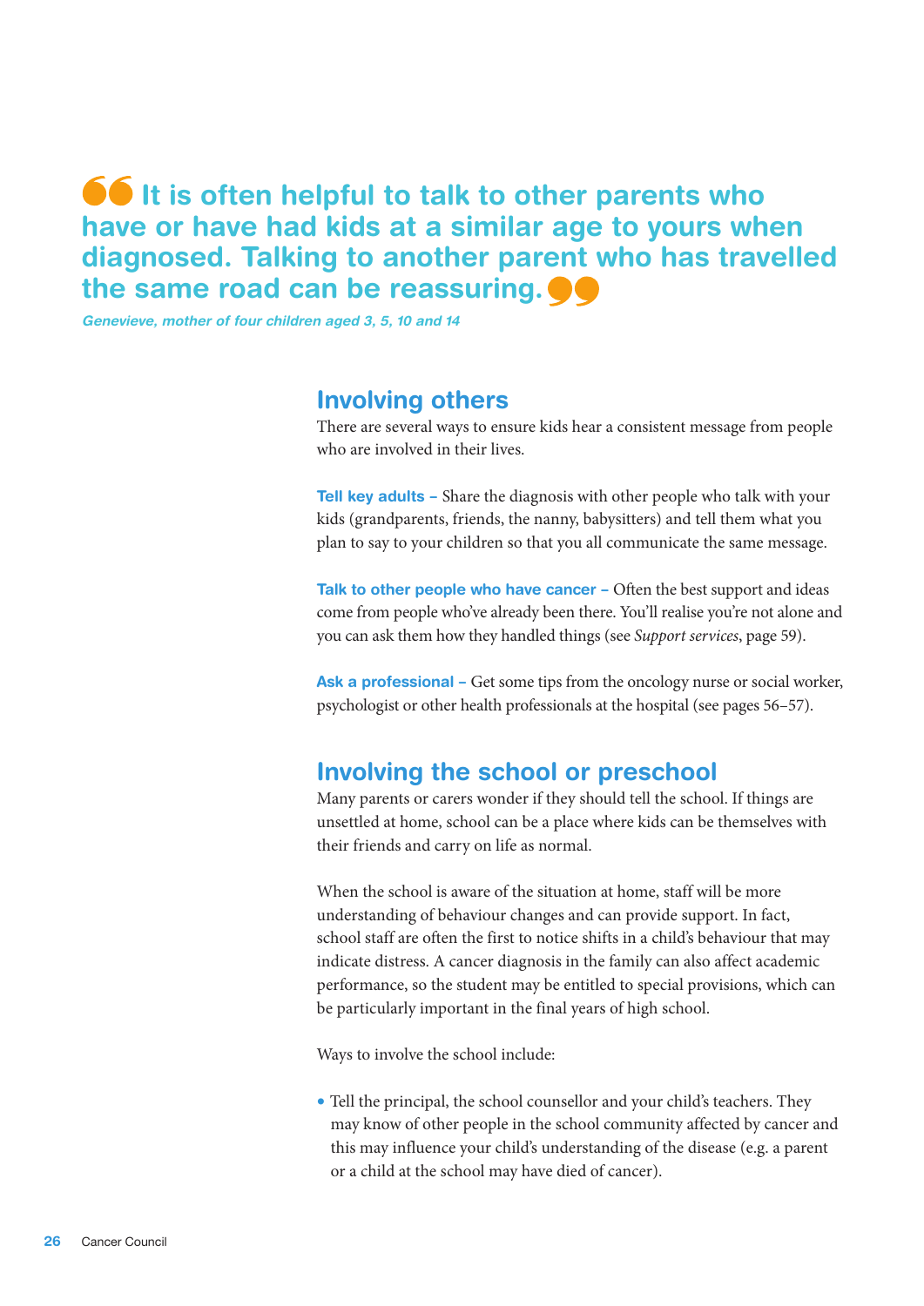> **It is often helpful to talk to other parents who have or have had kids at a similar age to yours when diagnosed. Talking to another parent who has travelled the same road can be reassuring.**
>
> *Genevieve, mother of four children aged 3, 5, 10 and 14*

## Involving others

There are several ways to ensure kids hear a consistent message from people who are involved in their lives.

**Tell key adults –** Share the diagnosis with other people who talk with your kids (grandparents, friends, the nanny, babysitters) and tell them what you plan to say to your children so that you all communicate the same message.

**Talk to other people who have cancer –** Often the best support and ideas come from people who've already been there. You'll realise you're not alone and you can ask them how they handled things (see *Support services*, page 59).

**Ask a professional –** Get some tips from the oncology nurse or social worker, psychologist or other health professionals at the hospital (see pages 56–57).

## Involving the school or preschool

Many parents or carers wonder if they should tell the school. If things are unsettled at home, school can be a place where kids can be themselves with their friends and carry on life as normal.

When the school is aware of the situation at home, staff will be more understanding of behaviour changes and can provide support. In fact, school staff are often the first to notice shifts in a child's behaviour that may indicate distress. A cancer diagnosis in the family can also affect academic performance, so the student may be entitled to special provisions, which can be particularly important in the final years of high school.

Ways to involve the school include:

- Tell the principal, the school counsellor and your child's teachers. They may know of other people in the school community affected by cancer and this may influence your child's understanding of the disease (e.g. a parent or a child at the school may have died of cancer).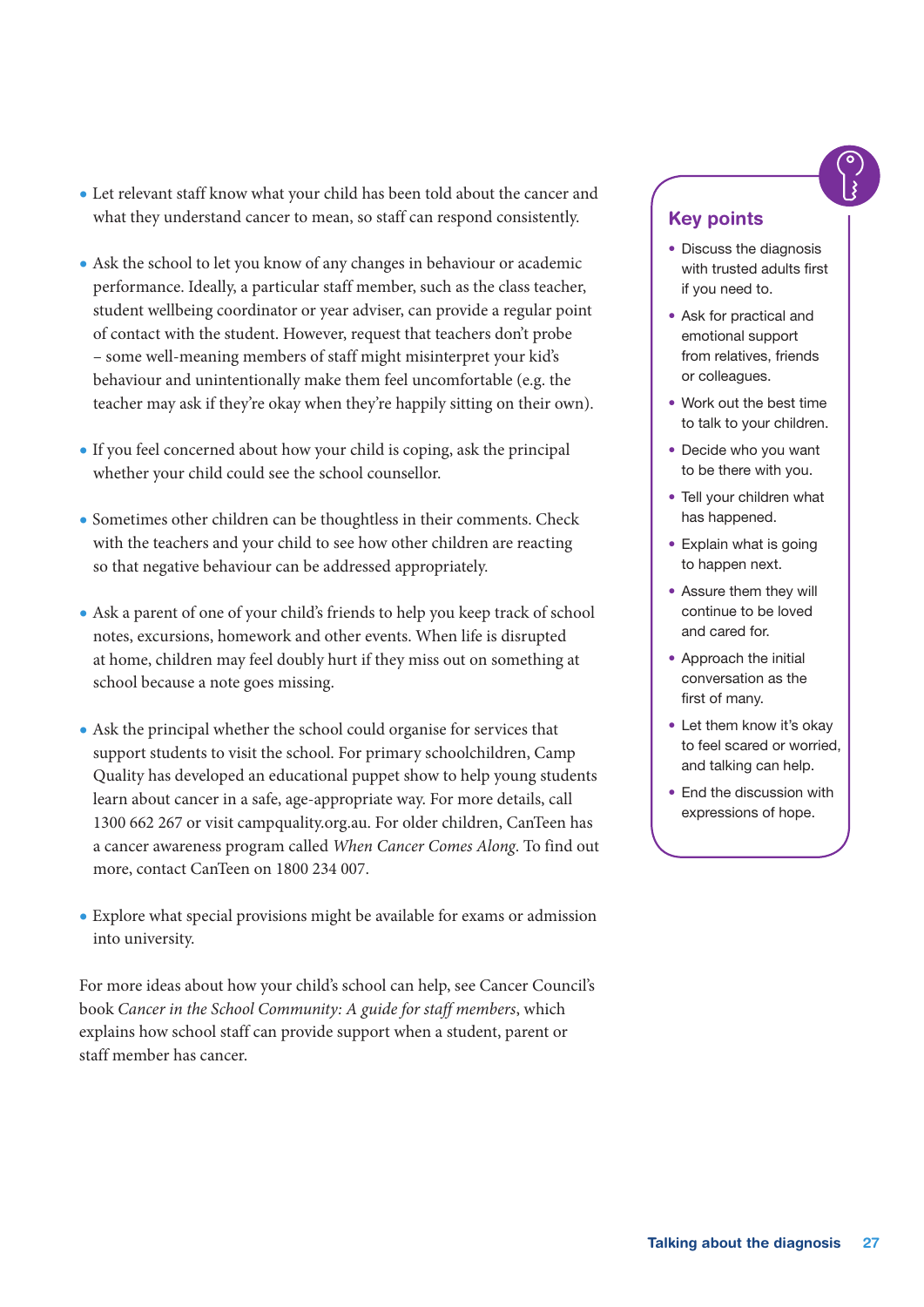- Let relevant staff know what your child has been told about the cancer and what they understand cancer to mean, so staff can respond consistently.
- Ask the school to let you know of any changes in behaviour or academic performance. Ideally, a particular staff member, such as the class teacher, student wellbeing coordinator or year adviser, can provide a regular point of contact with the student. However, request that teachers don't probe – some well-meaning members of staff might misinterpret your kid's behaviour and unintentionally make them feel uncomfortable (e.g. the teacher may ask if they're okay when they're happily sitting on their own).
- If you feel concerned about how your child is coping, ask the principal whether your child could see the school counsellor.
- Sometimes other children can be thoughtless in their comments. Check with the teachers and your child to see how other children are reacting so that negative behaviour can be addressed appropriately.
- Ask a parent of one of your child's friends to help you keep track of school notes, excursions, homework and other events. When life is disrupted at home, children may feel doubly hurt if they miss out on something at school because a note goes missing.
- Ask the principal whether the school could organise for services that support students to visit the school. For primary schoolchildren, Camp Quality has developed an educational puppet show to help young students learn about cancer in a safe, age-appropriate way. For more details, call 1300 662 267 or visit campquality.org.au. For older children, CanTeen has a cancer awareness program called *When Cancer Comes Along*. To find out more, contact CanTeen on 1800 234 007.
- Explore what special provisions might be available for exams or admission into university.

For more ideas about how your child's school can help, see Cancer Council's book *Cancer in the School Community: A guide for staff members*, which explains how school staff can provide support when a student, parent or staff member has cancer.

## Key points

- Discuss the diagnosis with trusted adults first if you need to.
- Ask for practical and emotional support from relatives, friends or colleagues.
- Work out the best time to talk to your children.
- Decide who you want to be there with you.
- Tell your children what has happened.
- Explain what is going to happen next.
- Assure them they will continue to be loved and cared for.
- Approach the initial conversation as the first of many.
- Let them know it's okay to feel scared or worried, and talking can help.
- End the discussion with expressions of hope.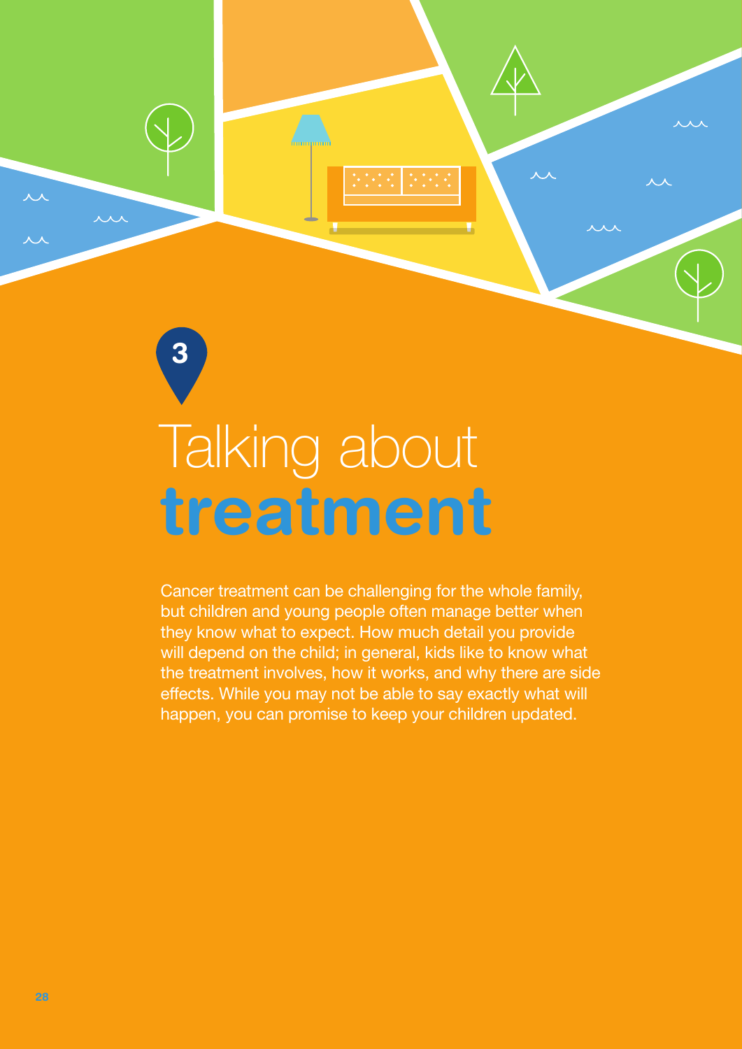# 3

# Talking about **treatment**

Cancer treatment can be challenging for the whole family, but children and young people often manage better when they know what to expect. How much detail you provide will depend on the child; in general, kids like to know what the treatment involves, how it works, and why there are side effects. While you may not be able to say exactly what will happen, you can promise to keep your children updated.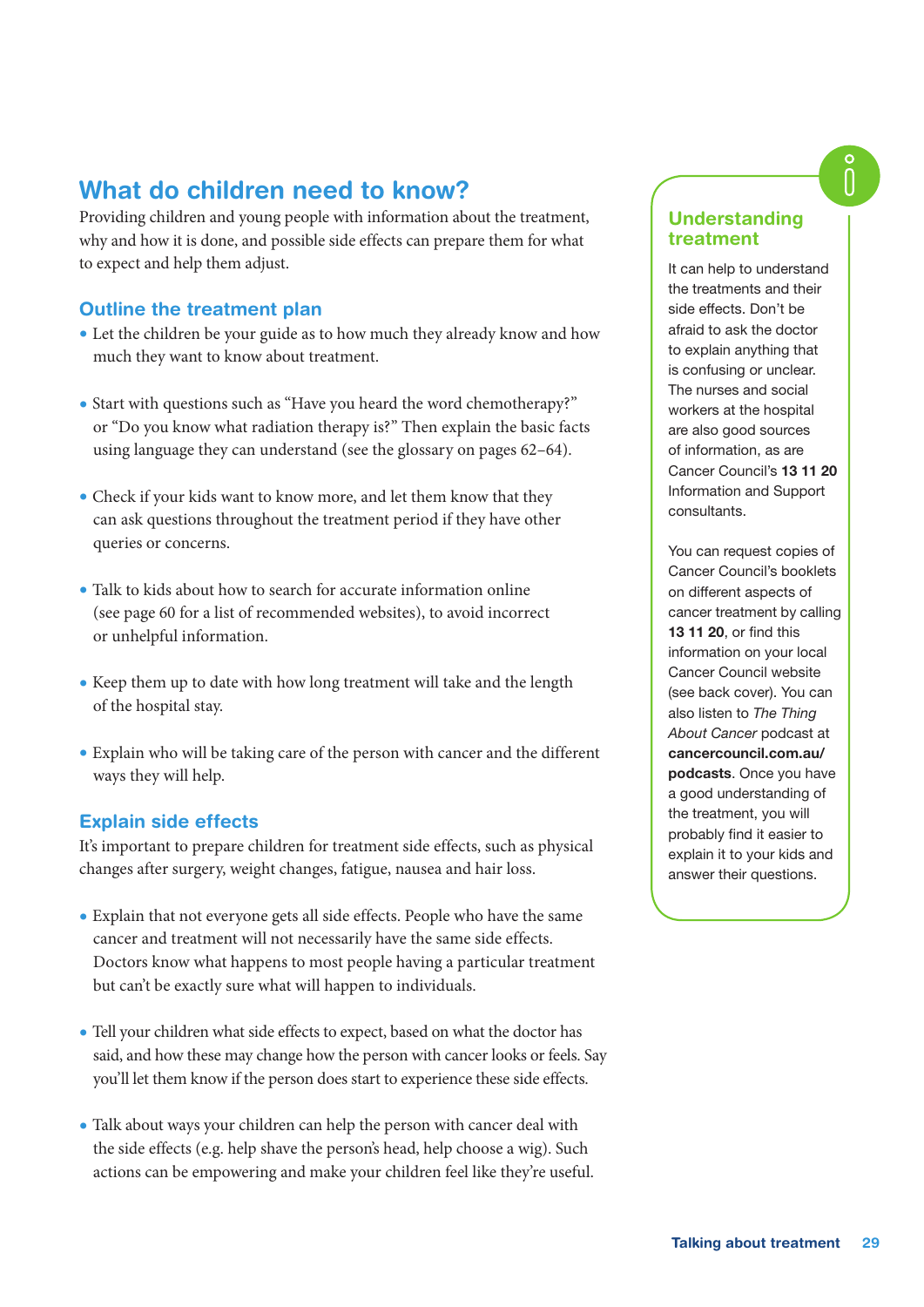## What do children need to know?

Providing children and young people with information about the treatment, why and how it is done, and possible side effects can prepare them for what to expect and help them adjust.

### Outline the treatment plan

- Let the children be your guide as to how much they already know and how much they want to know about treatment.
- Start with questions such as "Have you heard the word chemotherapy?" or "Do you know what radiation therapy is?" Then explain the basic facts using language they can understand (see the glossary on pages 62–64).
- Check if your kids want to know more, and let them know that they can ask questions throughout the treatment period if they have other queries or concerns.
- Talk to kids about how to search for accurate information online (see page 60 for a list of recommended websites), to avoid incorrect or unhelpful information.
- Keep them up to date with how long treatment will take and the length of the hospital stay.
- Explain who will be taking care of the person with cancer and the different ways they will help.

### Explain side effects

It's important to prepare children for treatment side effects, such as physical changes after surgery, weight changes, fatigue, nausea and hair loss.

- Explain that not everyone gets all side effects. People who have the same cancer and treatment will not necessarily have the same side effects. Doctors know what happens to most people having a particular treatment but can't be exactly sure what will happen to individuals.
- Tell your children what side effects to expect, based on what the doctor has said, and how these may change how the person with cancer looks or feels. Say you'll let them know if the person does start to experience these side effects.
- Talk about ways your children can help the person with cancer deal with the side effects (e.g. help shave the person's head, help choose a wig). Such actions can be empowering and make your children feel like they're useful.

### Understanding treatment

It can help to understand the treatments and their side effects. Don't be afraid to ask the doctor to explain anything that is confusing or unclear. The nurses and social workers at the hospital are also good sources of information, as are Cancer Council's **13 11 20** Information and Support consultants.

You can request copies of Cancer Council's booklets on different aspects of cancer treatment by calling **13 11 20**, or find this information on your local Cancer Council website (see back cover). You can also listen to *The Thing About Cancer* podcast at **cancercouncil.com.au/podcasts**. Once you have a good understanding of the treatment, you will probably find it easier to explain it to your kids and answer their questions.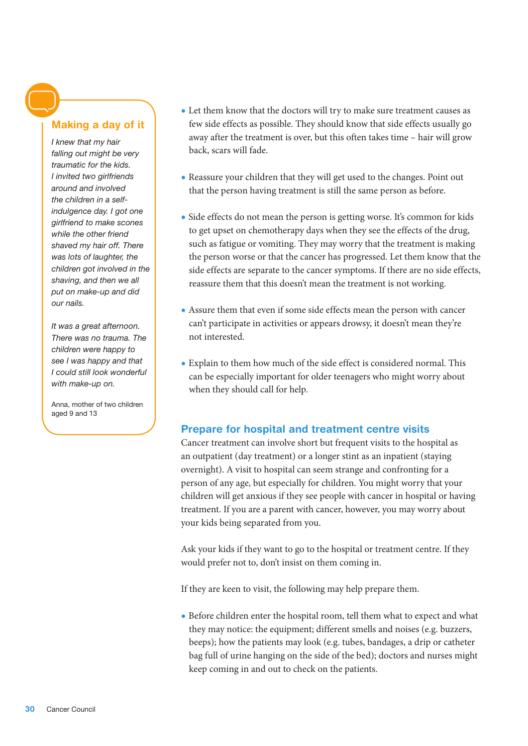### Making a day of it

*I knew that my hair falling out might be very traumatic for the kids. I invited two girlfriends around and involved the children in a self-indulgence day. I got one girlfriend to make scones while the other friend shaved my hair off. There was lots of laughter, the children got involved in the shaving, and then we all put on make-up and did our nails.*

*It was a great afternoon. There was no trauma. The children were happy to see I was happy and that I could still look wonderful with make-up on.*

Anna, mother of two children aged 9 and 13

- Let them know that the doctors will try to make sure treatment causes as few side effects as possible. They should know that side effects usually go away after the treatment is over, but this often takes time – hair will grow back, scars will fade.
- Reassure your children that they will get used to the changes. Point out that the person having treatment is still the same person as before.
- Side effects do not mean the person is getting worse. It's common for kids to get upset on chemotherapy days when they see the effects of the drug, such as fatigue or vomiting. They may worry that the treatment is making the person worse or that the cancer has progressed. Let them know that the side effects are separate to the cancer symptoms. If there are no side effects, reassure them that this doesn't mean the treatment is not working.
- Assure them that even if some side effects mean the person with cancer can't participate in activities or appears drowsy, it doesn't mean they're not interested.
- Explain to them how much of the side effect is considered normal. This can be especially important for older teenagers who might worry about when they should call for help.

## Prepare for hospital and treatment centre visits

Cancer treatment can involve short but frequent visits to the hospital as an outpatient (day treatment) or a longer stint as an inpatient (staying overnight). A visit to hospital can seem strange and confronting for a person of any age, but especially for children. You might worry that your children will get anxious if they see people with cancer in hospital or having treatment. If you are a parent with cancer, however, you may worry about your kids being separated from you.

Ask your kids if they want to go to the hospital or treatment centre. If they would prefer not to, don't insist on them coming in.

If they are keen to visit, the following may help prepare them.

- Before children enter the hospital room, tell them what to expect and what they may notice: the equipment; different smells and noises (e.g. buzzers, beeps); how the patients may look (e.g. tubes, bandages, a drip or catheter bag full of urine hanging on the side of the bed); doctors and nurses might keep coming in and out to check on the patients.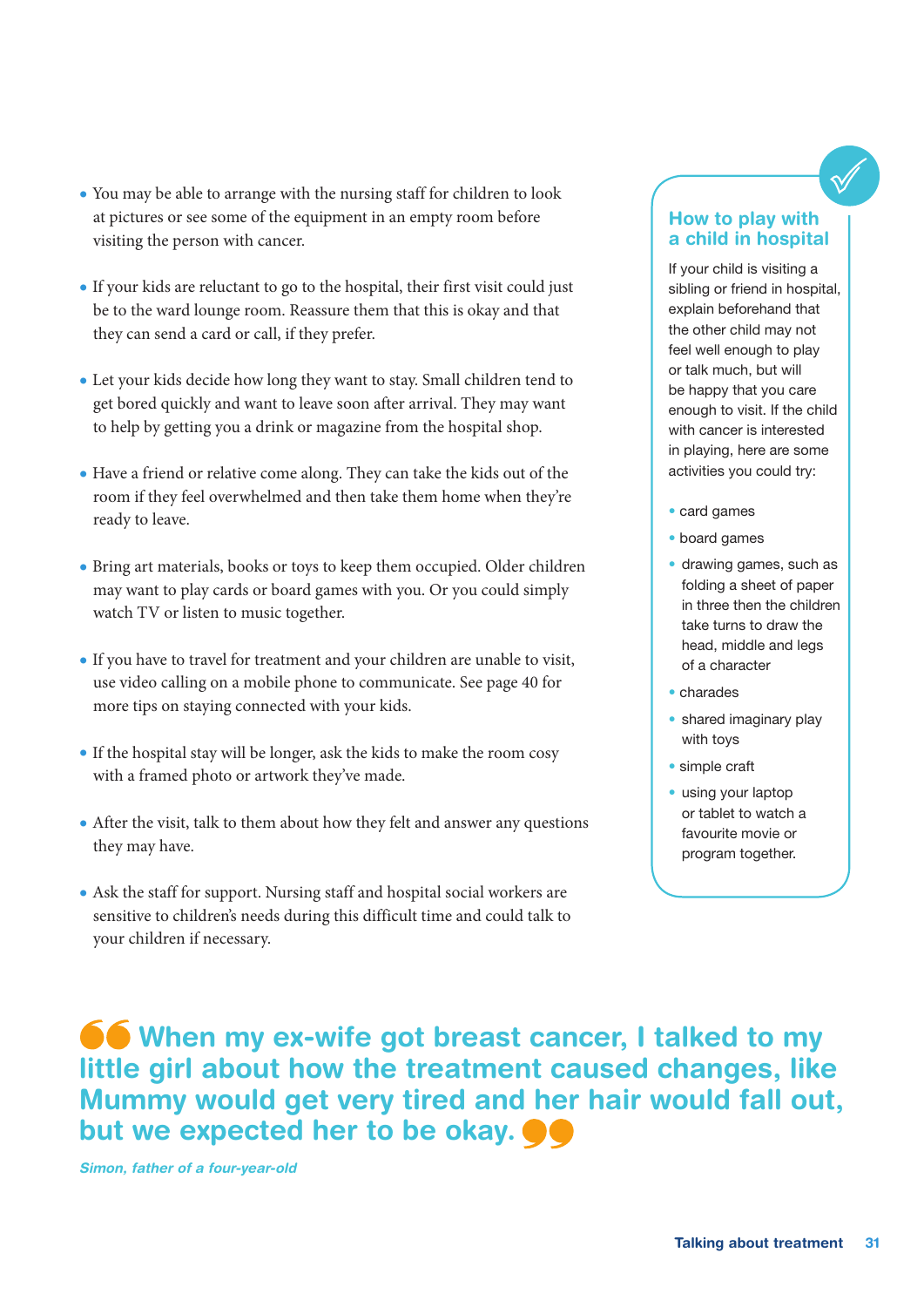- You may be able to arrange with the nursing staff for children to look at pictures or see some of the equipment in an empty room before visiting the person with cancer.
- If your kids are reluctant to go to the hospital, their first visit could just be to the ward lounge room. Reassure them that this is okay and that they can send a card or call, if they prefer.
- Let your kids decide how long they want to stay. Small children tend to get bored quickly and want to leave soon after arrival. They may want to help by getting you a drink or magazine from the hospital shop.
- Have a friend or relative come along. They can take the kids out of the room if they feel overwhelmed and then take them home when they're ready to leave.
- Bring art materials, books or toys to keep them occupied. Older children may want to play cards or board games with you. Or you could simply watch TV or listen to music together.
- If you have to travel for treatment and your children are unable to visit, use video calling on a mobile phone to communicate. See page 40 for more tips on staying connected with your kids.
- If the hospital stay will be longer, ask the kids to make the room cosy with a framed photo or artwork they've made.
- After the visit, talk to them about how they felt and answer any questions they may have.
- Ask the staff for support. Nursing staff and hospital social workers are sensitive to children's needs during this difficult time and could talk to your children if necessary.

## How to play with a child in hospital

If your child is visiting a sibling or friend in hospital, explain beforehand that the other child may not feel well enough to play or talk much, but will be happy that you care enough to visit. If the child with cancer is interested in playing, here are some activities you could try:

- card games
- board games
- drawing games, such as folding a sheet of paper in three then the children take turns to draw the head, middle and legs of a character
- charades
- shared imaginary play with toys
- simple craft
- using your laptop or tablet to watch a favourite movie or program together.

> **When my ex-wife got breast cancer, I talked to my little girl about how the treatment caused changes, like Mummy would get very tired and her hair would fall out, but we expected her to be okay.**
>
> *Simon, father of a four-year-old*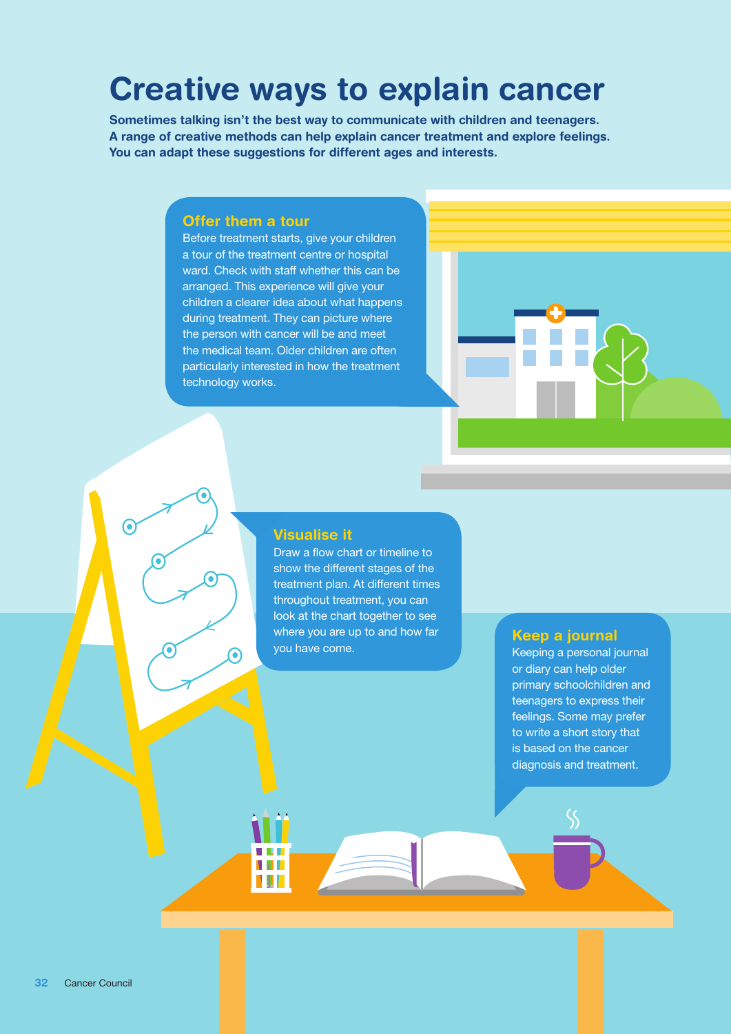# Creative ways to explain cancer

**Sometimes talking isn't the best way to communicate with children and teenagers. A range of creative methods can help explain cancer treatment and explore feelings. You can adapt these suggestions for different ages and interests.**

## Offer them a tour

Before treatment starts, give your children a tour of the treatment centre or hospital ward. Check with staff whether this can be arranged. This experience will give your children a clearer idea about what happens during treatment. They can picture where the person with cancer will be and meet the medical team. Older children are often particularly interested in how the treatment technology works.

## Visualise it

Draw a flow chart or timeline to show the different stages of the treatment plan. At different times throughout treatment, you can look at the chart together to see where you are up to and how far you have come.

## Keep a journal

Keeping a personal journal or diary can help older primary schoolchildren and teenagers to express their feelings. Some may prefer to write a short story that is based on the cancer diagnosis and treatment.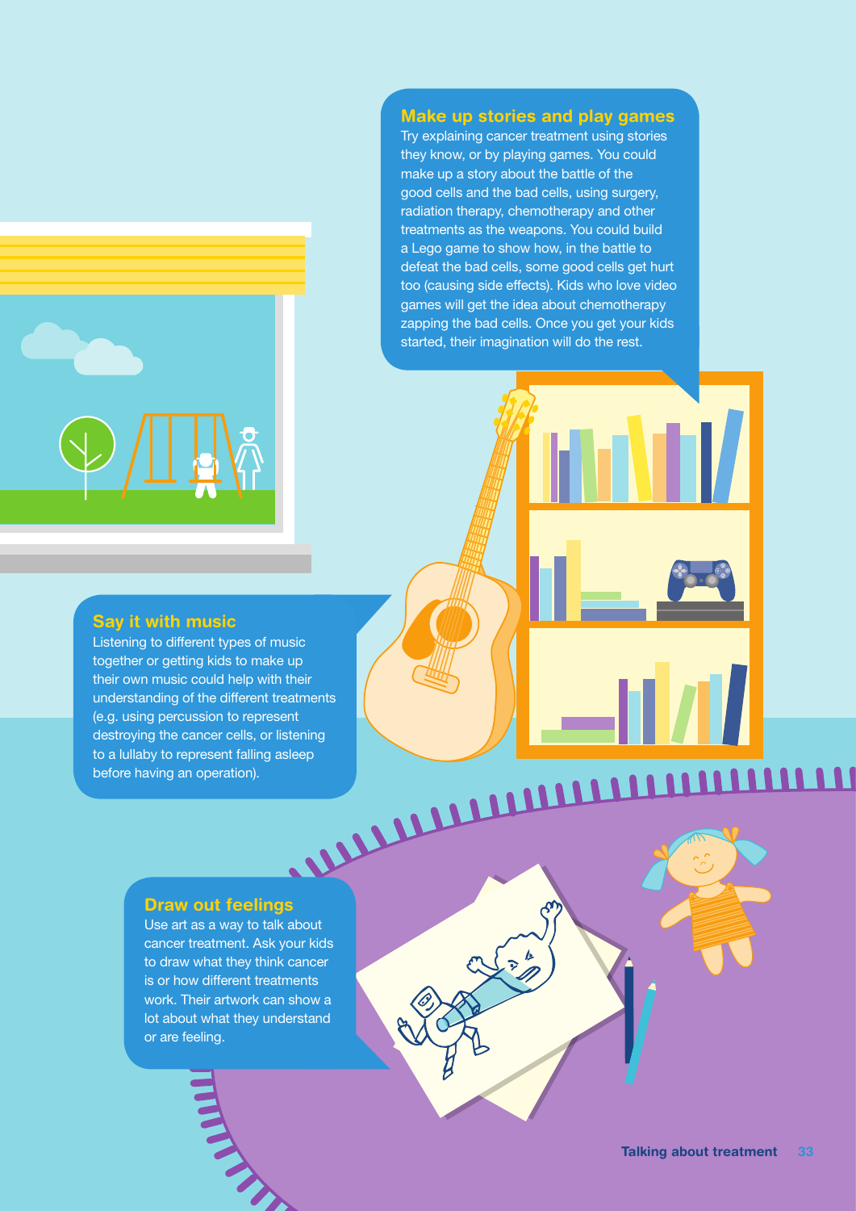## Make up stories and play games

Try explaining cancer treatment using stories they know, or by playing games. You could make up a story about the battle of the good cells and the bad cells, using surgery, radiation therapy, chemotherapy and other treatments as the weapons. You could build a Lego game to show how, in the battle to defeat the bad cells, some good cells get hurt too (causing side effects). Kids who love video games will get the idea about chemotherapy zapping the bad cells. Once you get your kids started, their imagination will do the rest.

## Say it with music

Listening to different types of music together or getting kids to make up their own music could help with their understanding of the different treatments (e.g. using percussion to represent destroying the cancer cells, or listening to a lullaby to represent falling asleep before having an operation).

## Draw out feelings

Use art as a way to talk about cancer treatment. Ask your kids to draw what they think cancer is or how different treatments work. Their artwork can show a lot about what they understand or are feeling.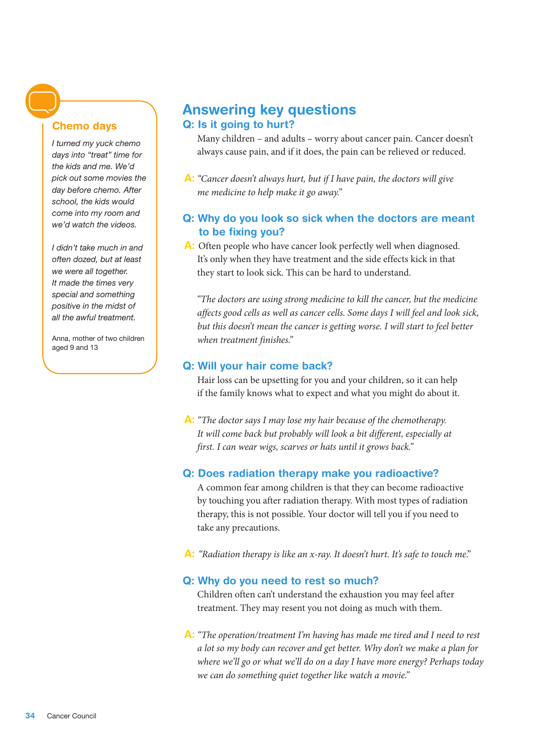### Chemo days

*I turned my yuck chemo days into "treat" time for the kids and me. We'd pick out some movies the day before chemo. After school, the kids would come into my room and we'd watch the videos.*

*I didn't take much in and often dozed, but at least we were all together. It made the times very special and something positive in the midst of all the awful treatment.*

Anna, mother of two children aged 9 and 13

## Answering key questions

### Q: Is it going to hurt?

Many children – and adults – worry about cancer pain. Cancer doesn't always cause pain, and if it does, the pain can be relieved or reduced.

**A:** *"Cancer doesn't always hurt, but if I have pain, the doctors will give me medicine to help make it go away."*

### Q: Why do you look so sick when the doctors are meant to be fixing you?

**A:** Often people who have cancer look perfectly well when diagnosed. It's only when they have treatment and the side effects kick in that they start to look sick. This can be hard to understand.

*"The doctors are using strong medicine to kill the cancer, but the medicine affects good cells as well as cancer cells. Some days I will feel and look sick, but this doesn't mean the cancer is getting worse. I will start to feel better when treatment finishes."*

### Q: Will your hair come back?

Hair loss can be upsetting for you and your children, so it can help if the family knows what to expect and what you might do about it.

**A:** *"The doctor says I may lose my hair because of the chemotherapy. It will come back but probably will look a bit different, especially at first. I can wear wigs, scarves or hats until it grows back."*

### Q: Does radiation therapy make you radioactive?

A common fear among children is that they can become radioactive by touching you after radiation therapy. With most types of radiation therapy, this is not possible. Your doctor will tell you if you need to take any precautions.

**A:** *"Radiation therapy is like an x-ray. It doesn't hurt. It's safe to touch me."*

### Q: Why do you need to rest so much?

Children often can't understand the exhaustion you may feel after treatment. They may resent you not doing as much with them.

**A:** *"The operation/treatment I'm having has made me tired and I need to rest a lot so my body can recover and get better. Why don't we make a plan for where we'll go or what we'll do on a day I have more energy? Perhaps today we can do something quiet together like watch a movie."*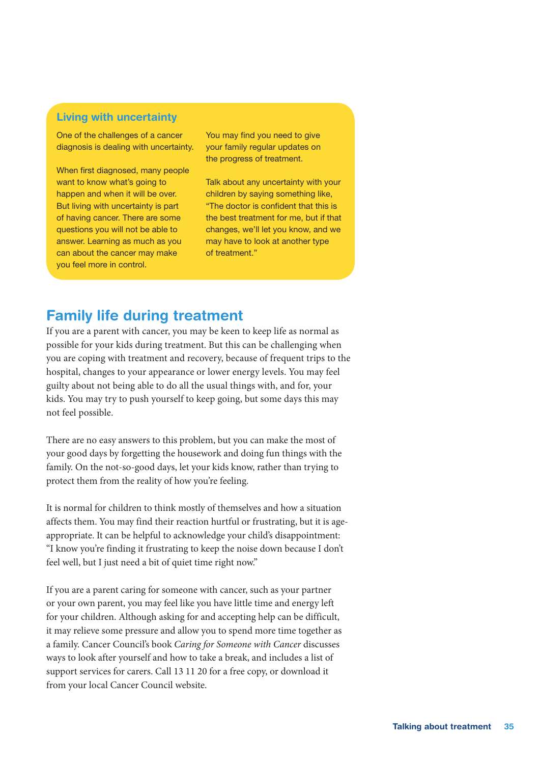### Living with uncertainty

One of the challenges of a cancer diagnosis is dealing with uncertainty.

When first diagnosed, many people want to know what's going to happen and when it will be over. But living with uncertainty is part of having cancer. There are some questions you will not be able to answer. Learning as much as you can about the cancer may make you feel more in control.

You may find you need to give your family regular updates on the progress of treatment.

Talk about any uncertainty with your children by saying something like, "The doctor is confident that this is the best treatment for me, but if that changes, we'll let you know, and we may have to look at another type of treatment."

## Family life during treatment

If you are a parent with cancer, you may be keen to keep life as normal as possible for your kids during treatment. But this can be challenging when you are coping with treatment and recovery, because of frequent trips to the hospital, changes to your appearance or lower energy levels. You may feel guilty about not being able to do all the usual things with, and for, your kids. You may try to push yourself to keep going, but some days this may not feel possible.

There are no easy answers to this problem, but you can make the most of your good days by forgetting the housework and doing fun things with the family. On the not-so-good days, let your kids know, rather than trying to protect them from the reality of how you're feeling.

It is normal for children to think mostly of themselves and how a situation affects them. You may find their reaction hurtful or frustrating, but it is age-appropriate. It can be helpful to acknowledge your child's disappointment: "I know you're finding it frustrating to keep the noise down because I don't feel well, but I just need a bit of quiet time right now."

If you are a parent caring for someone with cancer, such as your partner or your own parent, you may feel like you have little time and energy left for your children. Although asking for and accepting help can be difficult, it may relieve some pressure and allow you to spend more time together as a family. Cancer Council's book *Caring for Someone with Cancer* discusses ways to look after yourself and how to take a break, and includes a list of support services for carers. Call 13 11 20 for a free copy, or download it from your local Cancer Council website.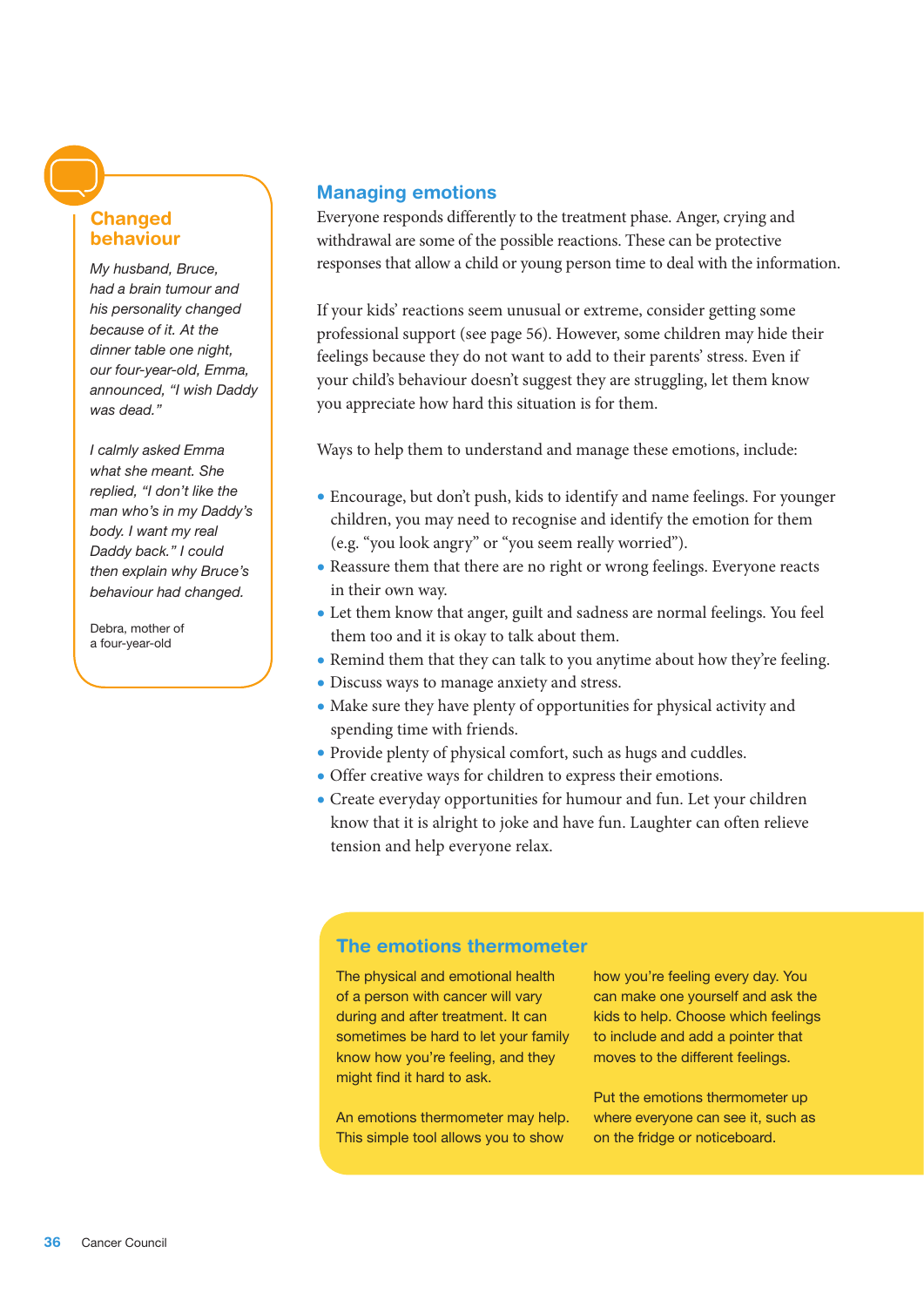### Changed behaviour

*My husband, Bruce, had a brain tumour and his personality changed because of it. At the dinner table one night, our four-year-old, Emma, announced, "I wish Daddy was dead."*

*I calmly asked Emma what she meant. She replied, "I don't like the man who's in my Daddy's body. I want my real Daddy back." I could then explain why Bruce's behaviour had changed.*

Debra, mother of a four-year-old

## Managing emotions

Everyone responds differently to the treatment phase. Anger, crying and withdrawal are some of the possible reactions. These can be protective responses that allow a child or young person time to deal with the information.

If your kids' reactions seem unusual or extreme, consider getting some professional support (see page 56). However, some children may hide their feelings because they do not want to add to their parents' stress. Even if your child's behaviour doesn't suggest they are struggling, let them know you appreciate how hard this situation is for them.

Ways to help them to understand and manage these emotions, include:

- Encourage, but don't push, kids to identify and name feelings. For younger children, you may need to recognise and identify the emotion for them (e.g. "you look angry" or "you seem really worried").
- Reassure them that there are no right or wrong feelings. Everyone reacts in their own way.
- Let them know that anger, guilt and sadness are normal feelings. You feel them too and it is okay to talk about them.
- Remind them that they can talk to you anytime about how they're feeling.
- Discuss ways to manage anxiety and stress.
- Make sure they have plenty of opportunities for physical activity and spending time with friends.
- Provide plenty of physical comfort, such as hugs and cuddles.
- Offer creative ways for children to express their emotions.
- Create everyday opportunities for humour and fun. Let your children know that it is alright to joke and have fun. Laughter can often relieve tension and help everyone relax.

### The emotions thermometer

The physical and emotional health of a person with cancer will vary during and after treatment. It can sometimes be hard to let your family know how you're feeling, and they might find it hard to ask.

An emotions thermometer may help. This simple tool allows you to show how you're feeling every day. You can make one yourself and ask the kids to help. Choose which feelings to include and add a pointer that moves to the different feelings.

Put the emotions thermometer up where everyone can see it, such as on the fridge or noticeboard.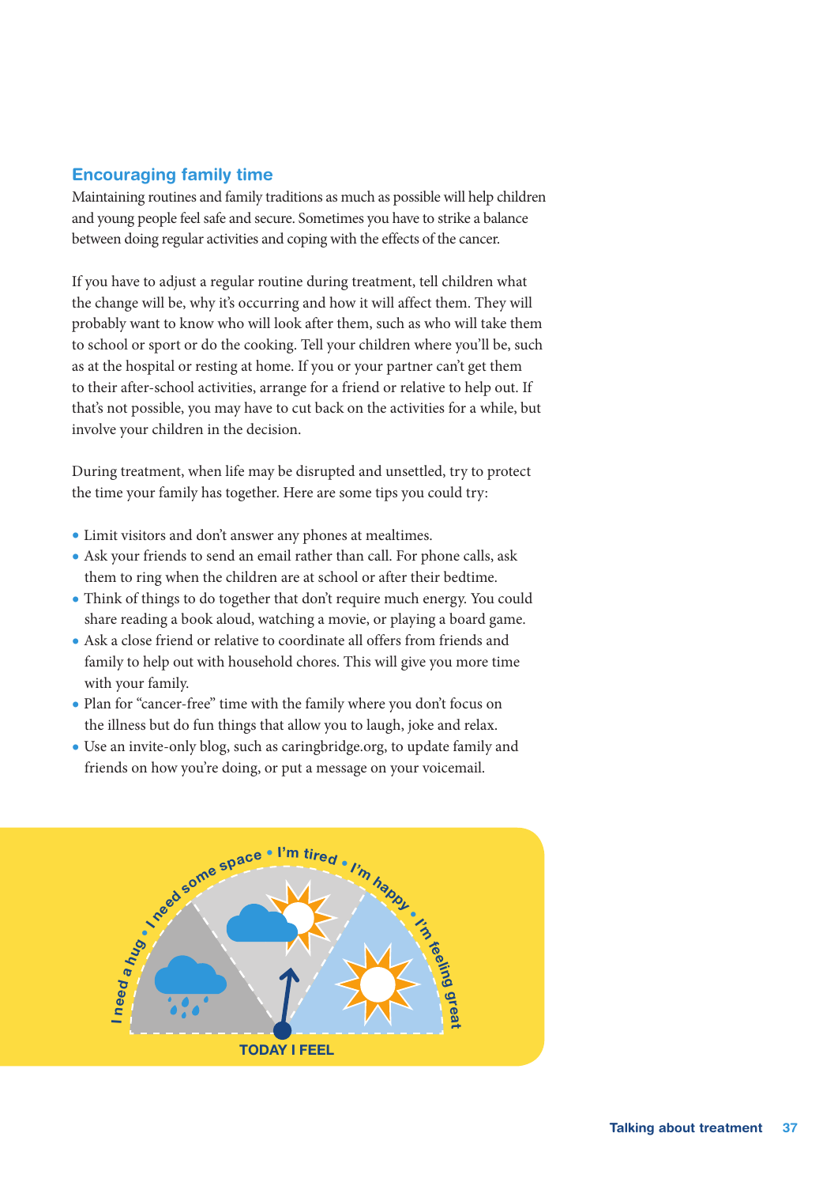## Encouraging family time

Maintaining routines and family traditions as much as possible will help children and young people feel safe and secure. Sometimes you have to strike a balance between doing regular activities and coping with the effects of the cancer.

If you have to adjust a regular routine during treatment, tell children what the change will be, why it's occurring and how it will affect them. They will probably want to know who will look after them, such as who will take them to school or sport or do the cooking. Tell your children where you'll be, such as at the hospital or resting at home. If you or your partner can't get them to their after-school activities, arrange for a friend or relative to help out. If that's not possible, you may have to cut back on the activities for a while, but involve your children in the decision.

During treatment, when life may be disrupted and unsettled, try to protect the time your family has together. Here are some tips you could try:

- Limit visitors and don't answer any phones at mealtimes.
- Ask your friends to send an email rather than call. For phone calls, ask them to ring when the children are at school or after their bedtime.
- Think of things to do together that don't require much energy. You could share reading a book aloud, watching a movie, or playing a board game.
- Ask a close friend or relative to coordinate all offers from friends and family to help out with household chores. This will give you more time with your family.
- Plan for "cancer-free" time with the family where you don't focus on the illness but do fun things that allow you to laugh, joke and relax.
- Use an invite-only blog, such as caringbridge.org, to update family and friends on how you're doing, or put a message on your voicemail.

I need a hug • I need some space • I'm tired • I'm happy • I'm feeling great

TODAY I FEEL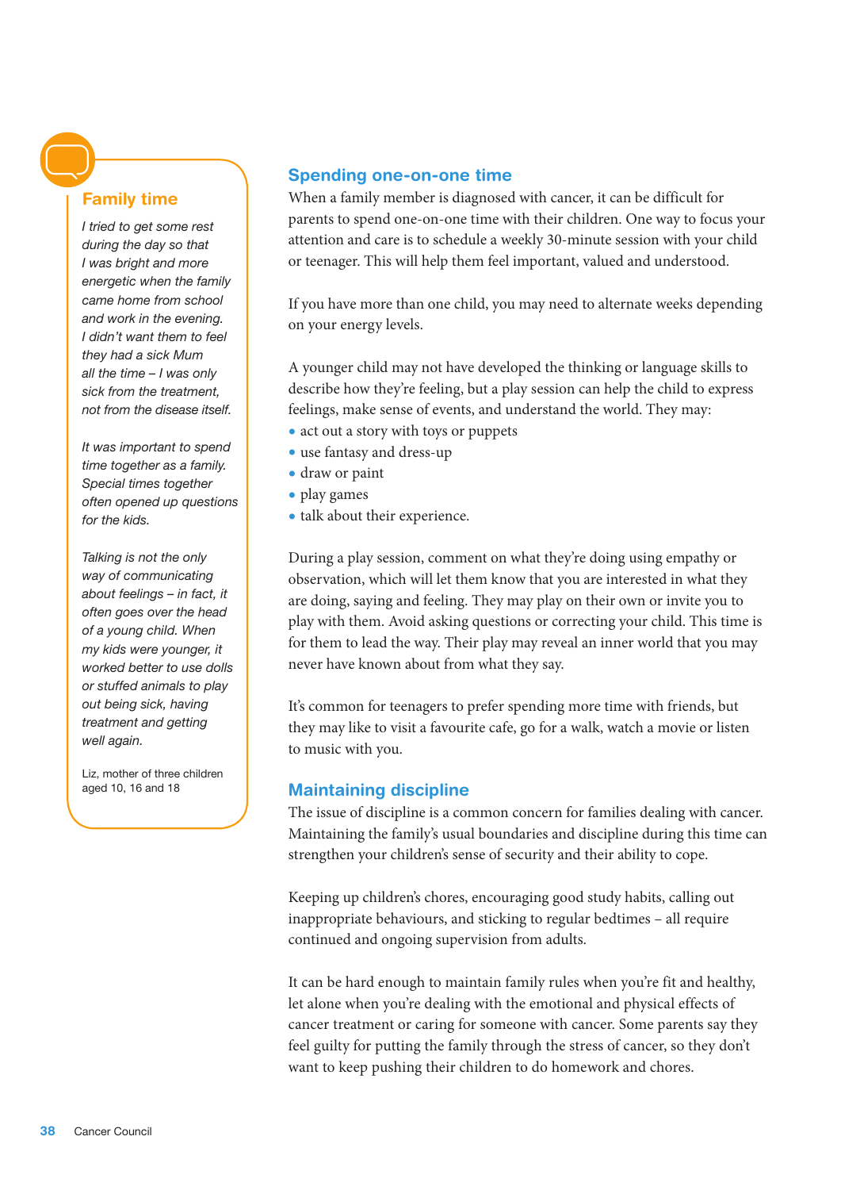### Family time

*I tried to get some rest during the day so that I was bright and more energetic when the family came home from school and work in the evening. I didn't want them to feel they had a sick Mum all the time – I was only sick from the treatment, not from the disease itself.*

*It was important to spend time together as a family. Special times together often opened up questions for the kids.*

*Talking is not the only way of communicating about feelings – in fact, it often goes over the head of a young child. When my kids were younger, it worked better to use dolls or stuffed animals to play out being sick, having treatment and getting well again.*

Liz, mother of three children aged 10, 16 and 18

## Spending one-on-one time

When a family member is diagnosed with cancer, it can be difficult for parents to spend one-on-one time with their children. One way to focus your attention and care is to schedule a weekly 30-minute session with your child or teenager. This will help them feel important, valued and understood.

If you have more than one child, you may need to alternate weeks depending on your energy levels.

A younger child may not have developed the thinking or language skills to describe how they're feeling, but a play session can help the child to express feelings, make sense of events, and understand the world. They may:

- act out a story with toys or puppets
- use fantasy and dress-up
- draw or paint
- play games
- talk about their experience.

During a play session, comment on what they're doing using empathy or observation, which will let them know that you are interested in what they are doing, saying and feeling. They may play on their own or invite you to play with them. Avoid asking questions or correcting your child. This time is for them to lead the way. Their play may reveal an inner world that you may never have known about from what they say.

It's common for teenagers to prefer spending more time with friends, but they may like to visit a favourite cafe, go for a walk, watch a movie or listen to music with you.

## Maintaining discipline

The issue of discipline is a common concern for families dealing with cancer. Maintaining the family's usual boundaries and discipline during this time can strengthen your children's sense of security and their ability to cope.

Keeping up children's chores, encouraging good study habits, calling out inappropriate behaviours, and sticking to regular bedtimes – all require continued and ongoing supervision from adults.

It can be hard enough to maintain family rules when you're fit and healthy, let alone when you're dealing with the emotional and physical effects of cancer treatment or caring for someone with cancer. Some parents say they feel guilty for putting the family through the stress of cancer, so they don't want to keep pushing their children to do homework and chores.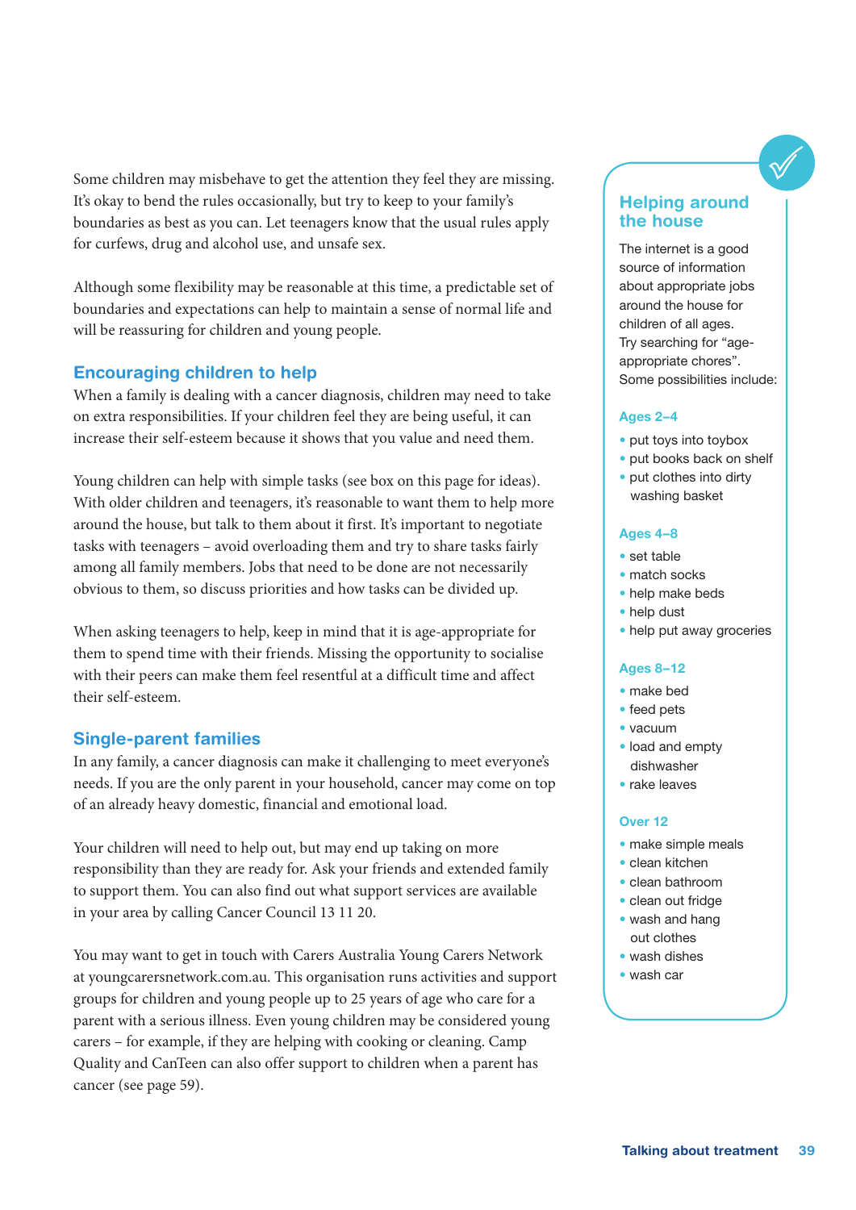Some children may misbehave to get the attention they feel they are missing. It's okay to bend the rules occasionally, but try to keep to your family's boundaries as best as you can. Let teenagers know that the usual rules apply for curfews, drug and alcohol use, and unsafe sex.

Although some flexibility may be reasonable at this time, a predictable set of boundaries and expectations can help to maintain a sense of normal life and will be reassuring for children and young people.

## Encouraging children to help

When a family is dealing with a cancer diagnosis, children may need to take on extra responsibilities. If your children feel they are being useful, it can increase their self-esteem because it shows that you value and need them.

Young children can help with simple tasks (see box on this page for ideas). With older children and teenagers, it's reasonable to want them to help more around the house, but talk to them about it first. It's important to negotiate tasks with teenagers – avoid overloading them and try to share tasks fairly among all family members. Jobs that need to be done are not necessarily obvious to them, so discuss priorities and how tasks can be divided up.

When asking teenagers to help, keep in mind that it is age-appropriate for them to spend time with their friends. Missing the opportunity to socialise with their peers can make them feel resentful at a difficult time and affect their self-esteem.

## Single-parent families

In any family, a cancer diagnosis can make it challenging to meet everyone's needs. If you are the only parent in your household, cancer may come on top of an already heavy domestic, financial and emotional load.

Your children will need to help out, but may end up taking on more responsibility than they are ready for. Ask your friends and extended family to support them. You can also find out what support services are available in your area by calling Cancer Council 13 11 20.

You may want to get in touch with Carers Australia Young Carers Network at youngcarersnetwork.com.au. This organisation runs activities and support groups for children and young people up to 25 years of age who care for a parent with a serious illness. Even young children may be considered young carers – for example, if they are helping with cooking or cleaning. Camp Quality and CanTeen can also offer support to children when a parent has cancer (see page 59).

### Helping around the house

The internet is a good source of information about appropriate jobs around the house for children of all ages. Try searching for "age-appropriate chores". Some possibilities include:

**Ages 2–4**

- put toys into toybox
- put books back on shelf
- put clothes into dirty washing basket

**Ages 4–8**

- set table
- match socks
- help make beds
- help dust
- help put away groceries

**Ages 8–12**

- make bed
- feed pets
- vacuum
- load and empty dishwasher
- rake leaves

**Over 12**

- make simple meals
- clean kitchen
- clean bathroom
- clean out fridge
- wash and hang out clothes
- wash dishes
- wash car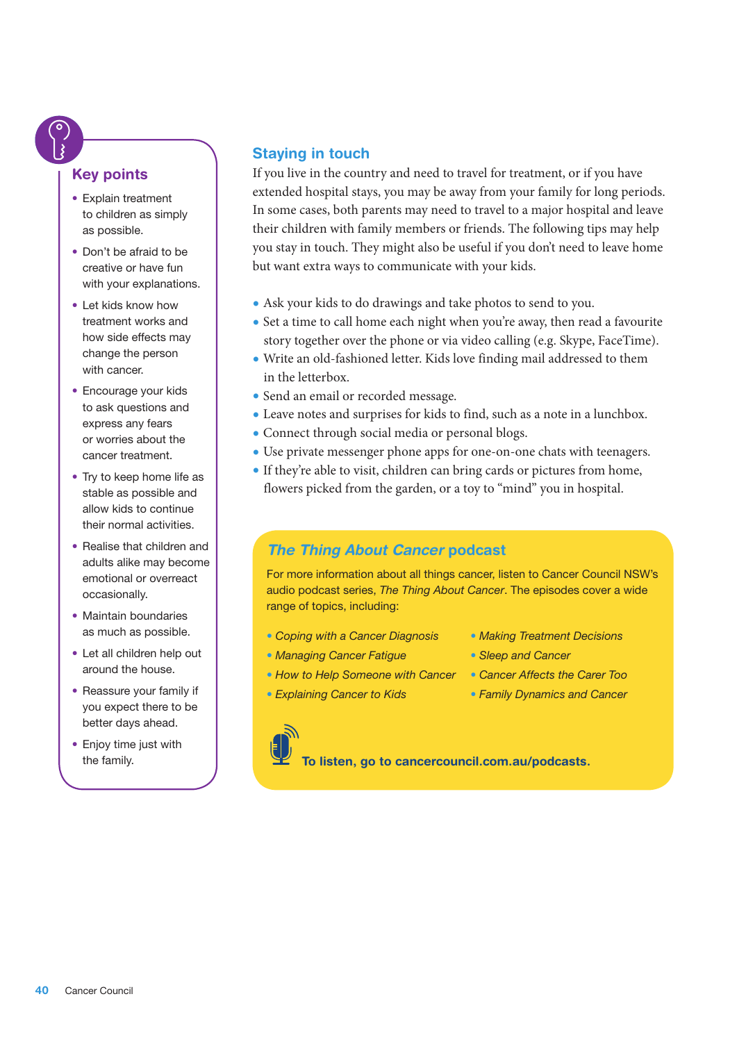## Key points

- Explain treatment to children as simply as possible.
- Don't be afraid to be creative or have fun with your explanations.
- Let kids know how treatment works and how side effects may change the person with cancer.
- Encourage your kids to ask questions and express any fears or worries about the cancer treatment.
- Try to keep home life as stable as possible and allow kids to continue their normal activities.
- Realise that children and adults alike may become emotional or overreact occasionally.
- Maintain boundaries as much as possible.
- Let all children help out around the house.
- Reassure your family if you expect there to be better days ahead.
- Enjoy time just with the family.

## Staying in touch

If you live in the country and need to travel for treatment, or if you have extended hospital stays, you may be away from your family for long periods. In some cases, both parents may need to travel to a major hospital and leave their children with family members or friends. The following tips may help you stay in touch. They might also be useful if you don't need to leave home but want extra ways to communicate with your kids.

- Ask your kids to do drawings and take photos to send to you.
- Set a time to call home each night when you're away, then read a favourite story together over the phone or via video calling (e.g. Skype, FaceTime).
- Write an old-fashioned letter. Kids love finding mail addressed to them in the letterbox.
- Send an email or recorded message.
- Leave notes and surprises for kids to find, such as a note in a lunchbox.
- Connect through social media or personal blogs.
- Use private messenger phone apps for one-on-one chats with teenagers.
- If they're able to visit, children can bring cards or pictures from home, flowers picked from the garden, or a toy to "mind" you in hospital.

### *The Thing About Cancer* podcast

For more information about all things cancer, listen to Cancer Council NSW's audio podcast series, *The Thing About Cancer*. The episodes cover a wide range of topics, including:

- *Coping with a Cancer Diagnosis*
- *Managing Cancer Fatigue*
- *How to Help Someone with Cancer*
- *Explaining Cancer to Kids*
- *Making Treatment Decisions*
- *Sleep and Cancer*
- *Cancer Affects the Carer Too*
- *Family Dynamics and Cancer*

**To listen, go to cancercouncil.com.au/podcasts.**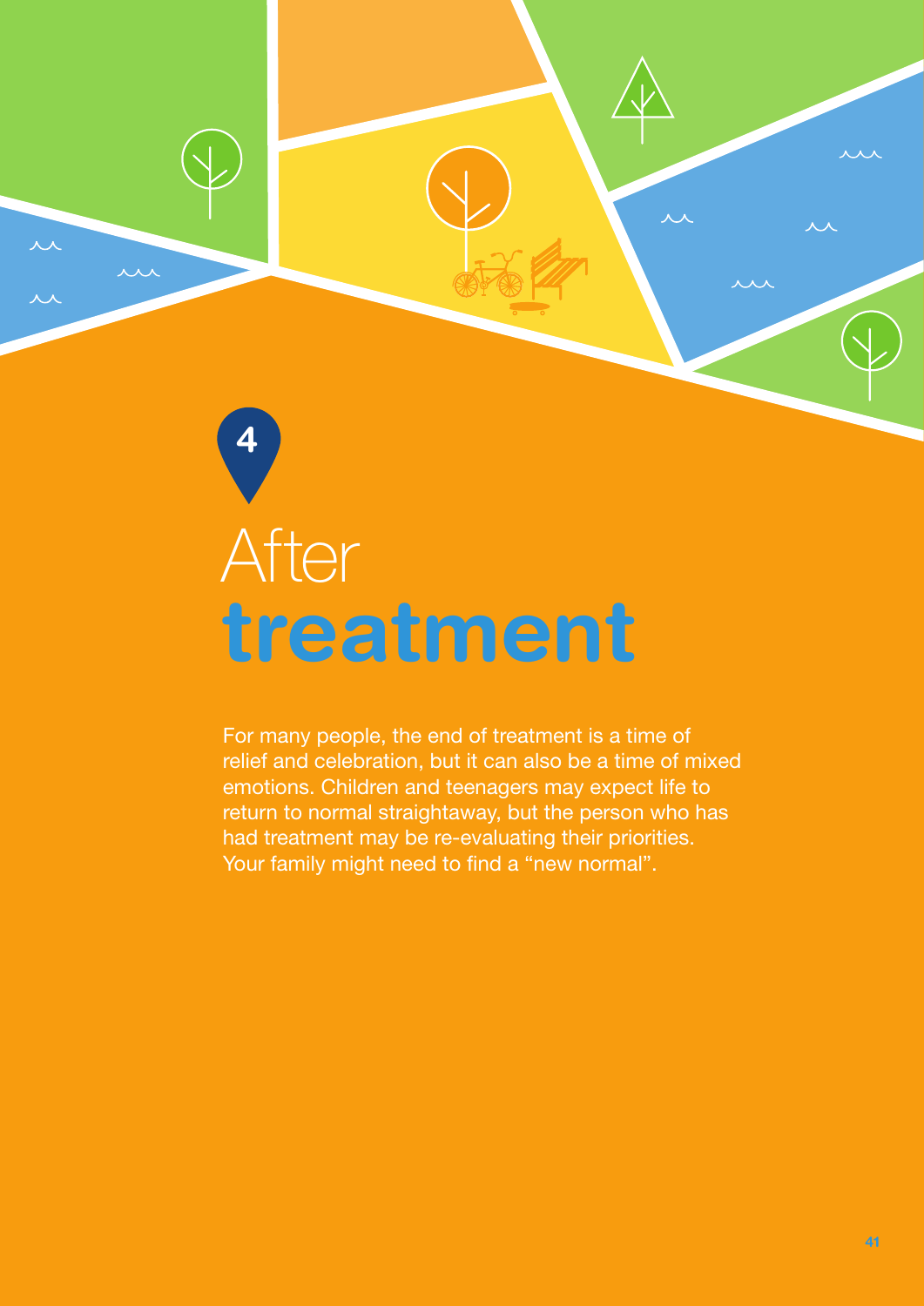4

# After **treatment**

For many people, the end of treatment is a time of relief and celebration, but it can also be a time of mixed emotions. Children and teenagers may expect life to return to normal straightaway, but the person who has had treatment may be re-evaluating their priorities. Your family might need to find a "new normal".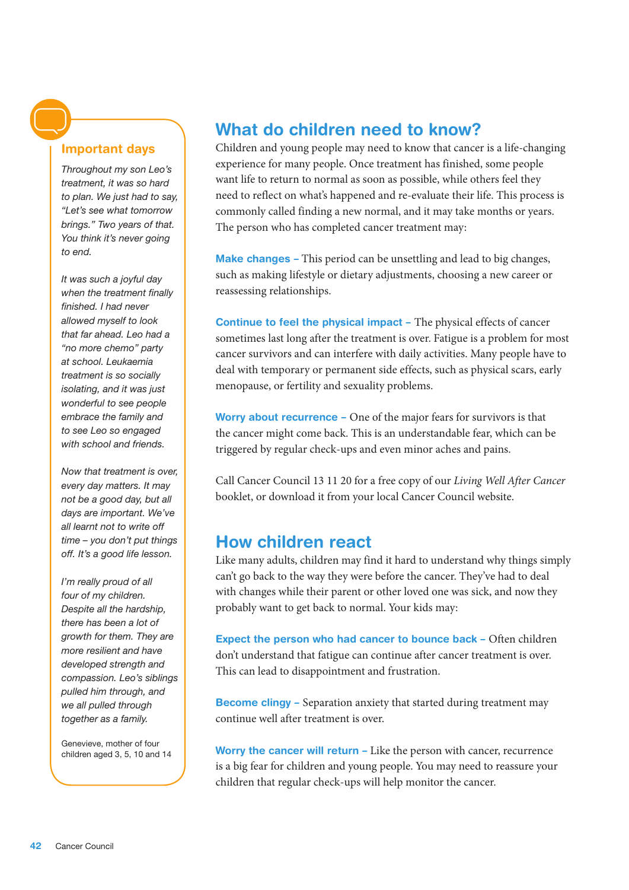### Important days

*Throughout my son Leo's treatment, it was so hard to plan. We just had to say, "Let's see what tomorrow brings." Two years of that. You think it's never going to end.*

*It was such a joyful day when the treatment finally finished. I had never allowed myself to look that far ahead. Leo had a "no more chemo" party at school. Leukaemia treatment is so socially isolating, and it was just wonderful to see people embrace the family and to see Leo so engaged with school and friends.*

*Now that treatment is over, every day matters. It may not be a good day, but all days are important. We've all learnt not to write off time – you don't put things off. It's a good life lesson.*

*I'm really proud of all four of my children. Despite all the hardship, there has been a lot of growth for them. They are more resilient and have developed strength and compassion. Leo's siblings pulled him through, and we all pulled through together as a family.*

Genevieve, mother of four children aged 3, 5, 10 and 14

## What do children need to know?

Children and young people may need to know that cancer is a life-changing experience for many people. Once treatment has finished, some people want life to return to normal as soon as possible, while others feel they need to reflect on what's happened and re-evaluate their life. This process is commonly called finding a new normal, and it may take months or years. The person who has completed cancer treatment may:

**Make changes –** This period can be unsettling and lead to big changes, such as making lifestyle or dietary adjustments, choosing a new career or reassessing relationships.

**Continue to feel the physical impact –** The physical effects of cancer sometimes last long after the treatment is over. Fatigue is a problem for most cancer survivors and can interfere with daily activities. Many people have to deal with temporary or permanent side effects, such as physical scars, early menopause, or fertility and sexuality problems.

**Worry about recurrence –** One of the major fears for survivors is that the cancer might come back. This is an understandable fear, which can be triggered by regular check-ups and even minor aches and pains.

Call Cancer Council 13 11 20 for a free copy of our *Living Well After Cancer* booklet, or download it from your local Cancer Council website.

## How children react

Like many adults, children may find it hard to understand why things simply can't go back to the way they were before the cancer. They've had to deal with changes while their parent or other loved one was sick, and now they probably want to get back to normal. Your kids may:

**Expect the person who had cancer to bounce back –** Often children don't understand that fatigue can continue after cancer treatment is over. This can lead to disappointment and frustration.

**Become clingy –** Separation anxiety that started during treatment may continue well after treatment is over.

**Worry the cancer will return –** Like the person with cancer, recurrence is a big fear for children and young people. You may need to reassure your children that regular check-ups will help monitor the cancer.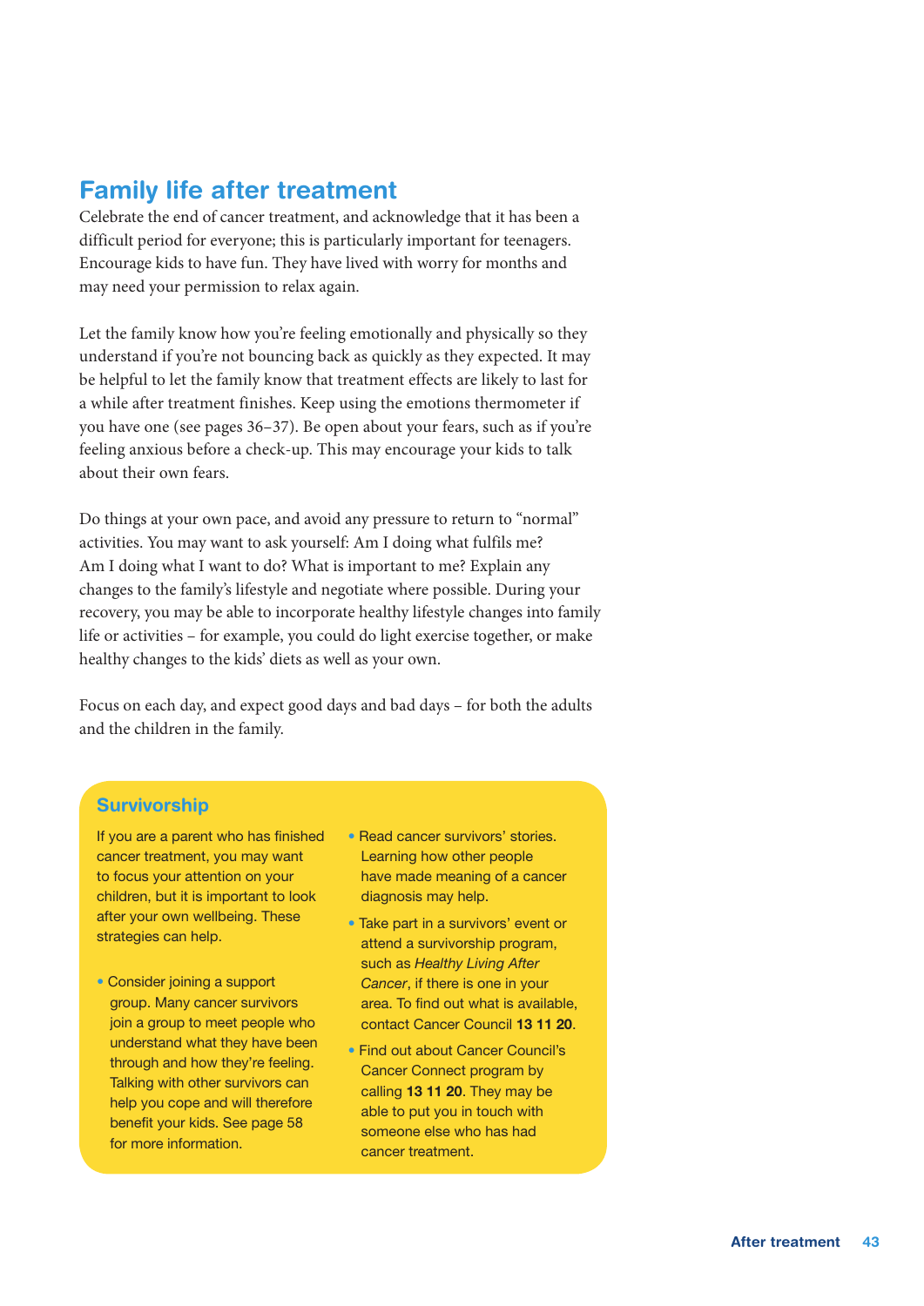## Family life after treatment

Celebrate the end of cancer treatment, and acknowledge that it has been a difficult period for everyone; this is particularly important for teenagers. Encourage kids to have fun. They have lived with worry for months and may need your permission to relax again.

Let the family know how you're feeling emotionally and physically so they understand if you're not bouncing back as quickly as they expected. It may be helpful to let the family know that treatment effects are likely to last for a while after treatment finishes. Keep using the emotions thermometer if you have one (see pages 36–37). Be open about your fears, such as if you're feeling anxious before a check-up. This may encourage your kids to talk about their own fears.

Do things at your own pace, and avoid any pressure to return to "normal" activities. You may want to ask yourself: Am I doing what fulfils me? Am I doing what I want to do? What is important to me? Explain any changes to the family's lifestyle and negotiate where possible. During your recovery, you may be able to incorporate healthy lifestyle changes into family life or activities – for example, you could do light exercise together, or make healthy changes to the kids' diets as well as your own.

Focus on each day, and expect good days and bad days – for both the adults and the children in the family.

### Survivorship

If you are a parent who has finished cancer treatment, you may want to focus your attention on your children, but it is important to look after your own wellbeing. These strategies can help.

- Consider joining a support group. Many cancer survivors join a group to meet people who understand what they have been through and how they're feeling. Talking with other survivors can help you cope and will therefore benefit your kids. See page 58 for more information.
- Read cancer survivors' stories. Learning how other people have made meaning of a cancer diagnosis may help.
- Take part in a survivors' event or attend a survivorship program, such as *Healthy Living After Cancer*, if there is one in your area. To find out what is available, contact Cancer Council **13 11 20**.
- Find out about Cancer Council's Cancer Connect program by calling **13 11 20**. They may be able to put you in touch with someone else who has had cancer treatment.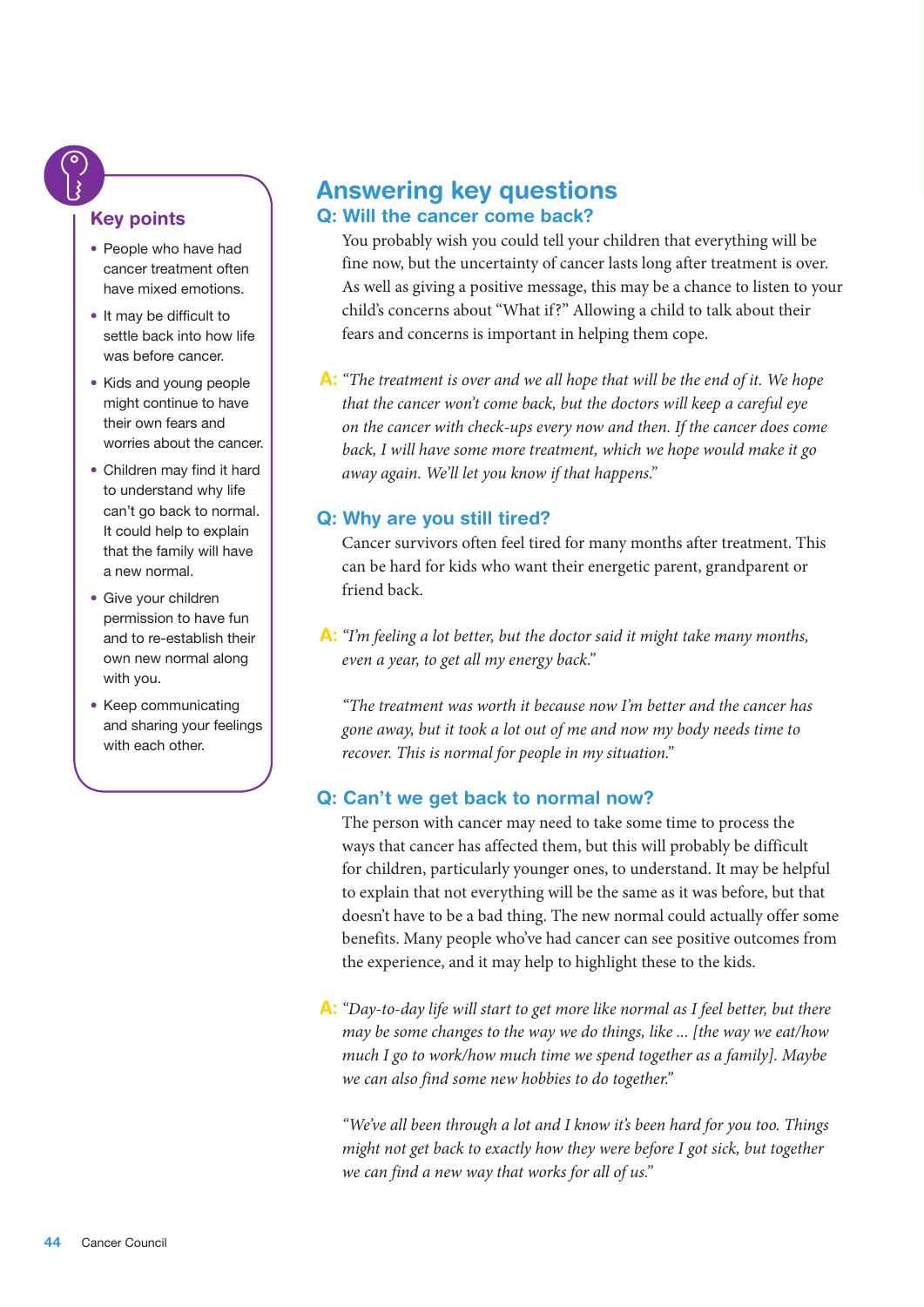## Key points

- People who have had cancer treatment often have mixed emotions.
- It may be difficult to settle back into how life was before cancer.
- Kids and young people might continue to have their own fears and worries about the cancer.
- Children may find it hard to understand why life can't go back to normal. It could help to explain that the family will have a new normal.
- Give your children permission to have fun and to re-establish their own new normal along with you.
- Keep communicating and sharing your feelings with each other.

# Answering key questions

## Q: Will the cancer come back?

You probably wish you could tell your children that everything will be fine now, but the uncertainty of cancer lasts long after treatment is over. As well as giving a positive message, this may be a chance to listen to your child's concerns about "What if?" Allowing a child to talk about their fears and concerns is important in helping them cope.

**A:** *"The treatment is over and we all hope that will be the end of it. We hope that the cancer won't come back, but the doctors will keep a careful eye on the cancer with check-ups every now and then. If the cancer does come back, I will have some more treatment, which we hope would make it go away again. We'll let you know if that happens."*

## Q: Why are you still tired?

Cancer survivors often feel tired for many months after treatment. This can be hard for kids who want their energetic parent, grandparent or friend back.

**A:** *"I'm feeling a lot better, but the doctor said it might take many months, even a year, to get all my energy back."*

*"The treatment was worth it because now I'm better and the cancer has gone away, but it took a lot out of me and now my body needs time to recover. This is normal for people in my situation."*

## Q: Can't we get back to normal now?

The person with cancer may need to take some time to process the ways that cancer has affected them, but this will probably be difficult for children, particularly younger ones, to understand. It may be helpful to explain that not everything will be the same as it was before, but that doesn't have to be a bad thing. The new normal could actually offer some benefits. Many people who've had cancer can see positive outcomes from the experience, and it may help to highlight these to the kids.

**A:** *"Day-to-day life will start to get more like normal as I feel better, but there may be some changes to the way we do things, like ... [the way we eat/how much I go to work/how much time we spend together as a family]. Maybe we can also find some new hobbies to do together."*

*"We've all been through a lot and I know it's been hard for you too. Things might not get back to exactly how they were before I got sick, but together we can find a new way that works for all of us."*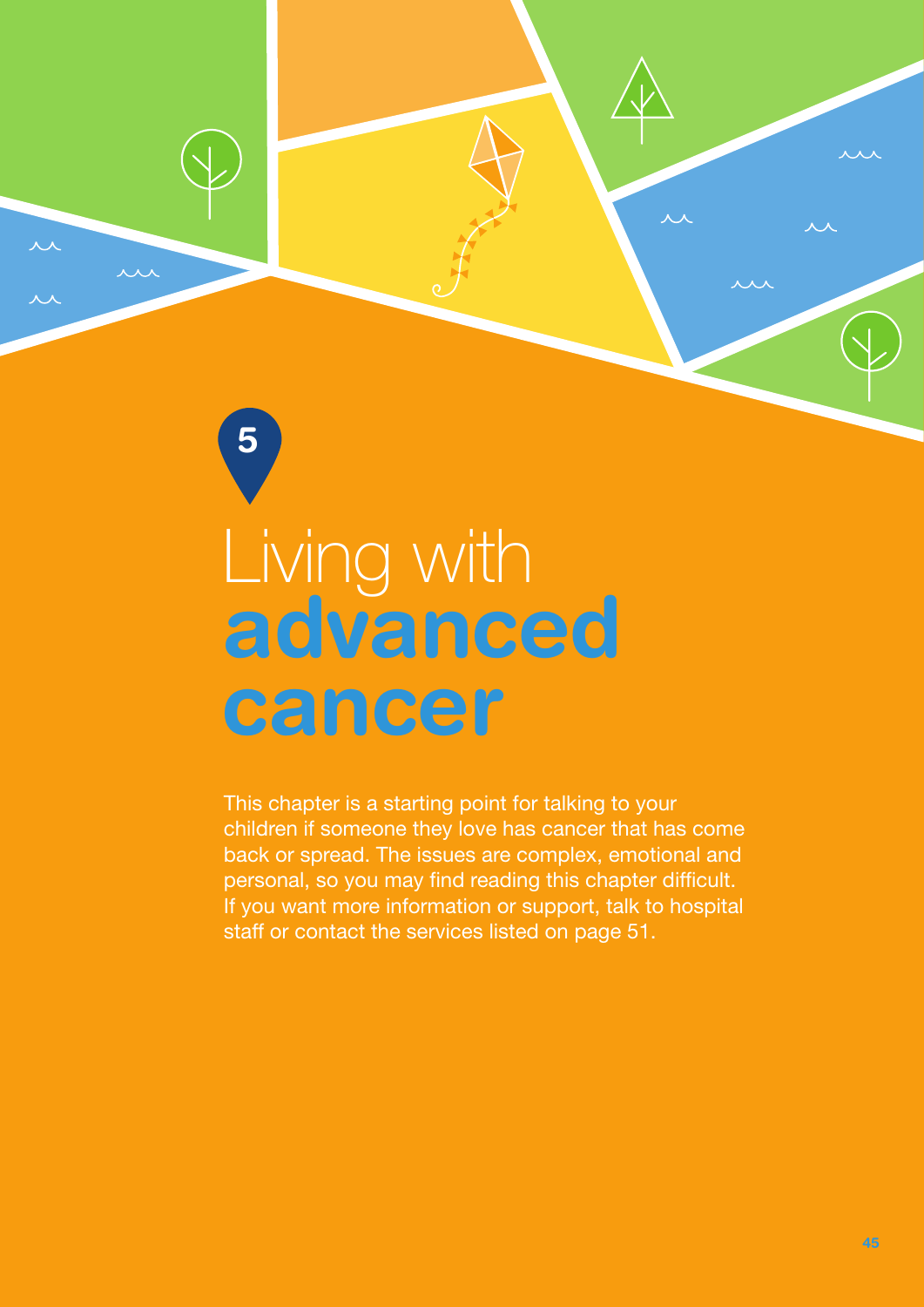5

# Living with **advanced cancer**

This chapter is a starting point for talking to your children if someone they love has cancer that has come back or spread. The issues are complex, emotional and personal, so you may find reading this chapter difficult. If you want more information or support, talk to hospital staff or contact the services listed on page 51.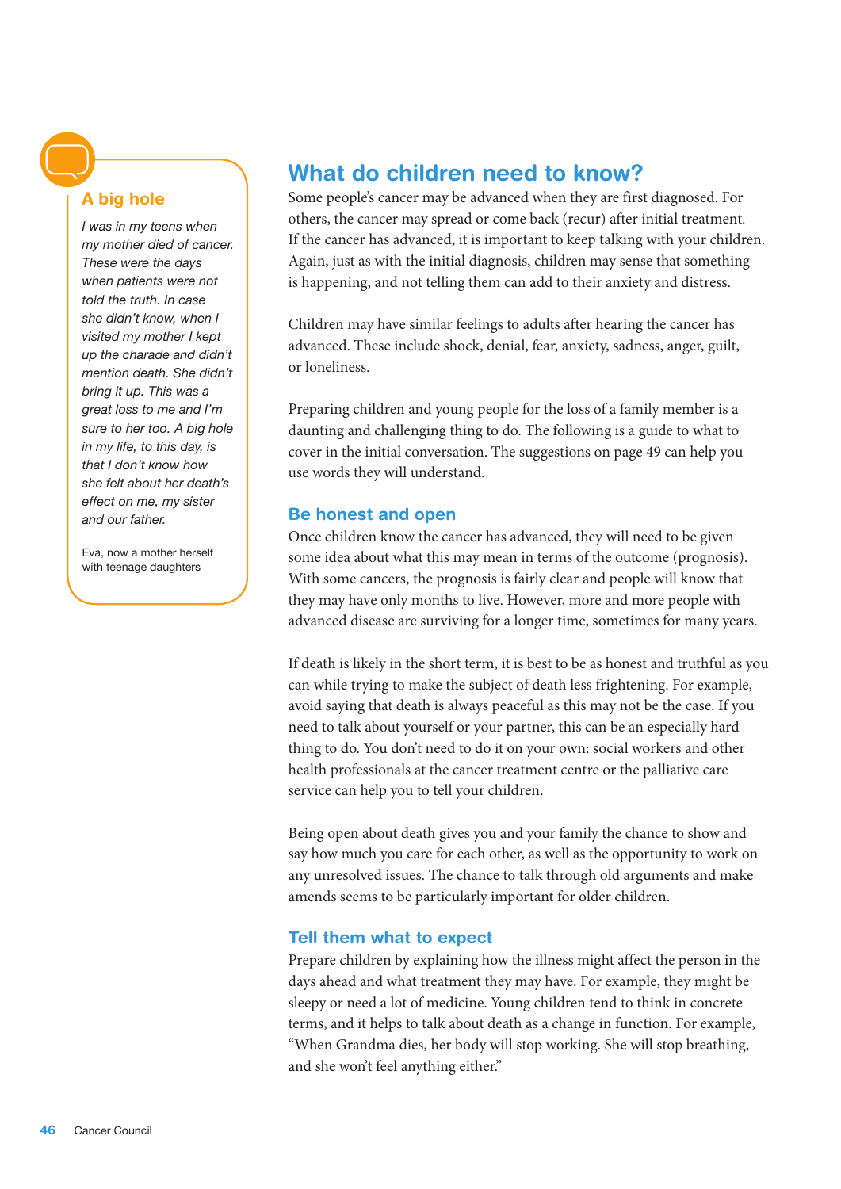### A big hole

*I was in my teens when my mother died of cancer. These were the days when patients were not told the truth. In case she didn't know, when I visited my mother I kept up the charade and didn't mention death. She didn't bring it up. This was a great loss to me and I'm sure to her too. A big hole in my life, to this day, is that I don't know how she felt about her death's effect on me, my sister and our father.*

Eva, now a mother herself with teenage daughters

## What do children need to know?

Some people's cancer may be advanced when they are first diagnosed. For others, the cancer may spread or come back (recur) after initial treatment. If the cancer has advanced, it is important to keep talking with your children. Again, just as with the initial diagnosis, children may sense that something is happening, and not telling them can add to their anxiety and distress.

Children may have similar feelings to adults after hearing the cancer has advanced. These include shock, denial, fear, anxiety, sadness, anger, guilt, or loneliness.

Preparing children and young people for the loss of a family member is a daunting and challenging thing to do. The following is a guide to what to cover in the initial conversation. The suggestions on page 49 can help you use words they will understand.

### Be honest and open

Once children know the cancer has advanced, they will need to be given some idea about what this may mean in terms of the outcome (prognosis). With some cancers, the prognosis is fairly clear and people will know that they may have only months to live. However, more and more people with advanced disease are surviving for a longer time, sometimes for many years.

If death is likely in the short term, it is best to be as honest and truthful as you can while trying to make the subject of death less frightening. For example, avoid saying that death is always peaceful as this may not be the case. If you need to talk about yourself or your partner, this can be an especially hard thing to do. You don't need to do it on your own: social workers and other health professionals at the cancer treatment centre or the palliative care service can help you to tell your children.

Being open about death gives you and your family the chance to show and say how much you care for each other, as well as the opportunity to work on any unresolved issues. The chance to talk through old arguments and make amends seems to be particularly important for older children.

### Tell them what to expect

Prepare children by explaining how the illness might affect the person in the days ahead and what treatment they may have. For example, they might be sleepy or need a lot of medicine. Young children tend to think in concrete terms, and it helps to talk about death as a change in function. For example, "When Grandma dies, her body will stop working. She will stop breathing, and she won't feel anything either."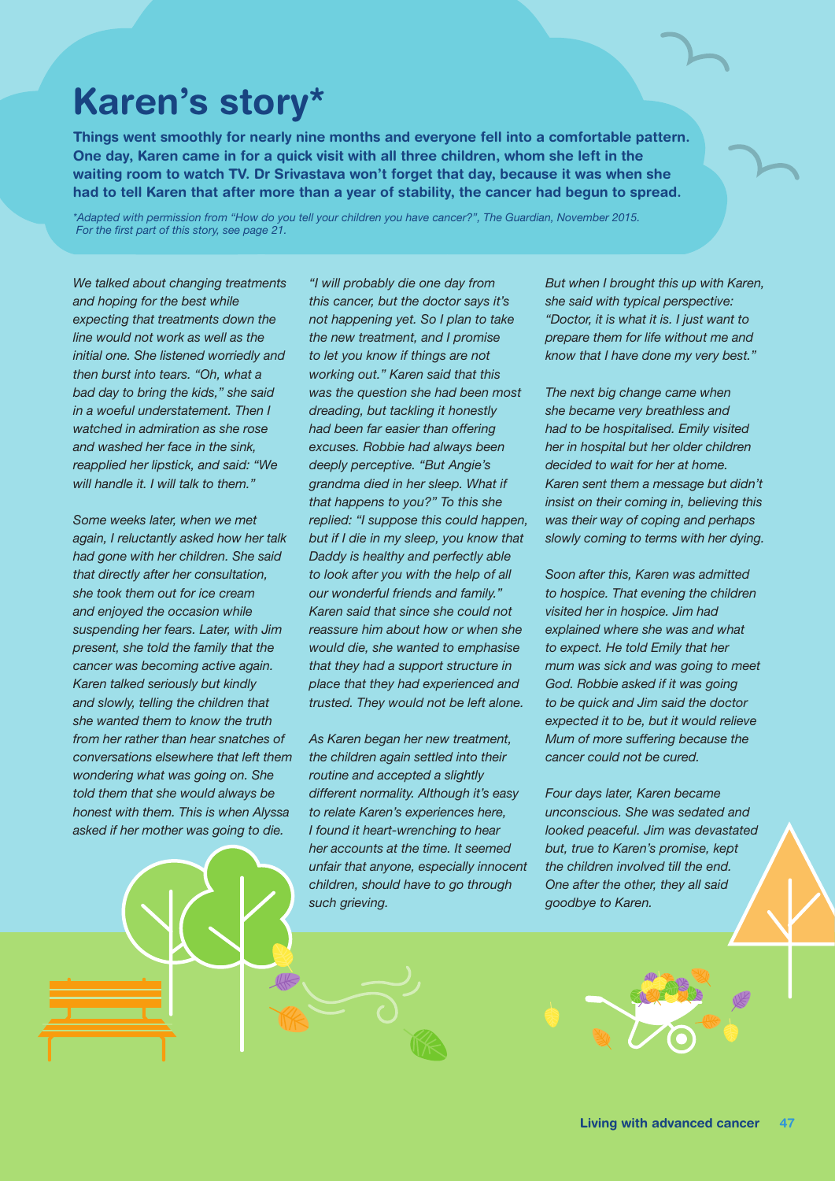# Karen's story*

**Things went smoothly for nearly nine months and everyone fell into a comfortable pattern. One day, Karen came in for a quick visit with all three children, whom she left in the waiting room to watch TV. Dr Srivastava won't forget that day, because it was when she had to tell Karen that after more than a year of stability, the cancer had begun to spread.**

*\*Adapted with permission from "How do you tell your children you have cancer?", The Guardian, November 2015. For the first part of this story, see page 21.*

*We talked about changing treatments and hoping for the best while expecting that treatments down the line would not work as well as the initial one. She listened worriedly and then burst into tears. "Oh, what a bad day to bring the kids," she said in a woeful understatement. Then I watched in admiration as she rose and washed her face in the sink, reapplied her lipstick, and said: "We will handle it. I will talk to them."*

*Some weeks later, when we met again, I reluctantly asked how her talk had gone with her children. She said that directly after her consultation, she took them out for ice cream and enjoyed the occasion while suspending her fears. Later, with Jim present, she told the family that the cancer was becoming active again. Karen talked seriously but kindly and slowly, telling the children that she wanted them to know the truth from her rather than hear snatches of conversations elsewhere that left them wondering what was going on. She told them that she would always be honest with them. This is when Alyssa asked if her mother was going to die.*

*"I will probably die one day from this cancer, but the doctor says it's not happening yet. So I plan to take the new treatment, and I promise to let you know if things are not working out." Karen said that this was the question she had been most dreading, but tackling it honestly had been far easier than offering excuses. Robbie had always been deeply perceptive. "But Angie's grandma died in her sleep. What if that happens to you?" To this she replied: "I suppose this could happen, but if I die in my sleep, you know that Daddy is healthy and perfectly able to look after you with the help of all our wonderful friends and family." Karen said that since she could not reassure him about how or when she would die, she wanted to emphasise that they had a support structure in place that they had experienced and trusted. They would not be left alone.*

*As Karen began her new treatment, the children again settled into their routine and accepted a slightly different normality. Although it's easy to relate Karen's experiences here, I found it heart-wrenching to hear her accounts at the time. It seemed unfair that anyone, especially innocent children, should have to go through such grieving.*

*But when I brought this up with Karen, she said with typical perspective: "Doctor, it is what it is. I just want to prepare them for life without me and know that I have done my very best."*

*The next big change came when she became very breathless and had to be hospitalised. Emily visited her in hospital but her older children decided to wait for her at home. Karen sent them a message but didn't insist on their coming in, believing this was their way of coping and perhaps slowly coming to terms with her dying.*

*Soon after this, Karen was admitted to hospice. That evening the children visited her in hospice. Jim had explained where she was and what to expect. He told Emily that her mum was sick and was going to meet God. Robbie asked if it was going to be quick and Jim said the doctor expected it to be, but it would relieve Mum of more suffering because the cancer could not be cured.*

*Four days later, Karen became unconscious. She was sedated and looked peaceful. Jim was devastated but, true to Karen's promise, kept the children involved till the end. One after the other, they all said goodbye to Karen.*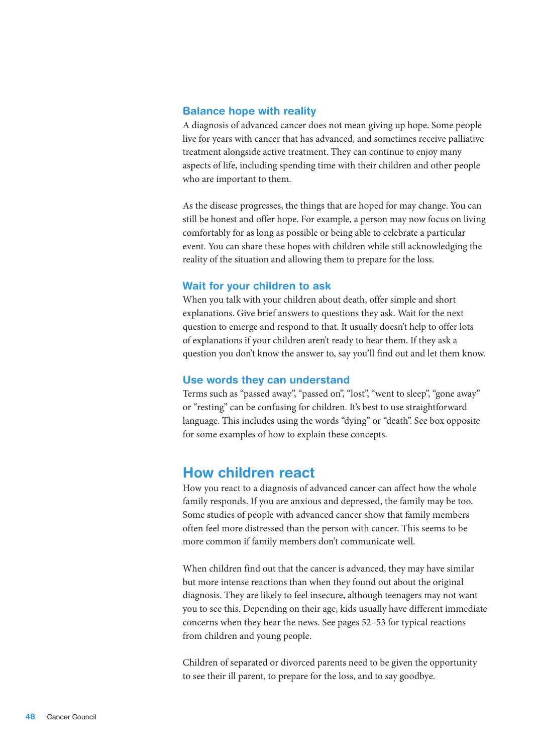### Balance hope with reality

A diagnosis of advanced cancer does not mean giving up hope. Some people live for years with cancer that has advanced, and sometimes receive palliative treatment alongside active treatment. They can continue to enjoy many aspects of life, including spending time with their children and other people who are important to them.

As the disease progresses, the things that are hoped for may change. You can still be honest and offer hope. For example, a person may now focus on living comfortably for as long as possible or being able to celebrate a particular event. You can share these hopes with children while still acknowledging the reality of the situation and allowing them to prepare for the loss.

### Wait for your children to ask

When you talk with your children about death, offer simple and short explanations. Give brief answers to questions they ask. Wait for the next question to emerge and respond to that. It usually doesn't help to offer lots of explanations if your children aren't ready to hear them. If they ask a question you don't know the answer to, say you'll find out and let them know.

### Use words they can understand

Terms such as "passed away", "passed on", "lost", "went to sleep", "gone away" or "resting" can be confusing for children. It's best to use straightforward language. This includes using the words "dying" or "death". See box opposite for some examples of how to explain these concepts.

## How children react

How you react to a diagnosis of advanced cancer can affect how the whole family responds. If you are anxious and depressed, the family may be too. Some studies of people with advanced cancer show that family members often feel more distressed than the person with cancer. This seems to be more common if family members don't communicate well.

When children find out that the cancer is advanced, they may have similar but more intense reactions than when they found out about the original diagnosis. They are likely to feel insecure, although teenagers may not want you to see this. Depending on their age, kids usually have different immediate concerns when they hear the news. See pages 52–53 for typical reactions from children and young people.

Children of separated or divorced parents need to be given the opportunity to see their ill parent, to prepare for the loss, and to say goodbye.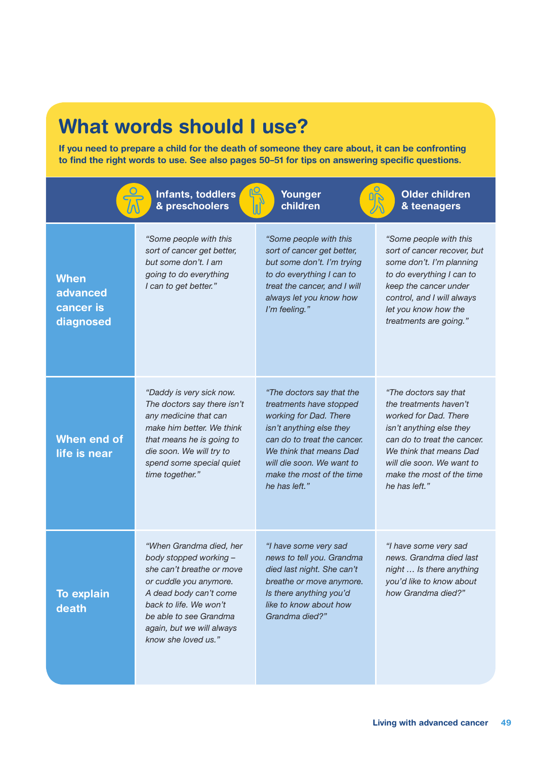# What words should I use?

**If you need to prepare a child for the death of someone they care about, it can be confronting to find the right words to use. See also pages 50–51 for tips on answering specific questions.**

| | Infants, toddlers & preschoolers | Younger children | Older children & teenagers |
|---|---|---|---|
| **When advanced cancer is diagnosed** | *"Some people with this sort of cancer get better, but some don't. I am going to do everything I can to get better."* | *"Some people with this sort of cancer get better, but some don't. I'm trying to do everything I can to treat the cancer, and I will always let you know how I'm feeling."* | *"Some people with this sort of cancer recover, but some don't. I'm planning to do everything I can to keep the cancer under control, and I will always let you know how the treatments are going."* |
| **When end of life is near** | *"Daddy is very sick now. The doctors say there isn't any medicine that can make him better. We think that means he is going to die soon. We will try to spend some special quiet time together."* | *"The doctors say that the treatments have stopped working for Dad. There isn't anything else they can do to treat the cancer. We think that means Dad will die soon. We want to make the most of the time he has left."* | *"The doctors say that the treatments haven't worked for Dad. There isn't anything else they can do to treat the cancer. We think that means Dad will die soon. We want to make the most of the time he has left."* |
| **To explain death** | *"When Grandma died, her body stopped working – she can't breathe or move or cuddle you anymore. A dead body can't come back to life. We won't be able to see Grandma again, but we will always know she loved us."* | *"I have some very sad news to tell you. Grandma died last night. She can't breathe or move anymore. Is there anything you'd like to know about how Grandma died?"* | *"I have some very sad news. Grandma died last night … Is there anything you'd like to know about how Grandma died?"* |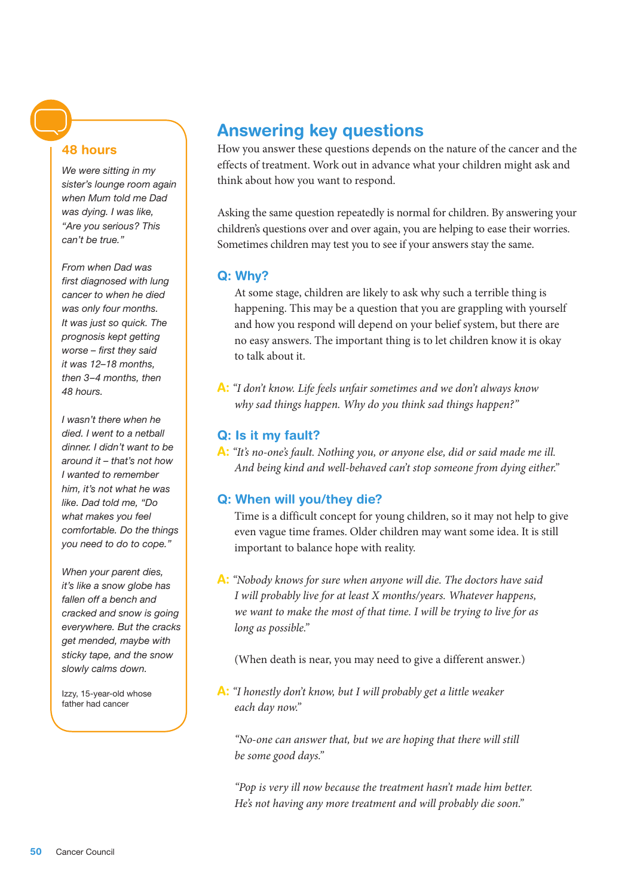### 48 hours

*We were sitting in my sister's lounge room again when Mum told me Dad was dying. I was like, "Are you serious? This can't be true."*

*From when Dad was first diagnosed with lung cancer to when he died was only four months. It was just so quick. The prognosis kept getting worse – first they said it was 12–18 months, then 3–4 months, then 48 hours.*

*I wasn't there when he died. I went to a netball dinner. I didn't want to be around it – that's not how I wanted to remember him, it's not what he was like. Dad told me, "Do what makes you feel comfortable. Do the things you need to do to cope."*

*When your parent dies, it's like a snow globe has fallen off a bench and cracked and snow is going everywhere. But the cracks get mended, maybe with sticky tape, and the snow slowly calms down.*

Izzy, 15-year-old whose father had cancer

## Answering key questions

How you answer these questions depends on the nature of the cancer and the effects of treatment. Work out in advance what your children might ask and think about how you want to respond.

Asking the same question repeatedly is normal for children. By answering your children's questions over and over again, you are helping to ease their worries. Sometimes children may test you to see if your answers stay the same.

### Q: Why?

At some stage, children are likely to ask why such a terrible thing is happening. This may be a question that you are grappling with yourself and how you respond will depend on your belief system, but there are no easy answers. The important thing is to let children know it is okay to talk about it.

**A:** *"I don't know. Life feels unfair sometimes and we don't always know why sad things happen. Why do you think sad things happen?"*

### Q: Is it my fault?

**A:** *"It's no-one's fault. Nothing you, or anyone else, did or said made me ill. And being kind and well-behaved can't stop someone from dying either."*

### Q: When will you/they die?

Time is a difficult concept for young children, so it may not help to give even vague time frames. Older children may want some idea. It is still important to balance hope with reality.

**A:** *"Nobody knows for sure when anyone will die. The doctors have said I will probably live for at least X months/years. Whatever happens, we want to make the most of that time. I will be trying to live for as long as possible."*

(When death is near, you may need to give a different answer.)

**A:** *"I honestly don't know, but I will probably get a little weaker each day now."*

*"No-one can answer that, but we are hoping that there will still be some good days."*

*"Pop is very ill now because the treatment hasn't made him better. He's not having any more treatment and will probably die soon."*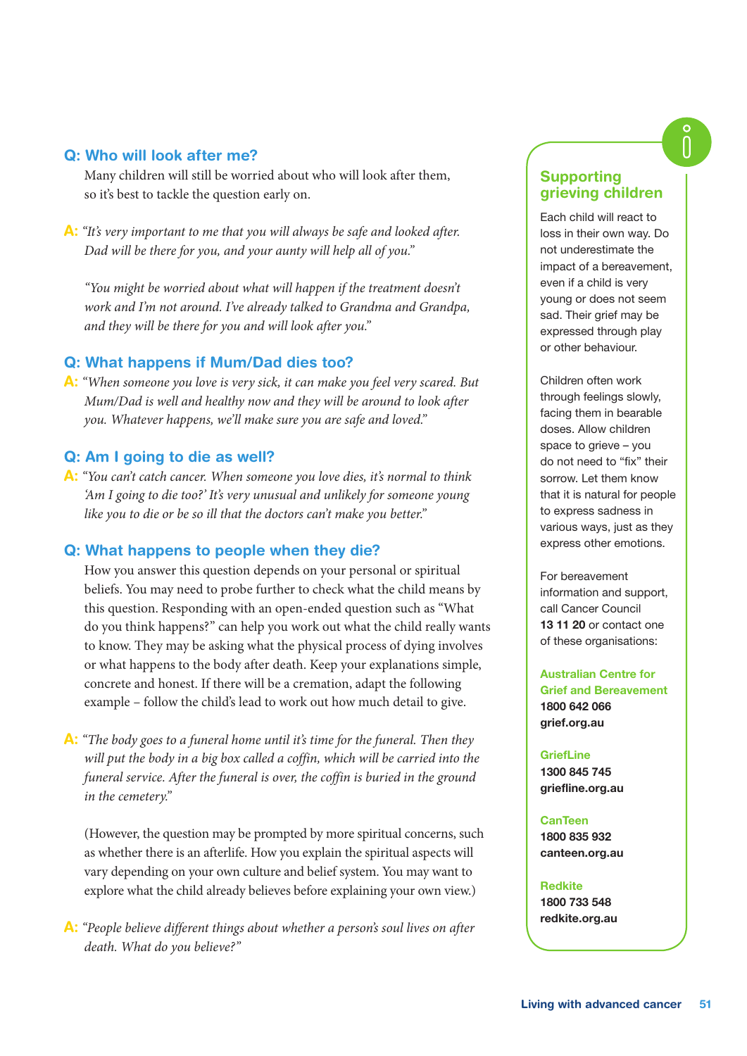### Q: Who will look after me?

Many children will still be worried about who will look after them, so it's best to tackle the question early on.

**A:** *"It's very important to me that you will always be safe and looked after. Dad will be there for you, and your aunty will help all of you."*

*"You might be worried about what will happen if the treatment doesn't work and I'm not around. I've already talked to Grandma and Grandpa, and they will be there for you and will look after you."*

### Q: What happens if Mum/Dad dies too?

**A:** *"When someone you love is very sick, it can make you feel very scared. But Mum/Dad is well and healthy now and they will be around to look after you. Whatever happens, we'll make sure you are safe and loved."*

### Q: Am I going to die as well?

**A:** *"You can't catch cancer. When someone you love dies, it's normal to think 'Am I going to die too?' It's very unusual and unlikely for someone young like you to die or be so ill that the doctors can't make you better."*

### Q: What happens to people when they die?

How you answer this question depends on your personal or spiritual beliefs. You may need to probe further to check what the child means by this question. Responding with an open-ended question such as "What do you think happens?" can help you work out what the child really wants to know. They may be asking what the physical process of dying involves or what happens to the body after death. Keep your explanations simple, concrete and honest. If there will be a cremation, adapt the following example – follow the child's lead to work out how much detail to give.

**A:** *"The body goes to a funeral home until it's time for the funeral. Then they will put the body in a big box called a coffin, which will be carried into the funeral service. After the funeral is over, the coffin is buried in the ground in the cemetery."*

(However, the question may be prompted by more spiritual concerns, such as whether there is an afterlife. How you explain the spiritual aspects will vary depending on your own culture and belief system. You may want to explore what the child already believes before explaining your own view.)

**A:** *"People believe different things about whether a person's soul lives on after death. What do you believe?"*

---

## Supporting grieving children

Each child will react to loss in their own way. Do not underestimate the impact of a bereavement, even if a child is very young or does not seem sad. Their grief may be expressed through play or other behaviour.

Children often work through feelings slowly, facing them in bearable doses. Allow children space to grieve – you do not need to "fix" their sorrow. Let them know that it is natural for people to express sadness in various ways, just as they express other emotions.

For bereavement information and support, call Cancer Council **13 11 20** or contact one of these organisations:

**Australian Centre for Grief and Bereavement**
**1800 642 066**
**grief.org.au**

**GriefLine**
**1300 845 745**
**griefline.org.au**

**CanTeen**
**1800 835 932**
**canteen.org.au**

**Redkite**
**1800 733 548**
**redkite.org.au**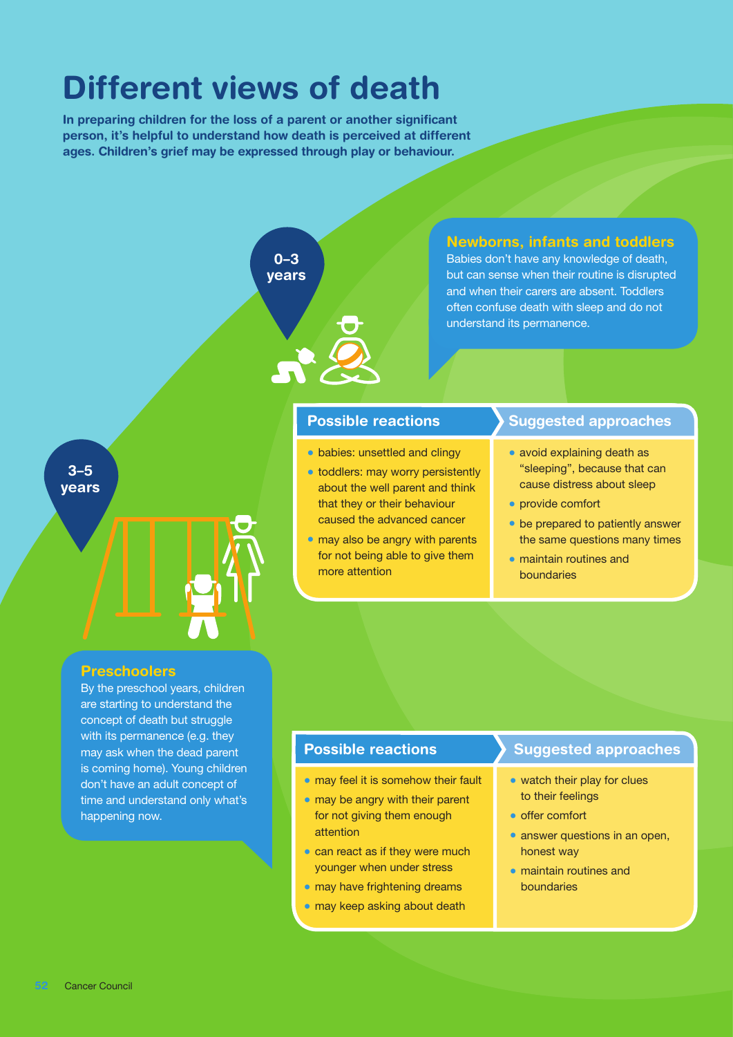# Different views of death

**In preparing children for the loss of a parent or another significant person, it's helpful to understand how death is perceived at different ages. Children's grief may be expressed through play or behaviour.**

## 0–3 years

### Newborns, infants and toddlers

Babies don't have any knowledge of death, but can sense when their routine is disrupted and when their carers are absent. Toddlers often confuse death with sleep and do not understand its permanence.

| Possible reactions | Suggested approaches |
|---|---|
| • babies: unsettled and clingy<br>• toddlers: may worry persistently about the well parent and think that they or their behaviour caused the advanced cancer<br>• may also be angry with parents for not being able to give them more attention | • avoid explaining death as "sleeping", because that can cause distress about sleep<br>• provide comfort<br>• be prepared to patiently answer the same questions many times<br>• maintain routines and boundaries |

## 3–5 years

### Preschoolers

By the preschool years, children are starting to understand the concept of death but struggle with its permanence (e.g. they may ask when the dead parent is coming home). Young children don't have an adult concept of time and understand only what's happening now.

| Possible reactions | Suggested approaches |
|---|---|
| • may feel it is somehow their fault<br>• may be angry with their parent for not giving them enough attention<br>• can react as if they were much younger when under stress<br>• may have frightening dreams<br>• may keep asking about death | • watch their play for clues to their feelings<br>• offer comfort<br>• answer questions in an open, honest way<br>• maintain routines and boundaries |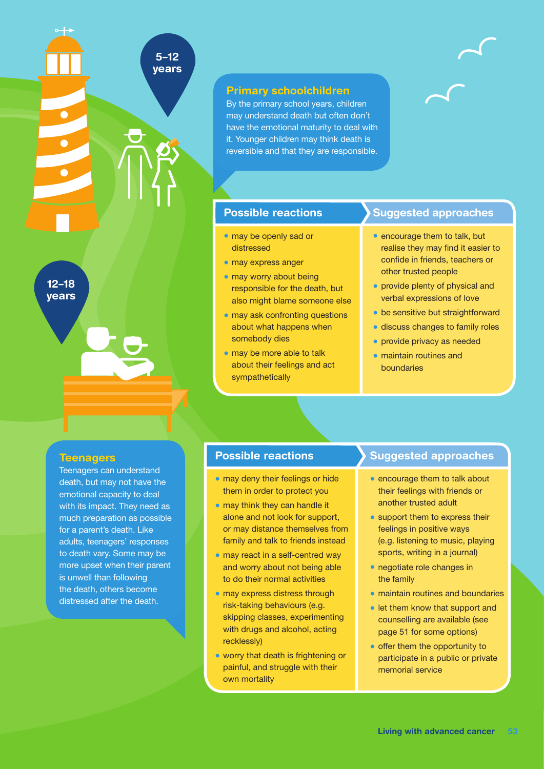5–12 years

## Primary schoolchildren

By the primary school years, children may understand death but often don't have the emotional maturity to deal with it. Younger children may think death is reversible and that they are responsible.

| Possible reactions | Suggested approaches |
| --- | --- |
| • may be openly sad or distressed<br>• may express anger<br>• may worry about being responsible for the death, but also might blame someone else<br>• may ask confronting questions about what happens when somebody dies<br>• may be more able to talk about their feelings and act sympathetically | • encourage them to talk, but realise they may find it easier to confide in friends, teachers or other trusted people<br>• provide plenty of physical and verbal expressions of love<br>• be sensitive but straightforward<br>• discuss changes to family roles<br>• provide privacy as needed<br>• maintain routines and boundaries |

12–18 years

## Teenagers

Teenagers can understand death, but may not have the emotional capacity to deal with its impact. They need as much preparation as possible for a parent's death. Like adults, teenagers' responses to death vary. Some may be more upset when their parent is unwell than following the death, others become distressed after the death.

| Possible reactions | Suggested approaches |
| --- | --- |
| • may deny their feelings or hide them in order to protect you<br>• may think they can handle it alone and not look for support, or may distance themselves from family and talk to friends instead<br>• may react in a self-centred way and worry about not being able to do their normal activities<br>• may express distress through risk-taking behaviours (e.g. skipping classes, experimenting with drugs and alcohol, acting recklessly)<br>• worry that death is frightening or painful, and struggle with their own mortality | • encourage them to talk about their feelings with friends or another trusted adult<br>• support them to express their feelings in positive ways (e.g. listening to music, playing sports, writing in a journal)<br>• negotiate role changes in the family<br>• maintain routines and boundaries<br>• let them know that support and counselling are available (see page 51 for some options)<br>• offer them the opportunity to participate in a public or private memorial service |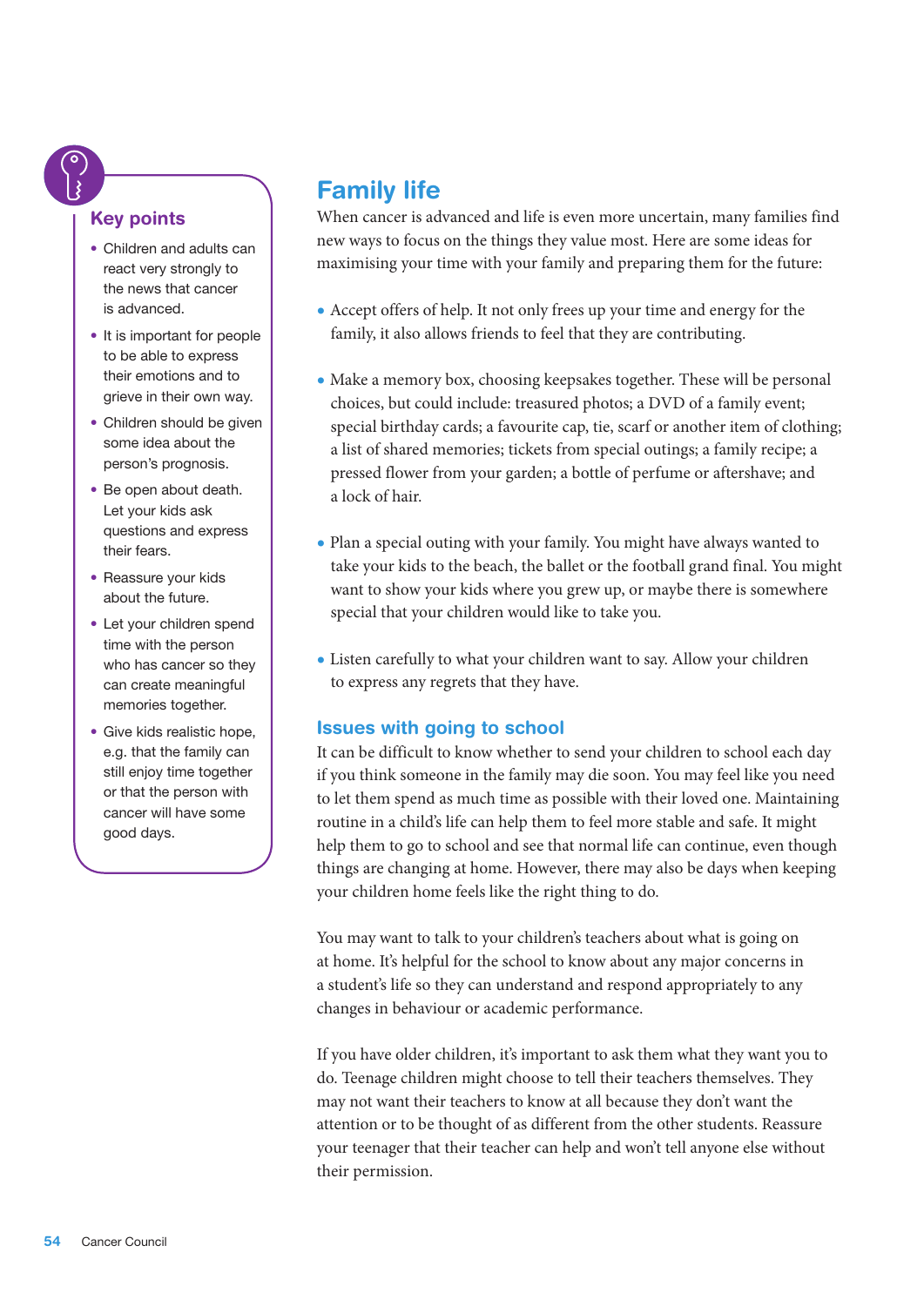## Key points

- Children and adults can react very strongly to the news that cancer is advanced.
- It is important for people to be able to express their emotions and to grieve in their own way.
- Children should be given some idea about the person's prognosis.
- Be open about death. Let your kids ask questions and express their fears.
- Reassure your kids about the future.
- Let your children spend time with the person who has cancer so they can create meaningful memories together.
- Give kids realistic hope, e.g. that the family can still enjoy time together or that the person with cancer will have some good days.

# Family life

When cancer is advanced and life is even more uncertain, many families find new ways to focus on the things they value most. Here are some ideas for maximising your time with your family and preparing them for the future:

- Accept offers of help. It not only frees up your time and energy for the family, it also allows friends to feel that they are contributing.
- Make a memory box, choosing keepsakes together. These will be personal choices, but could include: treasured photos; a DVD of a family event; special birthday cards; a favourite cap, tie, scarf or another item of clothing; a list of shared memories; tickets from special outings; a family recipe; a pressed flower from your garden; a bottle of perfume or aftershave; and a lock of hair.
- Plan a special outing with your family. You might have always wanted to take your kids to the beach, the ballet or the football grand final. You might want to show your kids where you grew up, or maybe there is somewhere special that your children would like to take you.
- Listen carefully to what your children want to say. Allow your children to express any regrets that they have.

## Issues with going to school

It can be difficult to know whether to send your children to school each day if you think someone in the family may die soon. You may feel like you need to let them spend as much time as possible with their loved one. Maintaining routine in a child's life can help them to feel more stable and safe. It might help them to go to school and see that normal life can continue, even though things are changing at home. However, there may also be days when keeping your children home feels like the right thing to do.

You may want to talk to your children's teachers about what is going on at home. It's helpful for the school to know about any major concerns in a student's life so they can understand and respond appropriately to any changes in behaviour or academic performance.

If you have older children, it's important to ask them what they want you to do. Teenage children might choose to tell their teachers themselves. They may not want their teachers to know at all because they don't want the attention or to be thought of as different from the other students. Reassure your teenager that their teacher can help and won't tell anyone else without their permission.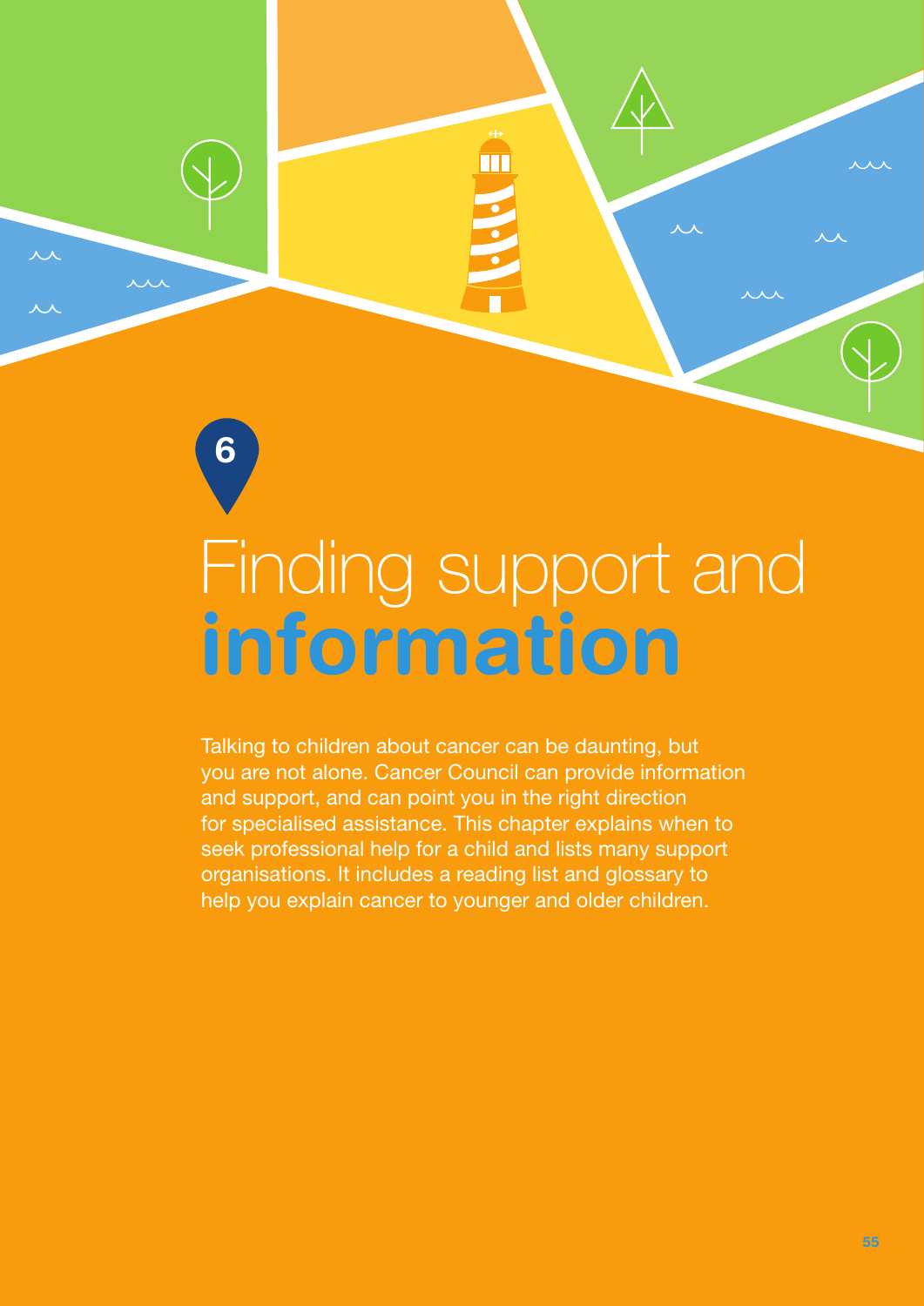6

# Finding support and **information**

Talking to children about cancer can be daunting, but you are not alone. Cancer Council can provide information and support, and can point you in the right direction for specialised assistance. This chapter explains when to seek professional help for a child and lists many support organisations. It includes a reading list and glossary to help you explain cancer to younger and older children.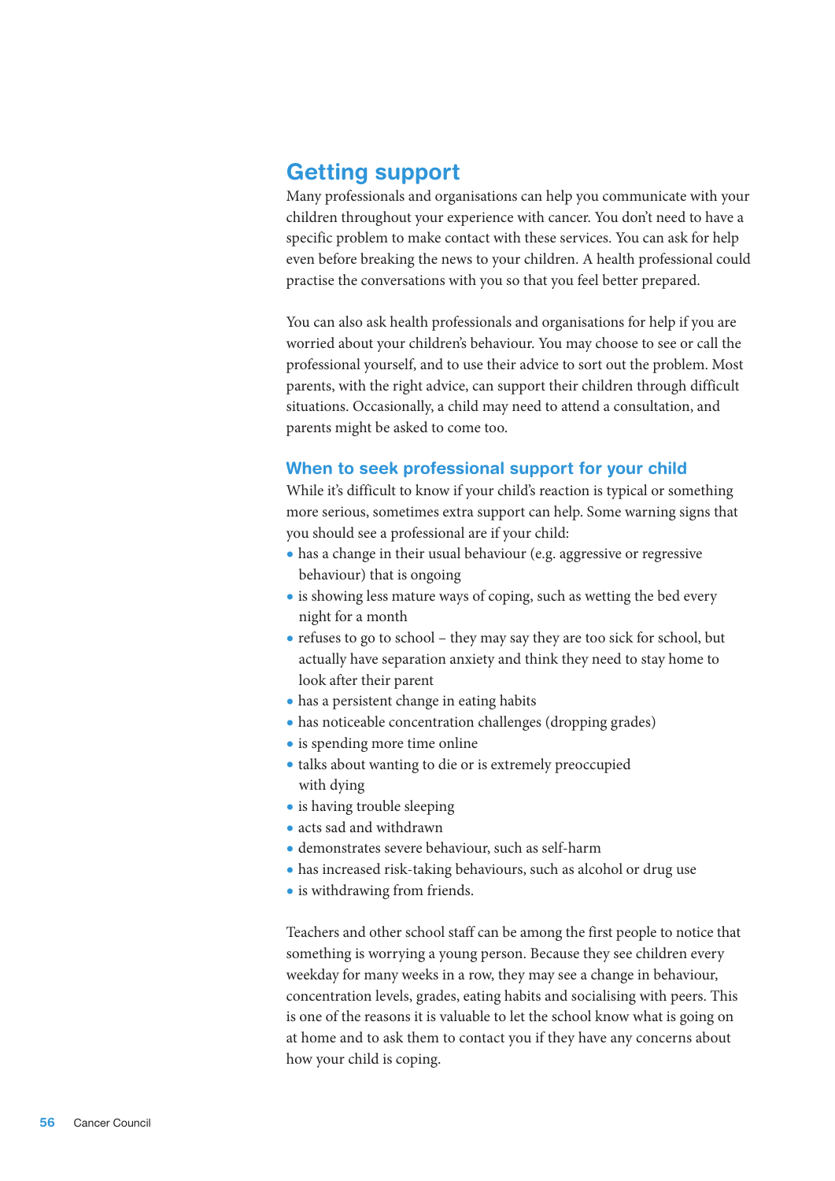## Getting support

Many professionals and organisations can help you communicate with your children throughout your experience with cancer. You don't need to have a specific problem to make contact with these services. You can ask for help even before breaking the news to your children. A health professional could practise the conversations with you so that you feel better prepared.

You can also ask health professionals and organisations for help if you are worried about your children's behaviour. You may choose to see or call the professional yourself, and to use their advice to sort out the problem. Most parents, with the right advice, can support their children through difficult situations. Occasionally, a child may need to attend a consultation, and parents might be asked to come too.

### When to seek professional support for your child

While it's difficult to know if your child's reaction is typical or something more serious, sometimes extra support can help. Some warning signs that you should see a professional are if your child:

- has a change in their usual behaviour (e.g. aggressive or regressive behaviour) that is ongoing
- is showing less mature ways of coping, such as wetting the bed every night for a month
- refuses to go to school – they may say they are too sick for school, but actually have separation anxiety and think they need to stay home to look after their parent
- has a persistent change in eating habits
- has noticeable concentration challenges (dropping grades)
- is spending more time online
- talks about wanting to die or is extremely preoccupied with dying
- is having trouble sleeping
- acts sad and withdrawn
- demonstrates severe behaviour, such as self-harm
- has increased risk-taking behaviours, such as alcohol or drug use
- is withdrawing from friends.

Teachers and other school staff can be among the first people to notice that something is worrying a young person. Because they see children every weekday for many weeks in a row, they may see a change in behaviour, concentration levels, grades, eating habits and socialising with peers. This is one of the reasons it is valuable to let the school know what is going on at home and to ask them to contact you if they have any concerns about how your child is coping.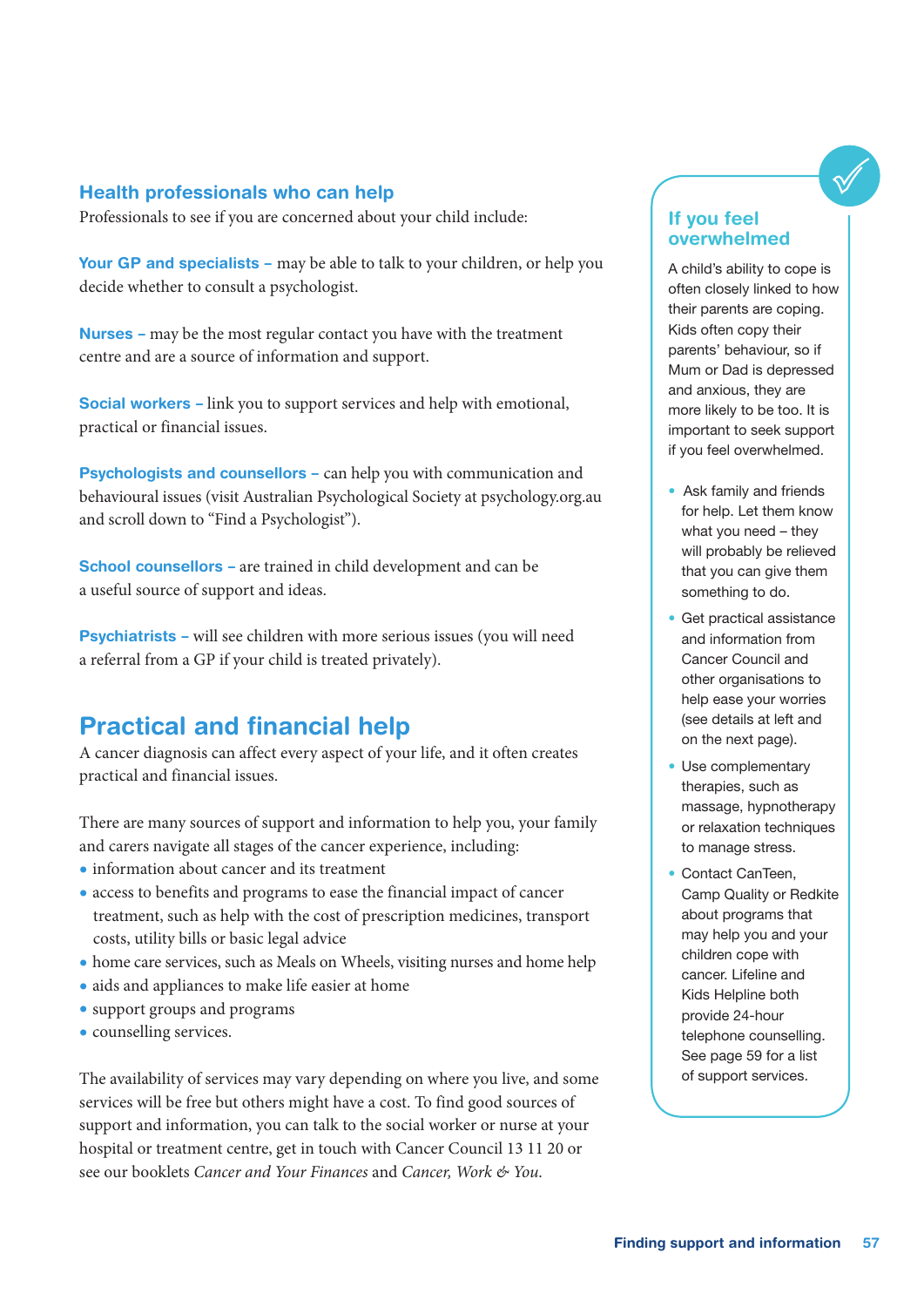### Health professionals who can help

Professionals to see if you are concerned about your child include:

**Your GP and specialists** – may be able to talk to your children, or help you decide whether to consult a psychologist.

**Nurses** – may be the most regular contact you have with the treatment centre and are a source of information and support.

**Social workers** – link you to support services and help with emotional, practical or financial issues.

**Psychologists and counsellors** – can help you with communication and behavioural issues (visit Australian Psychological Society at psychology.org.au and scroll down to "Find a Psychologist").

**School counsellors** – are trained in child development and can be a useful source of support and ideas.

**Psychiatrists** – will see children with more serious issues (you will need a referral from a GP if your child is treated privately).

## Practical and financial help

A cancer diagnosis can affect every aspect of your life, and it often creates practical and financial issues.

There are many sources of support and information to help you, your family and carers navigate all stages of the cancer experience, including:

- information about cancer and its treatment
- access to benefits and programs to ease the financial impact of cancer treatment, such as help with the cost of prescription medicines, transport costs, utility bills or basic legal advice
- home care services, such as Meals on Wheels, visiting nurses and home help
- aids and appliances to make life easier at home
- support groups and programs
- counselling services.

The availability of services may vary depending on where you live, and some services will be free but others might have a cost. To find good sources of support and information, you can talk to the social worker or nurse at your hospital or treatment centre, get in touch with Cancer Council 13 11 20 or see our booklets *Cancer and Your Finances* and *Cancer, Work & You*.

### If you feel overwhelmed

A child's ability to cope is often closely linked to how their parents are coping. Kids often copy their parents' behaviour, so if Mum or Dad is depressed and anxious, they are more likely to be too. It is important to seek support if you feel overwhelmed.

- Ask family and friends for help. Let them know what you need – they will probably be relieved that you can give them something to do.
- Get practical assistance and information from Cancer Council and other organisations to help ease your worries (see details at left and on the next page).
- Use complementary therapies, such as massage, hypnotherapy or relaxation techniques to manage stress.
- Contact CanTeen, Camp Quality or Redkite about programs that may help you and your children cope with cancer. Lifeline and Kids Helpline both provide 24-hour telephone counselling. See page 59 for a list of support services.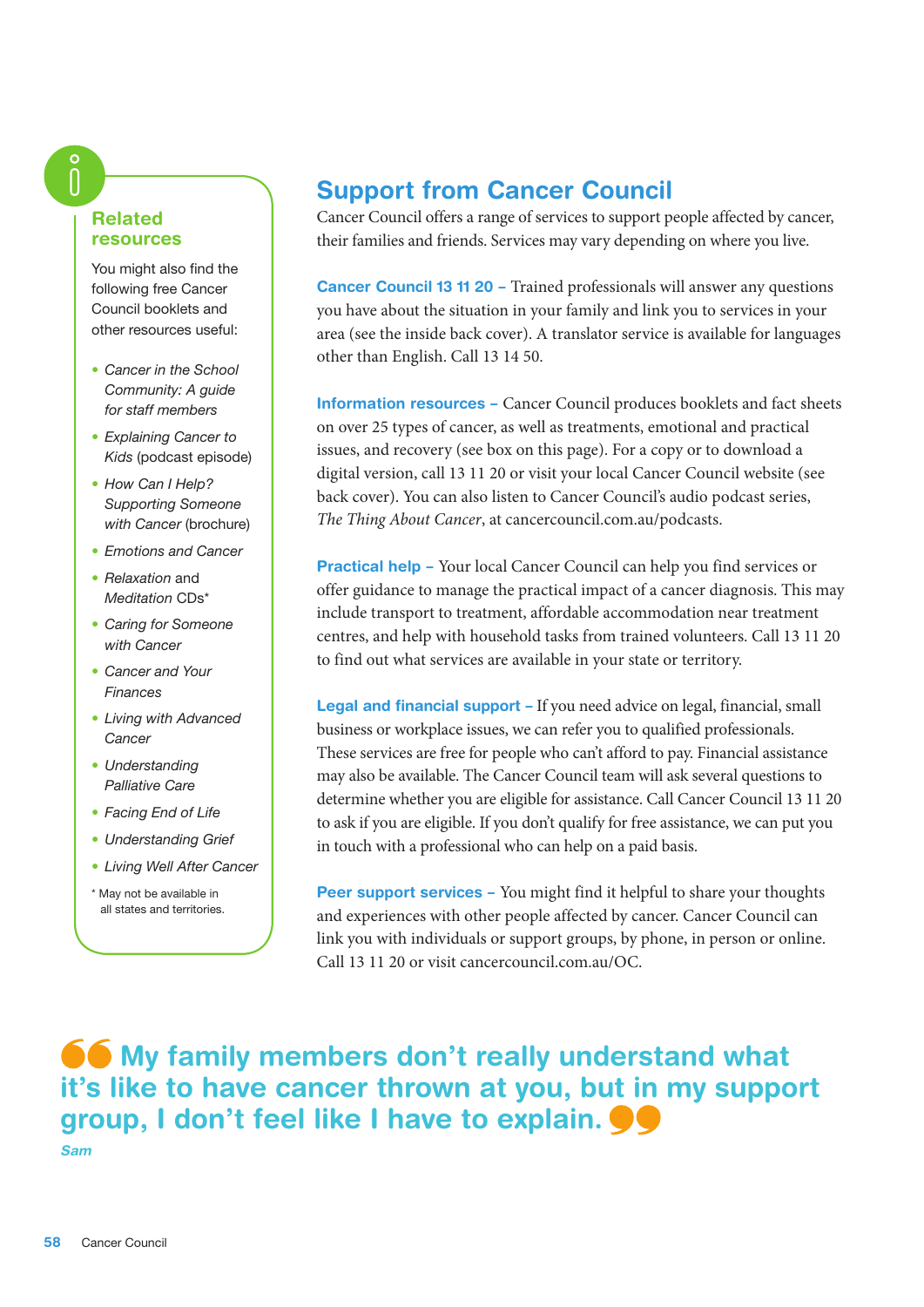## Support from Cancer Council

Cancer Council offers a range of services to support people affected by cancer, their families and friends. Services may vary depending on where you live.

**Cancer Council 13 11 20 –** Trained professionals will answer any questions you have about the situation in your family and link you to services in your area (see the inside back cover). A translator service is available for languages other than English. Call 13 14 50.

**Information resources –** Cancer Council produces booklets and fact sheets on over 25 types of cancer, as well as treatments, emotional and practical issues, and recovery (see box on this page). For a copy or to download a digital version, call 13 11 20 or visit your local Cancer Council website (see back cover). You can also listen to Cancer Council's audio podcast series, *The Thing About Cancer*, at cancercouncil.com.au/podcasts.

**Practical help –** Your local Cancer Council can help you find services or offer guidance to manage the practical impact of a cancer diagnosis. This may include transport to treatment, affordable accommodation near treatment centres, and help with household tasks from trained volunteers. Call 13 11 20 to find out what services are available in your state or territory.

**Legal and financial support –** If you need advice on legal, financial, small business or workplace issues, we can refer you to qualified professionals. These services are free for people who can't afford to pay. Financial assistance may also be available. The Cancer Council team will ask several questions to determine whether you are eligible for assistance. Call Cancer Council 13 11 20 to ask if you are eligible. If you don't qualify for free assistance, we can put you in touch with a professional who can help on a paid basis.

**Peer support services –** You might find it helpful to share your thoughts and experiences with other people affected by cancer. Cancer Council can link you with individuals or support groups, by phone, in person or online. Call 13 11 20 or visit cancercouncil.com.au/OC.

### Related resources

You might also find the following free Cancer Council booklets and other resources useful:

- *Cancer in the School Community: A guide for staff members*
- *Explaining Cancer to Kids* (podcast episode)
- *How Can I Help? Supporting Someone with Cancer* (brochure)
- *Emotions and Cancer*
- *Relaxation* and *Meditation* CDs*
- *Caring for Someone with Cancer*
- *Cancer and Your Finances*
- *Living with Advanced Cancer*
- *Understanding Palliative Care*
- *Facing End of Life*
- *Understanding Grief*
- *Living Well After Cancer*

\* May not be available in all states and territories.

> **"My family members don't really understand what it's like to have cancer thrown at you, but in my support group, I don't feel like I have to explain."**
>
> *Sam*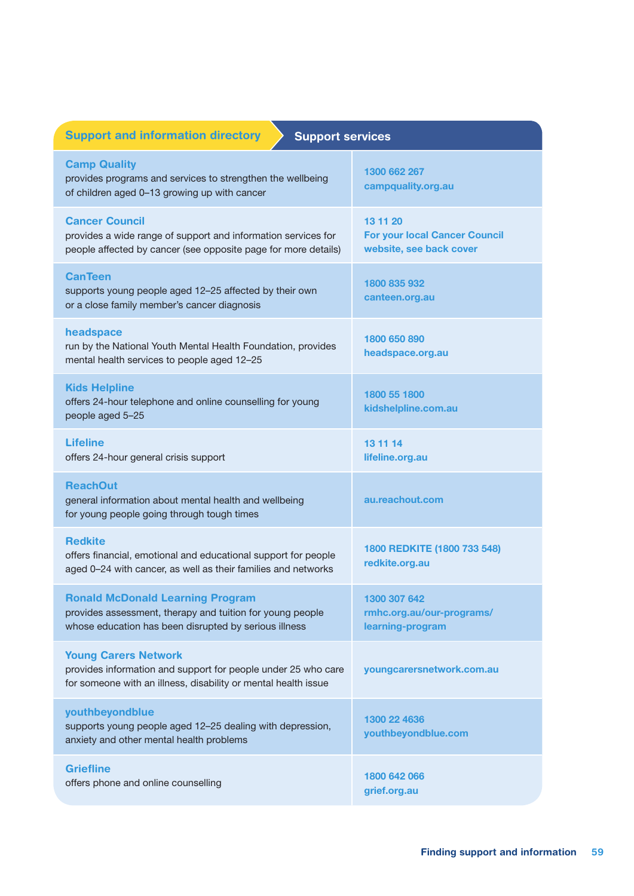## Support and information directory

### Support services

| Service | Contact |
| --- | --- |
| **Camp Quality** provides programs and services to strengthen the wellbeing of children aged 0–13 growing up with cancer | **1300 662 267** **campquality.org.au** |
| **Cancer Council** provides a wide range of support and information services for people affected by cancer (see opposite page for more details) | **13 11 20** **For your local Cancer Council website, see back cover** |
| **CanTeen** supports young people aged 12–25 affected by their own or a close family member's cancer diagnosis | **1800 835 932** **canteen.org.au** |
| **headspace** run by the National Youth Mental Health Foundation, provides mental health services to people aged 12–25 | **1800 650 890** **headspace.org.au** |
| **Kids Helpline** offers 24-hour telephone and online counselling for young people aged 5–25 | **1800 55 1800** **kidshelpline.com.au** |
| **Lifeline** offers 24-hour general crisis support | **13 11 14** **lifeline.org.au** |
| **ReachOut** general information about mental health and wellbeing for young people going through tough times | **au.reachout.com** |
| **Redkite** offers financial, emotional and educational support for people aged 0–24 with cancer, as well as their families and networks | **1800 REDKITE (1800 733 548)** **redkite.org.au** |
| **Ronald McDonald Learning Program** provides assessment, therapy and tuition for young people whose education has been disrupted by serious illness | **1300 307 642** **rmhc.org.au/our-programs/learning-program** |
| **Young Carers Network** provides information and support for people under 25 who care for someone with an illness, disability or mental health issue | **youngcarersnetwork.com.au** |
| **youthbeyondblue** supports young people aged 12–25 dealing with depression, anxiety and other mental health problems | **1300 22 4636** **youthbeyondblue.com** |
| **Griefline** offers phone and online counselling | **1800 642 066** **grief.org.au** |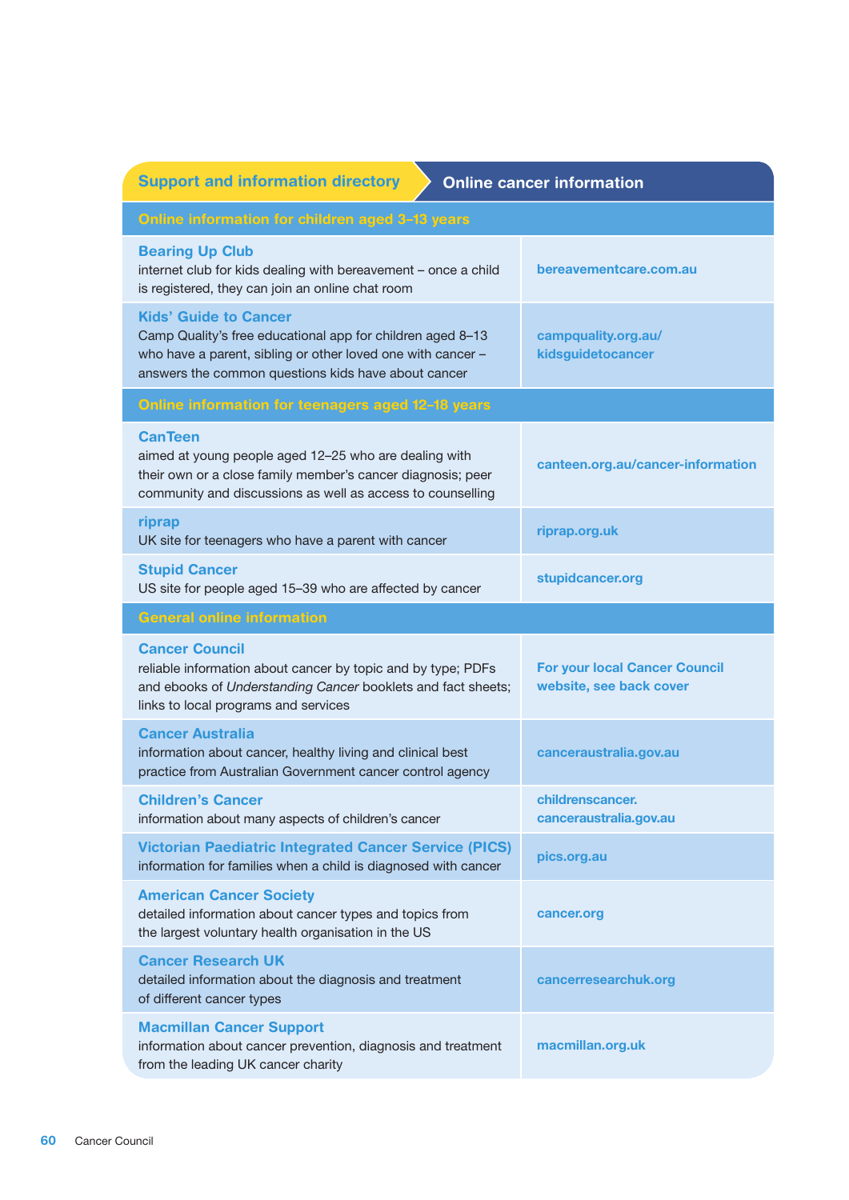## Support and information directory — Online cancer information

| Online information for children aged 3–13 years | |
|---|---|
| **Bearing Up Club**<br>internet club for kids dealing with bereavement – once a child is registered, they can join an online chat room | **bereavementcare.com.au** |
| **Kids' Guide to Cancer**<br>Camp Quality's free educational app for children aged 8–13 who have a parent, sibling or other loved one with cancer – answers the common questions kids have about cancer | **campquality.org.au/kidsguidetocancer** |
| **Online information for teenagers aged 12–18 years** | |
| **CanTeen**<br>aimed at young people aged 12–25 who are dealing with their own or a close family member's cancer diagnosis; peer community and discussions as well as access to counselling | **canteen.org.au/cancer-information** |
| **riprap**<br>UK site for teenagers who have a parent with cancer | **riprap.org.uk** |
| **Stupid Cancer**<br>US site for people aged 15–39 who are affected by cancer | **stupidcancer.org** |
| **General online information** | |
| **Cancer Council**<br>reliable information about cancer by topic and by type; PDFs and ebooks of *Understanding Cancer* booklets and fact sheets; links to local programs and services | **For your local Cancer Council website, see back cover** |
| **Cancer Australia**<br>information about cancer, healthy living and clinical best practice from Australian Government cancer control agency | **canceraustralia.gov.au** |
| **Children's Cancer**<br>information about many aspects of children's cancer | **childrenscancer.canceraustralia.gov.au** |
| **Victorian Paediatric Integrated Cancer Service (PICS)**<br>information for families when a child is diagnosed with cancer | **pics.org.au** |
| **American Cancer Society**<br>detailed information about cancer types and topics from the largest voluntary health organisation in the US | **cancer.org** |
| **Cancer Research UK**<br>detailed information about the diagnosis and treatment of different cancer types | **cancerresearchuk.org** |
| **Macmillan Cancer Support**<br>information about cancer prevention, diagnosis and treatment from the leading UK cancer charity | **macmillan.org.uk** |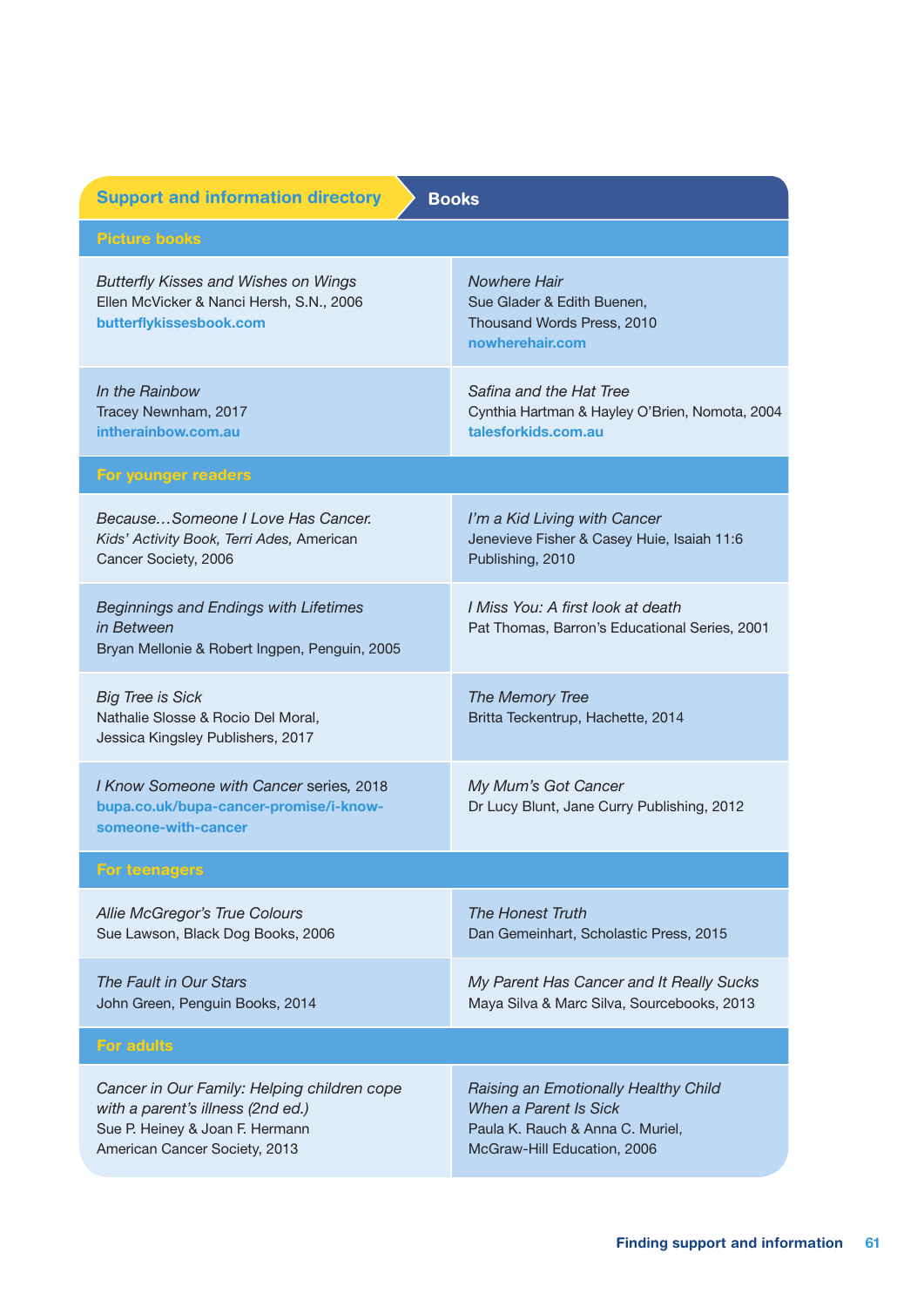## Support and information directory — Books

### Picture books

| | |
|---|---|
| *Butterfly Kisses and Wishes on Wings*<br>Ellen McVicker & Nanci Hersh, S.N., 2006<br>**butterflykissesbook.com** | *Nowhere Hair*<br>Sue Glader & Edith Buenen, Thousand Words Press, 2010<br>**nowherehair.com** |
| *In the Rainbow*<br>Tracey Newnham, 2017<br>**intherainbow.com.au** | *Safina and the Hat Tree*<br>Cynthia Hartman & Hayley O'Brien, Nomota, 2004<br>**talesforkids.com.au** |

### For younger readers

| | |
|---|---|
| *Because…Someone I Love Has Cancer. Kids' Activity Book, Terri Ades,* American Cancer Society, 2006 | *I'm a Kid Living with Cancer*<br>Jenevieve Fisher & Casey Huie, Isaiah 11:6 Publishing, 2010 |
| *Beginnings and Endings with Lifetimes in Between*<br>Bryan Mellonie & Robert Ingpen, Penguin, 2005 | *I Miss You: A first look at death*<br>Pat Thomas, Barron's Educational Series, 2001 |
| *Big Tree is Sick*<br>Nathalie Slosse & Rocio Del Moral, Jessica Kingsley Publishers, 2017 | *The Memory Tree*<br>Britta Teckentrup, Hachette, 2014 |
| *I Know Someone with Cancer* series, 2018<br>**bupa.co.uk/bupa-cancer-promise/i-know-someone-with-cancer** | *My Mum's Got Cancer*<br>Dr Lucy Blunt, Jane Curry Publishing, 2012 |

### For teenagers

| | |
|---|---|
| *Allie McGregor's True Colours*<br>Sue Lawson, Black Dog Books, 2006 | *The Honest Truth*<br>Dan Gemeinhart, Scholastic Press, 2015 |
| *The Fault in Our Stars*<br>John Green, Penguin Books, 2014 | *My Parent Has Cancer and It Really Sucks*<br>Maya Silva & Marc Silva, Sourcebooks, 2013 |

### For adults

| | |
|---|---|
| *Cancer in Our Family: Helping children cope with a parent's illness (2nd ed.)*<br>Sue P. Heiney & Joan F. Hermann<br>American Cancer Society, 2013 | *Raising an Emotionally Healthy Child When a Parent Is Sick*<br>Paula K. Rauch & Anna C. Muriel, McGraw-Hill Education, 2006 |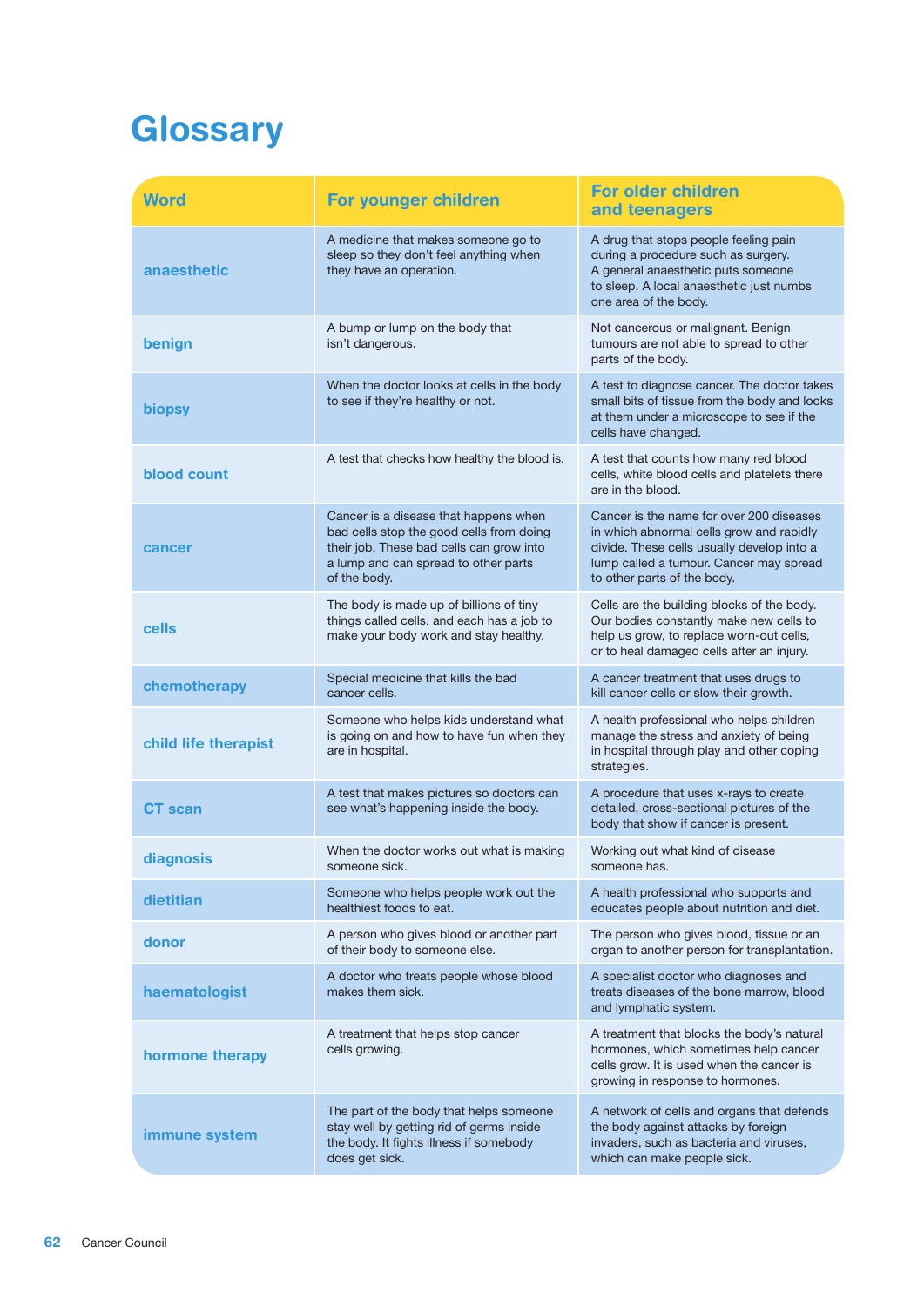# Glossary

| Word | For younger children | For older children and teenagers |
|---|---|---|
| anaesthetic | A medicine that makes someone go to sleep so they don't feel anything when they have an operation. | A drug that stops people feeling pain during a procedure such as surgery. A general anaesthetic puts someone to sleep. A local anaesthetic just numbs one area of the body. |
| benign | A bump or lump on the body that isn't dangerous. | Not cancerous or malignant. Benign tumours are not able to spread to other parts of the body. |
| biopsy | When the doctor looks at cells in the body to see if they're healthy or not. | A test to diagnose cancer. The doctor takes small bits of tissue from the body and looks at them under a microscope to see if the cells have changed. |
| blood count | A test that checks how healthy the blood is. | A test that counts how many red blood cells, white blood cells and platelets there are in the blood. |
| cancer | Cancer is a disease that happens when bad cells stop the good cells from doing their job. These bad cells can grow into a lump and can spread to other parts of the body. | Cancer is the name for over 200 diseases in which abnormal cells grow and rapidly divide. These cells usually develop into a lump called a tumour. Cancer may spread to other parts of the body. |
| cells | The body is made up of billions of tiny things called cells, and each has a job to make your body work and stay healthy. | Cells are the building blocks of the body. Our bodies constantly make new cells to help us grow, to replace worn-out cells, or to heal damaged cells after an injury. |
| chemotherapy | Special medicine that kills the bad cancer cells. | A cancer treatment that uses drugs to kill cancer cells or slow their growth. |
| child life therapist | Someone who helps kids understand what is going on and how to have fun when they are in hospital. | A health professional who helps children manage the stress and anxiety of being in hospital through play and other coping strategies. |
| CT scan | A test that makes pictures so doctors can see what's happening inside the body. | A procedure that uses x-rays to create detailed, cross-sectional pictures of the body that show if cancer is present. |
| diagnosis | When the doctor works out what is making someone sick. | Working out what kind of disease someone has. |
| dietitian | Someone who helps people work out the healthiest foods to eat. | A health professional who supports and educates people about nutrition and diet. |
| donor | A person who gives blood or another part of their body to someone else. | The person who gives blood, tissue or an organ to another person for transplantation. |
| haematologist | A doctor who treats people whose blood makes them sick. | A specialist doctor who diagnoses and treats diseases of the bone marrow, blood and lymphatic system. |
| hormone therapy | A treatment that helps stop cancer cells growing. | A treatment that blocks the body's natural hormones, which sometimes help cancer cells grow. It is used when the cancer is growing in response to hormones. |
| immune system | The part of the body that helps someone stay well by getting rid of germs inside the body. It fights illness if somebody does get sick. | A network of cells and organs that defends the body against attacks by foreign invaders, such as bacteria and viruses, which can make people sick. |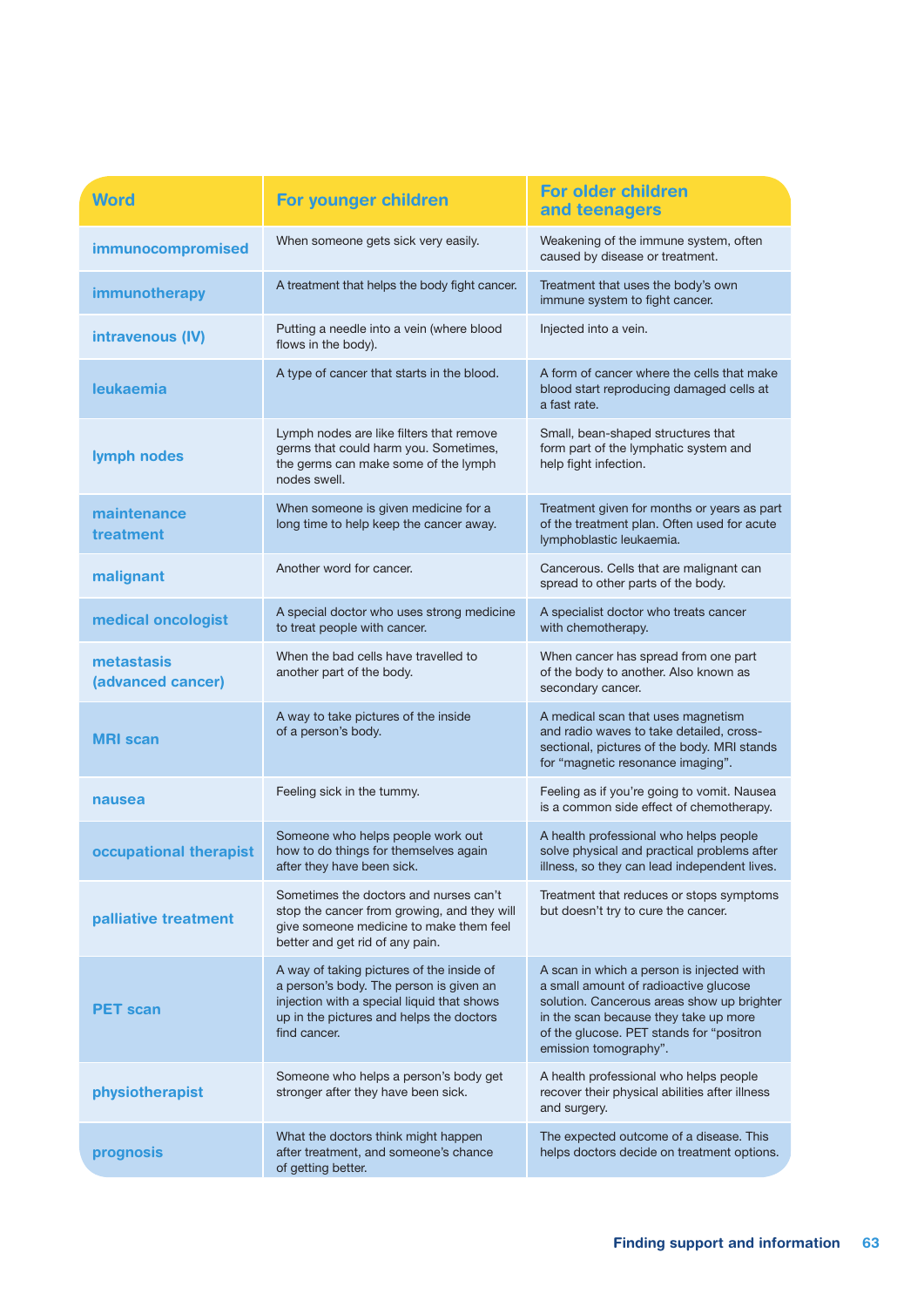| Word | For younger children | For older children and teenagers |
| --- | --- | --- |
| immunocompromised | When someone gets sick very easily. | Weakening of the immune system, often caused by disease or treatment. |
| immunotherapy | A treatment that helps the body fight cancer. | Treatment that uses the body's own immune system to fight cancer. |
| intravenous (IV) | Putting a needle into a vein (where blood flows in the body). | Injected into a vein. |
| leukaemia | A type of cancer that starts in the blood. | A form of cancer where the cells that make blood start reproducing damaged cells at a fast rate. |
| lymph nodes | Lymph nodes are like filters that remove germs that could harm you. Sometimes, the germs can make some of the lymph nodes swell. | Small, bean-shaped structures that form part of the lymphatic system and help fight infection. |
| maintenance treatment | When someone is given medicine for a long time to help keep the cancer away. | Treatment given for months or years as part of the treatment plan. Often used for acute lymphoblastic leukaemia. |
| malignant | Another word for cancer. | Cancerous. Cells that are malignant can spread to other parts of the body. |
| medical oncologist | A special doctor who uses strong medicine to treat people with cancer. | A specialist doctor who treats cancer with chemotherapy. |
| metastasis (advanced cancer) | When the bad cells have travelled to another part of the body. | When cancer has spread from one part of the body to another. Also known as secondary cancer. |
| MRI scan | A way to take pictures of the inside of a person's body. | A medical scan that uses magnetism and radio waves to take detailed, cross-sectional, pictures of the body. MRI stands for "magnetic resonance imaging". |
| nausea | Feeling sick in the tummy. | Feeling as if you're going to vomit. Nausea is a common side effect of chemotherapy. |
| occupational therapist | Someone who helps people work out how to do things for themselves again after they have been sick. | A health professional who helps people solve physical and practical problems after illness, so they can lead independent lives. |
| palliative treatment | Sometimes the doctors and nurses can't stop the cancer from growing, and they will give someone medicine to make them feel better and get rid of any pain. | Treatment that reduces or stops symptoms but doesn't try to cure the cancer. |
| PET scan | A way of taking pictures of the inside of a person's body. The person is given an injection with a special liquid that shows up in the pictures and helps the doctors find cancer. | A scan in which a person is injected with a small amount of radioactive glucose solution. Cancerous areas show up brighter in the scan because they take up more of the glucose. PET stands for "positron emission tomography". |
| physiotherapist | Someone who helps a person's body get stronger after they have been sick. | A health professional who helps people recover their physical abilities after illness and surgery. |
| prognosis | What the doctors think might happen after treatment, and someone's chance of getting better. | The expected outcome of a disease. This helps doctors decide on treatment options. |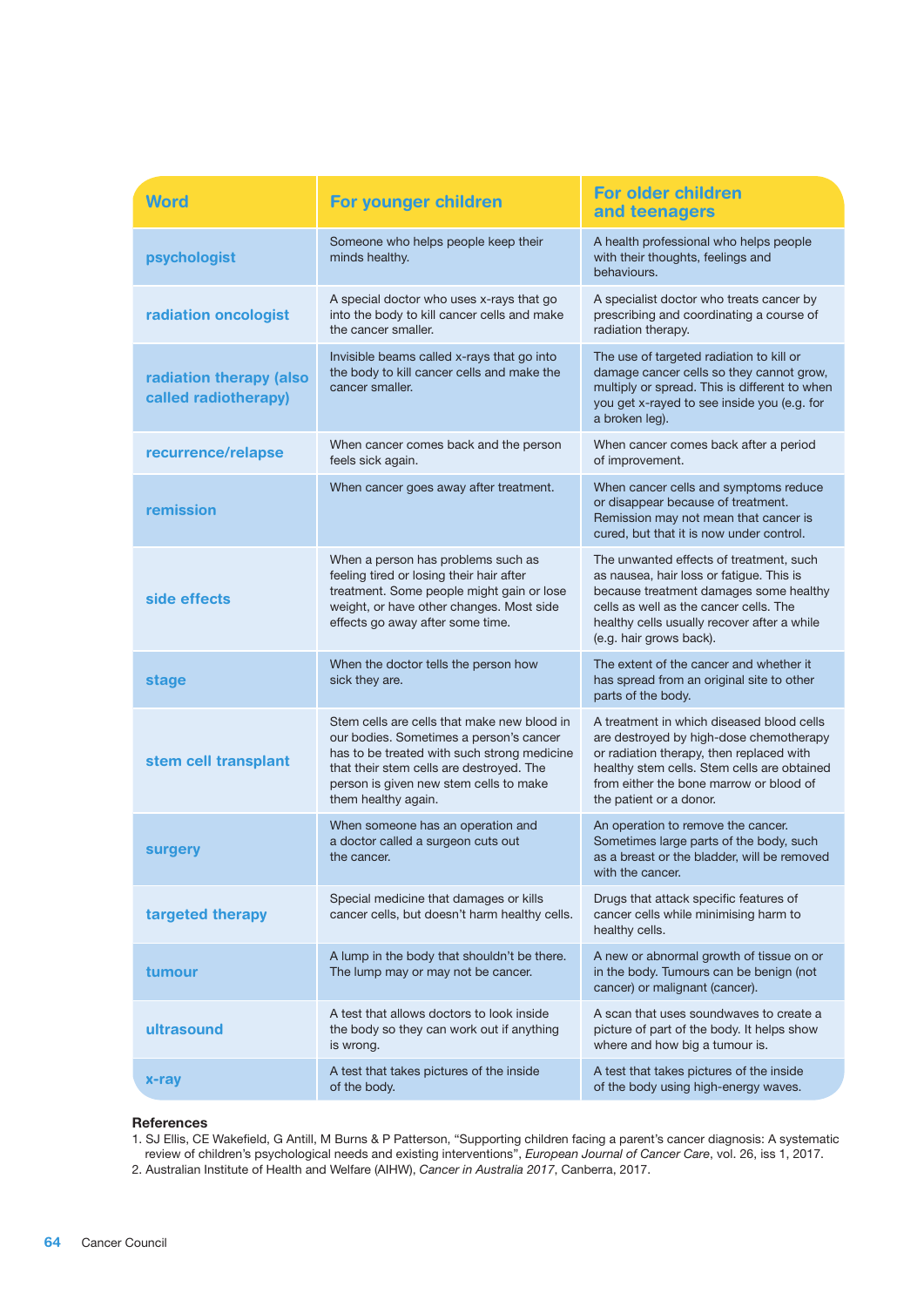| Word | For younger children | For older children and teenagers |
|---|---|---|
| **psychologist** | Someone who helps people keep their minds healthy. | A health professional who helps people with their thoughts, feelings and behaviours. |
| **radiation oncologist** | A special doctor who uses x-rays that go into the body to kill cancer cells and make the cancer smaller. | A specialist doctor who treats cancer by prescribing and coordinating a course of radiation therapy. |
| **radiation therapy (also called radiotherapy)** | Invisible beams called x-rays that go into the body to kill cancer cells and make the cancer smaller. | The use of targeted radiation to kill or damage cancer cells so they cannot grow, multiply or spread. This is different to when you get x-rayed to see inside you (e.g. for a broken leg). |
| **recurrence/relapse** | When cancer comes back and the person feels sick again. | When cancer comes back after a period of improvement. |
| **remission** | When cancer goes away after treatment. | When cancer cells and symptoms reduce or disappear because of treatment. Remission may not mean that cancer is cured, but that it is now under control. |
| **side effects** | When a person has problems such as feeling tired or losing their hair after treatment. Some people might gain or lose weight, or have other changes. Most side effects go away after some time. | The unwanted effects of treatment, such as nausea, hair loss or fatigue. This is because treatment damages some healthy cells as well as the cancer cells. The healthy cells usually recover after a while (e.g. hair grows back). |
| **stage** | When the doctor tells the person how sick they are. | The extent of the cancer and whether it has spread from an original site to other parts of the body. |
| **stem cell transplant** | Stem cells are cells that make new blood in our bodies. Sometimes a person's cancer has to be treated with such strong medicine that their stem cells are destroyed. The person is given new stem cells to make them healthy again. | A treatment in which diseased blood cells are destroyed by high-dose chemotherapy or radiation therapy, then replaced with healthy stem cells. Stem cells are obtained from either the bone marrow or blood of the patient or a donor. |
| **surgery** | When someone has an operation and a doctor called a surgeon cuts out the cancer. | An operation to remove the cancer. Sometimes large parts of the body, such as a breast or the bladder, will be removed with the cancer. |
| **targeted therapy** | Special medicine that damages or kills cancer cells, but doesn't harm healthy cells. | Drugs that attack specific features of cancer cells while minimising harm to healthy cells. |
| **tumour** | A lump in the body that shouldn't be there. The lump may or may not be cancer. | A new or abnormal growth of tissue on or in the body. Tumours can be benign (not cancer) or malignant (cancer). |
| **ultrasound** | A test that allows doctors to look inside the body so they can work out if anything is wrong. | A scan that uses soundwaves to create a picture of part of the body. It helps show where and how big a tumour is. |
| **x-ray** | A test that takes pictures of the inside of the body. | A test that takes pictures of the inside of the body using high-energy waves. |

**References**

1. SJ Ellis, CE Wakefield, G Antill, M Burns & P Patterson, "Supporting children facing a parent's cancer diagnosis: A systematic review of children's psychological needs and existing interventions", *European Journal of Cancer Care*, vol. 26, iss 1, 2017.
2. Australian Institute of Health and Welfare (AIHW), *Cancer in Australia 2017*, Canberra, 2017.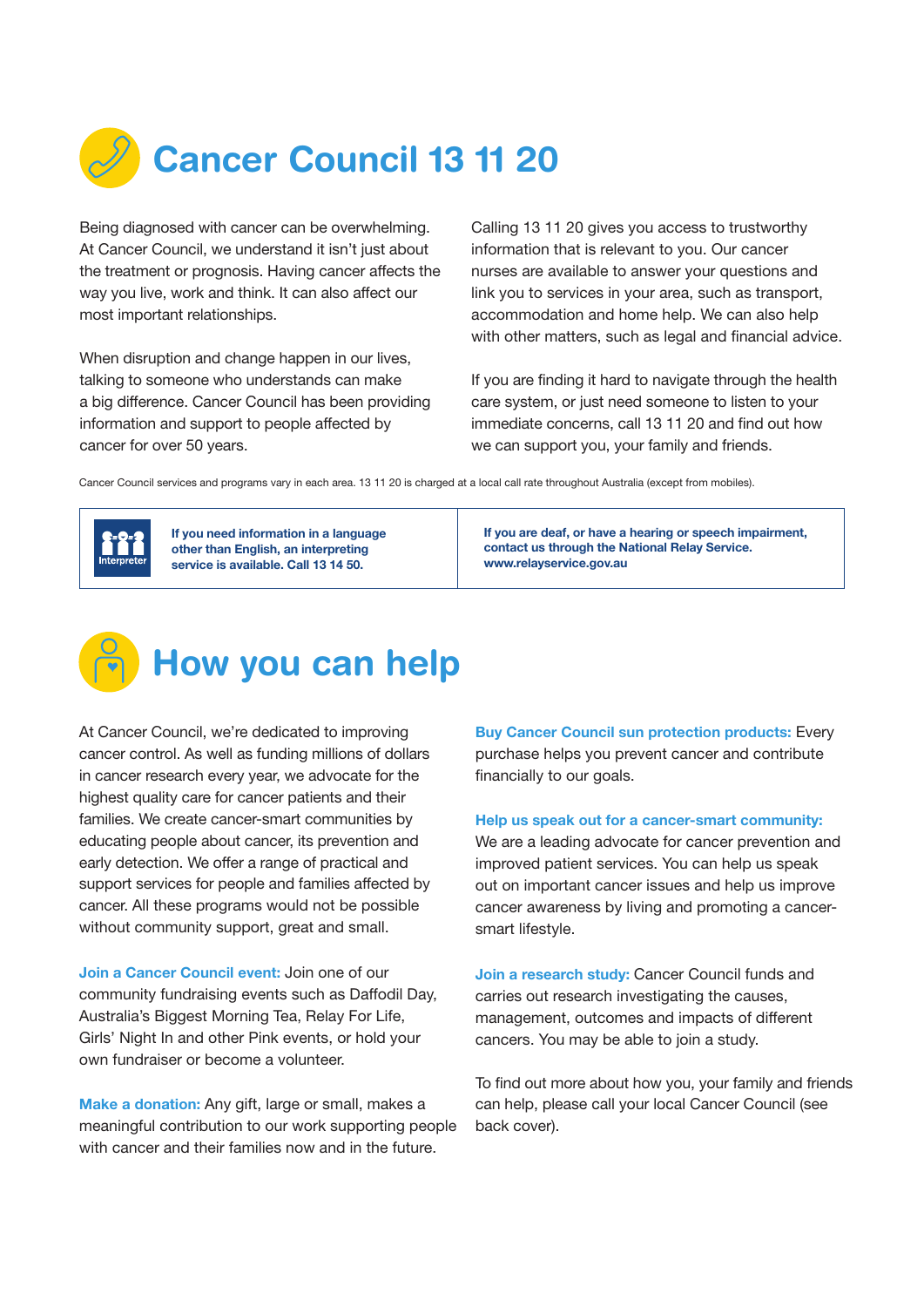# Cancer Council 13 11 20

Being diagnosed with cancer can be overwhelming. At Cancer Council, we understand it isn't just about the treatment or prognosis. Having cancer affects the way you live, work and think. It can also affect our most important relationships.

When disruption and change happen in our lives, talking to someone who understands can make a big difference. Cancer Council has been providing information and support to people affected by cancer for over 50 years.

Calling 13 11 20 gives you access to trustworthy information that is relevant to you. Our cancer nurses are available to answer your questions and link you to services in your area, such as transport, accommodation and home help. We can also help with other matters, such as legal and financial advice.

If you are finding it hard to navigate through the health care system, or just need someone to listen to your immediate concerns, call 13 11 20 and find out how we can support you, your family and friends.

Cancer Council services and programs vary in each area. 13 11 20 is charged at a local call rate throughout Australia (except from mobiles).

**If you need information in a language other than English, an interpreting service is available. Call 13 14 50.**

**If you are deaf, or have a hearing or speech impairment, contact us through the National Relay Service. www.relayservice.gov.au**

# How you can help

At Cancer Council, we're dedicated to improving cancer control. As well as funding millions of dollars in cancer research every year, we advocate for the highest quality care for cancer patients and their families. We create cancer-smart communities by educating people about cancer, its prevention and early detection. We offer a range of practical and support services for people and families affected by cancer. All these programs would not be possible without community support, great and small.

**Join a Cancer Council event:** Join one of our community fundraising events such as Daffodil Day, Australia's Biggest Morning Tea, Relay For Life, Girls' Night In and other Pink events, or hold your own fundraiser or become a volunteer.

**Make a donation:** Any gift, large or small, makes a meaningful contribution to our work supporting people with cancer and their families now and in the future.

**Buy Cancer Council sun protection products:** Every purchase helps you prevent cancer and contribute financially to our goals.

**Help us speak out for a cancer-smart community:** We are a leading advocate for cancer prevention and improved patient services. You can help us speak out on important cancer issues and help us improve cancer awareness by living and promoting a cancer-smart lifestyle.

**Join a research study:** Cancer Council funds and carries out research investigating the causes, management, outcomes and impacts of different cancers. You may be able to join a study.

To find out more about how you, your family and friends can help, please call your local Cancer Council (see back cover).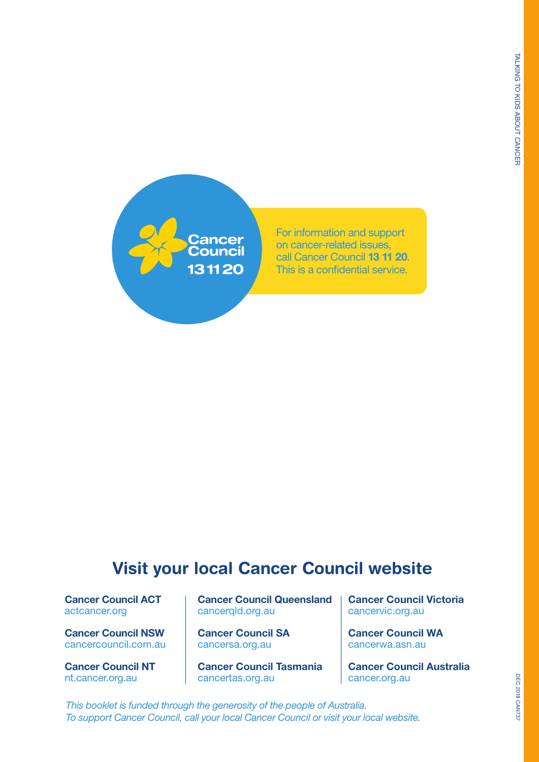Cancer Council 13 11 20

For information and support on cancer-related issues, call Cancer Council **13 11 20**. This is a confidential service.

## Visit your local Cancer Council website

**Cancer Council ACT**
actcancer.org

**Cancer Council NSW**
cancercouncil.com.au

**Cancer Council NT**
nt.cancer.org.au

**Cancer Council Queensland**
cancerqld.org.au

**Cancer Council SA**
cancersa.org.au

**Cancer Council Tasmania**
cancertas.org.au

**Cancer Council Victoria**
cancervic.org.au

**Cancer Council WA**
cancerwa.asn.au

**Cancer Council Australia**
cancer.org.au

*This booklet is funded through the generosity of the people of Australia.*
*To support Cancer Council, call your local Cancer Council or visit your local website.*

DEC 2018 CAN737